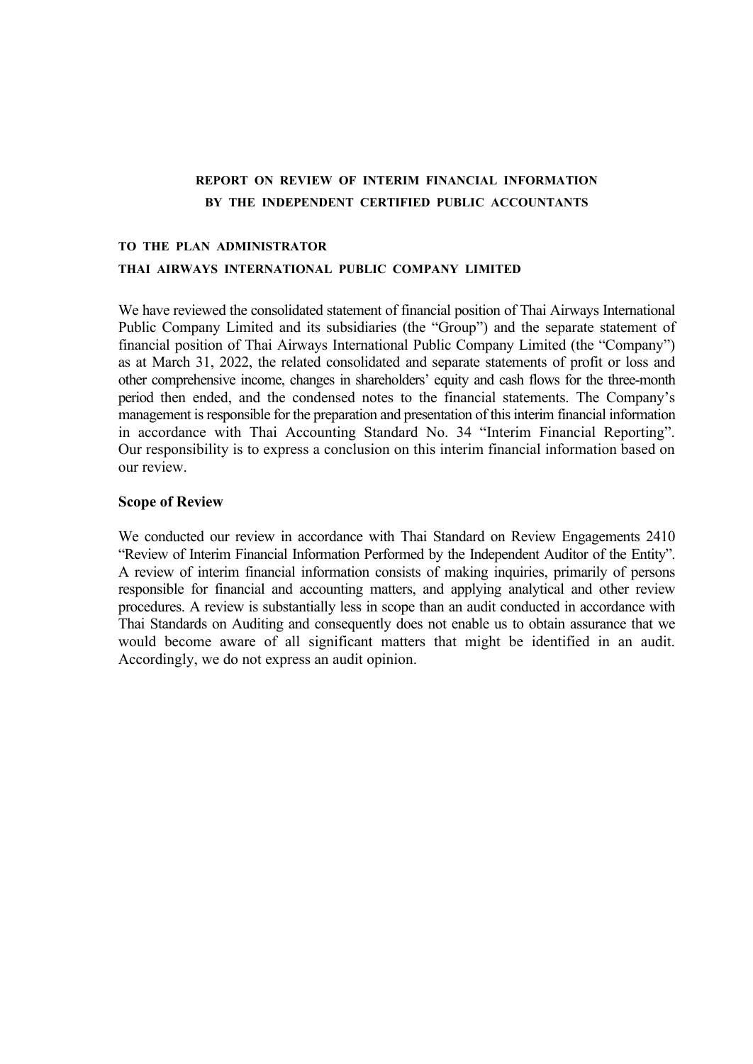**REPORT ON REVIEW OF INTERIM FINANCIAL INFORMATION**
**BY THE INDEPENDENT CERTIFIED PUBLIC ACCOUNTANTS**

**TO THE PLAN ADMINISTRATOR**
**THAI AIRWAYS INTERNATIONAL PUBLIC COMPANY LIMITED**

We have reviewed the consolidated statement of financial position of Thai Airways International Public Company Limited and its subsidiaries (the "Group") and the separate statement of financial position of Thai Airways International Public Company Limited (the "Company") as at March 31, 2022, the related consolidated and separate statements of profit or loss and other comprehensive income, changes in shareholders' equity and cash flows for the three-month period then ended, and the condensed notes to the financial statements. The Company's management is responsible for the preparation and presentation of this interim financial information in accordance with Thai Accounting Standard No. 34 "Interim Financial Reporting". Our responsibility is to express a conclusion on this interim financial information based on our review.

**Scope of Review**

We conducted our review in accordance with Thai Standard on Review Engagements 2410 "Review of Interim Financial Information Performed by the Independent Auditor of the Entity". A review of interim financial information consists of making inquiries, primarily of persons responsible for financial and accounting matters, and applying analytical and other review procedures. A review is substantially less in scope than an audit conducted in accordance with Thai Standards on Auditing and consequently does not enable us to obtain assurance that we would become aware of all significant matters that might be identified in an audit. Accordingly, we do not express an audit opinion.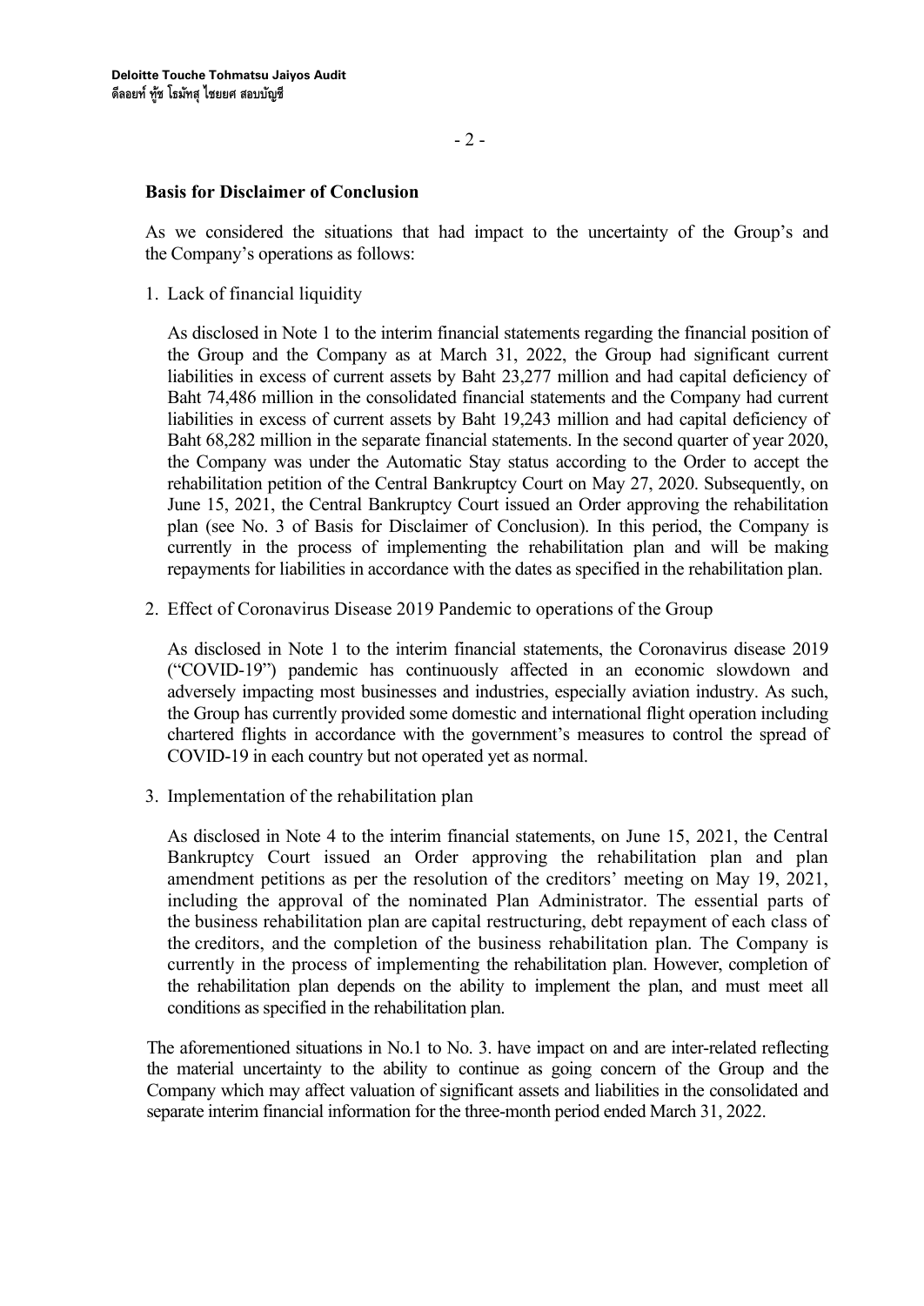**Basis for Disclaimer of Conclusion**

As we considered the situations that had impact to the uncertainty of the Group's and the Company's operations as follows:

1. Lack of financial liquidity

   As disclosed in Note 1 to the interim financial statements regarding the financial position of the Group and the Company as at March 31, 2022, the Group had significant current liabilities in excess of current assets by Baht 23,277 million and had capital deficiency of Baht 74,486 million in the consolidated financial statements and the Company had current liabilities in excess of current assets by Baht 19,243 million and had capital deficiency of Baht 68,282 million in the separate financial statements. In the second quarter of year 2020, the Company was under the Automatic Stay status according to the Order to accept the rehabilitation petition of the Central Bankruptcy Court on May 27, 2020. Subsequently, on June 15, 2021, the Central Bankruptcy Court issued an Order approving the rehabilitation plan (see No. 3 of Basis for Disclaimer of Conclusion). In this period, the Company is currently in the process of implementing the rehabilitation plan and will be making repayments for liabilities in accordance with the dates as specified in the rehabilitation plan.

2. Effect of Coronavirus Disease 2019 Pandemic to operations of the Group

   As disclosed in Note 1 to the interim financial statements, the Coronavirus disease 2019 ("COVID-19") pandemic has continuously affected in an economic slowdown and adversely impacting most businesses and industries, especially aviation industry. As such, the Group has currently provided some domestic and international flight operation including chartered flights in accordance with the government's measures to control the spread of COVID-19 in each country but not operated yet as normal.

3. Implementation of the rehabilitation plan

   As disclosed in Note 4 to the interim financial statements, on June 15, 2021, the Central Bankruptcy Court issued an Order approving the rehabilitation plan and plan amendment petitions as per the resolution of the creditors' meeting on May 19, 2021, including the approval of the nominated Plan Administrator. The essential parts of the business rehabilitation plan are capital restructuring, debt repayment of each class of the creditors, and the completion of the business rehabilitation plan. The Company is currently in the process of implementing the rehabilitation plan. However, completion of the rehabilitation plan depends on the ability to implement the plan, and must meet all conditions as specified in the rehabilitation plan.

The aforementioned situations in No.1 to No. 3. have impact on and are inter-related reflecting the material uncertainty to the ability to continue as going concern of the Group and the Company which may affect valuation of significant assets and liabilities in the consolidated and separate interim financial information for the three-month period ended March 31, 2022.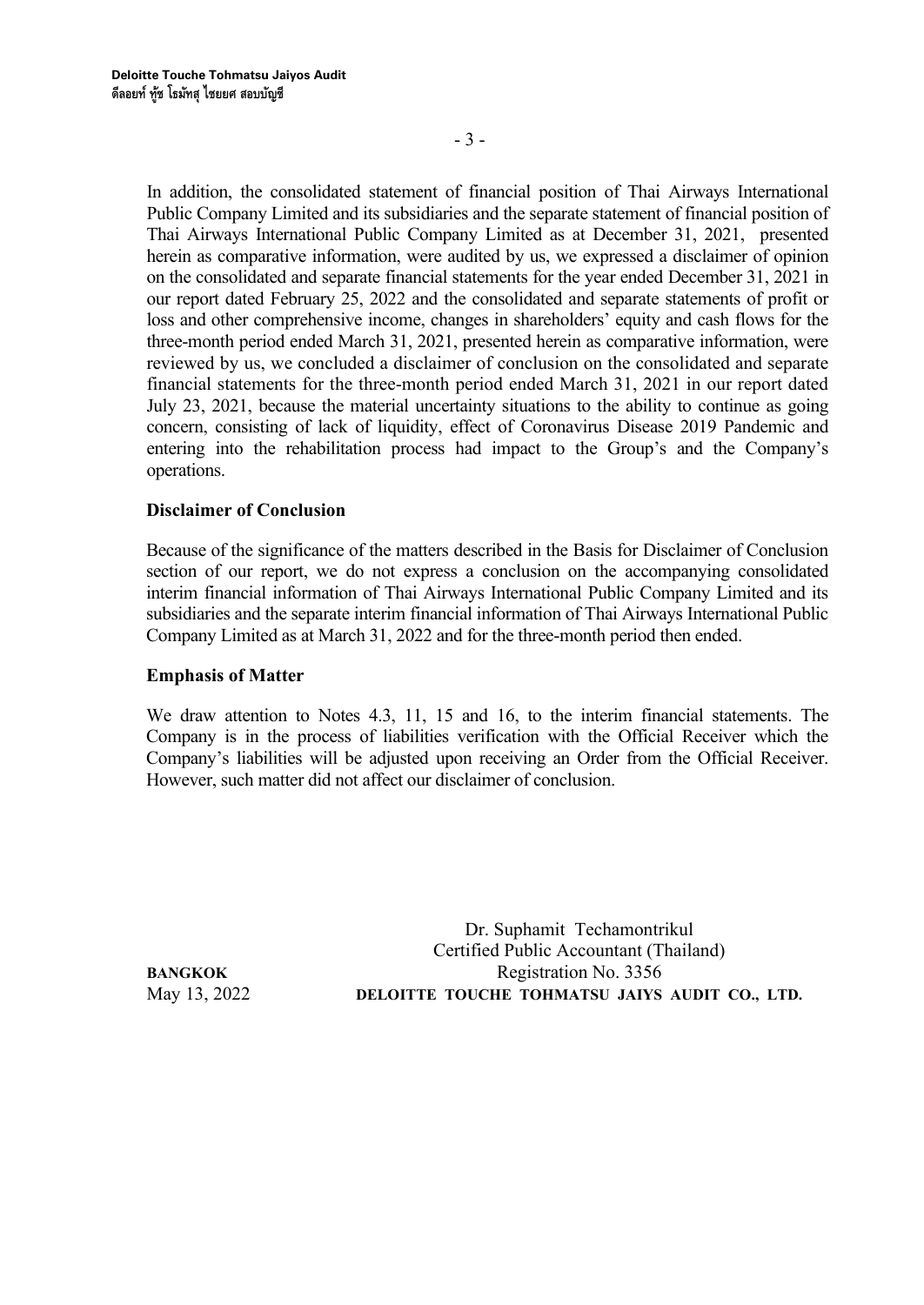In addition, the consolidated statement of financial position of Thai Airways International Public Company Limited and its subsidiaries and the separate statement of financial position of Thai Airways International Public Company Limited as at December 31, 2021, presented herein as comparative information, were audited by us, we expressed a disclaimer of opinion on the consolidated and separate financial statements for the year ended December 31, 2021 in our report dated February 25, 2022 and the consolidated and separate statements of profit or loss and other comprehensive income, changes in shareholders' equity and cash flows for the three-month period ended March 31, 2021, presented herein as comparative information, were reviewed by us, we concluded a disclaimer of conclusion on the consolidated and separate financial statements for the three-month period ended March 31, 2021 in our report dated July 23, 2021, because the material uncertainty situations to the ability to continue as going concern, consisting of lack of liquidity, effect of Coronavirus Disease 2019 Pandemic and entering into the rehabilitation process had impact to the Group's and the Company's operations.

**Disclaimer of Conclusion**

Because of the significance of the matters described in the Basis for Disclaimer of Conclusion section of our report, we do not express a conclusion on the accompanying consolidated interim financial information of Thai Airways International Public Company Limited and its subsidiaries and the separate interim financial information of Thai Airways International Public Company Limited as at March 31, 2022 and for the three-month period then ended.

**Emphasis of Matter**

We draw attention to Notes 4.3, 11, 15 and 16, to the interim financial statements. The Company is in the process of liabilities verification with the Official Receiver which the Company's liabilities will be adjusted upon receiving an Order from the Official Receiver. However, such matter did not affect our disclaimer of conclusion.

Dr. Suphamit Techamontrikul
Certified Public Accountant (Thailand)
Registration No. 3356
**DELOITTE TOUCHE TOHMATSU JAIYS AUDIT CO., LTD.**

**BANGKOK**
May 13, 2022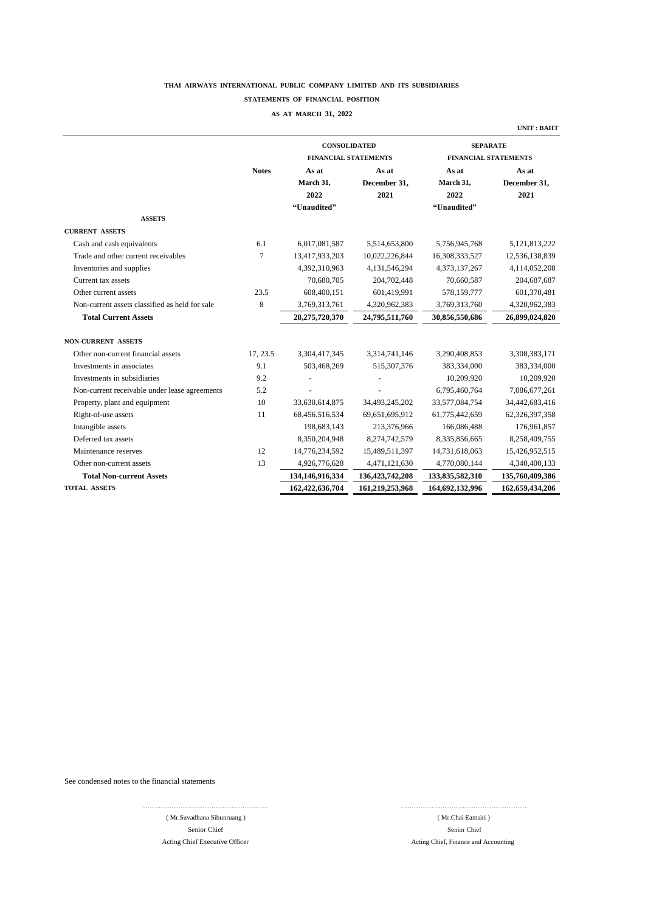**THAI AIRWAYS INTERNATIONAL PUBLIC COMPANY LIMITED AND ITS SUBSIDIARIES**

**STATEMENTS OF FINANCIAL POSITION**

**AS AT MARCH 31, 2022**

**UNIT : BAHT**

| | | CONSOLIDATED FINANCIAL STATEMENTS | | SEPARATE FINANCIAL STATEMENTS | |
|---|---|---|---|---|---|
| | **Notes** | **As at March 31, 2022 "Unaudited"** | **As at December 31, 2021** | **As at March 31, 2022 "Unaudited"** | **As at December 31, 2021** |
| **ASSETS** | | | | | |
| **CURRENT ASSETS** | | | | | |
| Cash and cash equivalents | 6.1 | 6,017,081,587 | 5,514,653,800 | 5,756,945,768 | 5,121,813,222 |
| Trade and other current receivables | 7 | 13,417,933,203 | 10,022,226,844 | 16,308,333,527 | 12,536,138,839 |
| Inventories and supplies | | 4,392,310,963 | 4,131,546,294 | 4,373,137,267 | 4,114,052,208 |
| Current tax assets | | 70,680,705 | 204,702,448 | 70,660,587 | 204,687,687 |
| Other current assets | 23.5 | 608,400,151 | 601,419,991 | 578,159,777 | 601,370,481 |
| Non-current assets classified as held for sale | 8 | 3,769,313,761 | 4,320,962,383 | 3,769,313,760 | 4,320,962,383 |
| **Total Current Assets** | | **28,275,720,370** | **24,795,511,760** | **30,856,550,686** | **26,899,024,820** |
| **NON-CURRENT ASSETS** | | | | | |
| Other non-current financial assets | 17, 23.5 | 3,304,417,345 | 3,314,741,146 | 3,290,408,853 | 3,308,383,171 |
| Investments in associates | 9.1 | 503,468,269 | 515,307,376 | 383,334,000 | 383,334,000 |
| Investments in subsidiaries | 9.2 | - | - | 10,209,920 | 10,209,920 |
| Non-current receivable under lease agreements | 5.2 | - | - | 6,795,460,764 | 7,086,677,261 |
| Property, plant and equipment | 10 | 33,630,614,875 | 34,493,245,202 | 33,577,084,754 | 34,442,683,416 |
| Right-of-use assets | 11 | 68,456,516,534 | 69,651,695,912 | 61,775,442,659 | 62,326,397,358 |
| Intangible assets | | 198,683,143 | 213,376,966 | 166,086,488 | 176,961,857 |
| Deferred tax assets | | 8,350,204,948 | 8,274,742,579 | 8,335,856,665 | 8,258,409,755 |
| Maintenance reserves | 12 | 14,776,234,592 | 15,489,511,397 | 14,731,618,063 | 15,426,952,515 |
| Other non-current assets | 13 | 4,926,776,628 | 4,471,121,630 | 4,770,080,144 | 4,340,400,133 |
| **Total Non-current Assets** | | **134,146,916,334** | **136,423,742,208** | **133,835,582,310** | **135,760,409,386** |
| **TOTAL ASSETS** | | **162,422,636,704** | **161,219,253,968** | **164,692,132,996** | **162,659,434,206** |

See condensed notes to the financial statements

( Mr.Suvadhana Sibunruang )
Senior Chief
Acting Chief Executive Officer

( Mr.Chai Eamsiri )
Senior Chief
Acting Chief, Finance and Accounting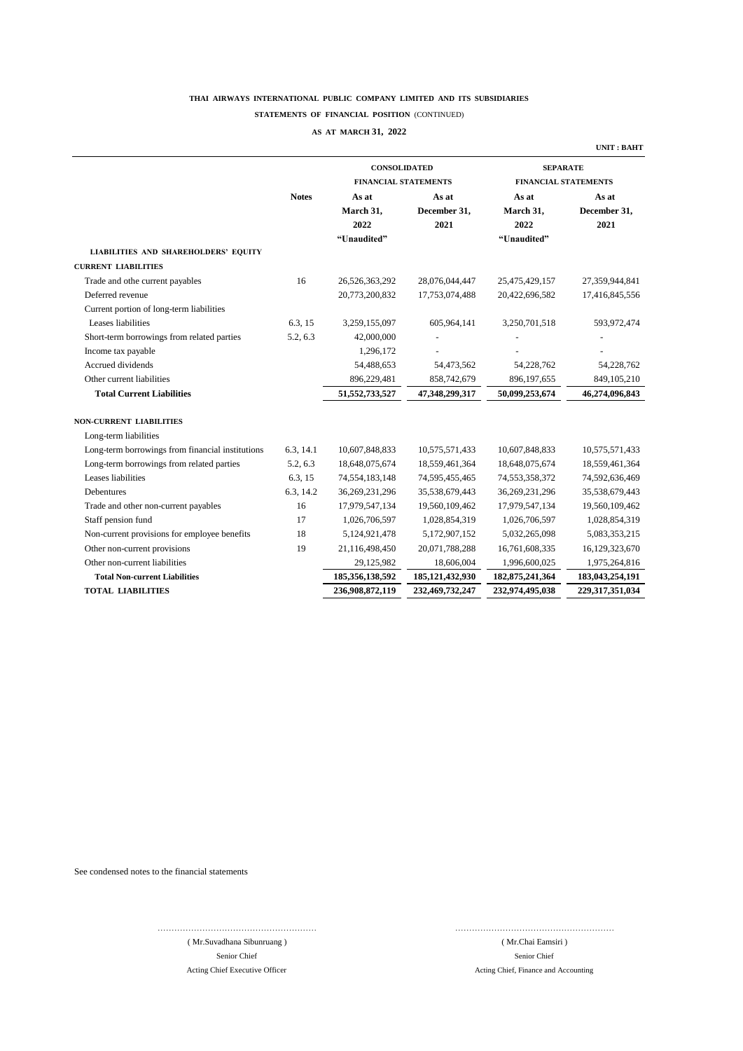**THAI AIRWAYS INTERNATIONAL PUBLIC COMPANY LIMITED AND ITS SUBSIDIARIES**

**STATEMENTS OF FINANCIAL POSITION** (CONTINUED)

**AS AT MARCH 31, 2022**

**UNIT : BAHT**

| | Notes | CONSOLIDATED FINANCIAL STATEMENTS | | SEPARATE FINANCIAL STATEMENTS | |
|---|---|---|---|---|---|
| | | As at March 31, 2022 "Unaudited" | As at December 31, 2021 | As at March 31, 2022 "Unaudited" | As at December 31, 2021 |
| **LIABILITIES AND SHAREHOLDERS' EQUITY** | | | | | |
| **CURRENT LIABILITIES** | | | | | |
| Trade and othe current payables | 16 | 26,526,363,292 | 28,076,044,447 | 25,475,429,157 | 27,359,944,841 |
| Deferred revenue | | 20,773,200,832 | 17,753,074,488 | 20,422,696,582 | 17,416,845,556 |
| Current portion of long-term liabilities | | | | | |
| Leases liabilities | 6.3, 15 | 3,259,155,097 | 605,964,141 | 3,250,701,518 | 593,972,474 |
| Short-term borrowings from related parties | 5.2, 6.3 | 42,000,000 | - | - | - |
| Income tax payable | | 1,296,172 | - | - | - |
| Accrued dividends | | 54,488,653 | 54,473,562 | 54,228,762 | 54,228,762 |
| Other current liabilities | | 896,229,481 | 858,742,679 | 896,197,655 | 849,105,210 |
| **Total Current Liabilities** | | **51,552,733,527** | **47,348,299,317** | **50,099,253,674** | **46,274,096,843** |
| **NON-CURRENT LIABILITIES** | | | | | |
| Long-term liabilities | | | | | |
| Long-term borrowings from financial institutions | 6.3, 14.1 | 10,607,848,833 | 10,575,571,433 | 10,607,848,833 | 10,575,571,433 |
| Long-term borrowings from related parties | 5.2, 6.3 | 18,648,075,674 | 18,559,461,364 | 18,648,075,674 | 18,559,461,364 |
| Leases liabilities | 6.3, 15 | 74,554,183,148 | 74,595,455,465 | 74,553,358,372 | 74,592,636,469 |
| Debentures | 6.3, 14.2 | 36,269,231,296 | 35,538,679,443 | 36,269,231,296 | 35,538,679,443 |
| Trade and other non-current payables | 16 | 17,979,547,134 | 19,560,109,462 | 17,979,547,134 | 19,560,109,462 |
| Staff pension fund | 17 | 1,026,706,597 | 1,028,854,319 | 1,026,706,597 | 1,028,854,319 |
| Non-current provisions for employee benefits | 18 | 5,124,921,478 | 5,172,907,152 | 5,032,265,098 | 5,083,353,215 |
| Other non-current provisions | 19 | 21,116,498,450 | 20,071,788,288 | 16,761,608,335 | 16,129,323,670 |
| Other non-current liabilities | | 29,125,982 | 18,606,004 | 1,996,600,025 | 1,975,264,816 |
| **Total Non-current Liabilities** | | **185,356,138,592** | **185,121,432,930** | **182,875,241,364** | **183,043,254,191** |
| **TOTAL LIABILITIES** | | **236,908,872,119** | **232,469,732,247** | **232,974,495,038** | **229,317,351,034** |

See condensed notes to the financial statements

……………………………………………… ( Mr.Suvadhana Sibunruang ) Senior Chief Acting Chief Executive Officer

……………………………………………… ( Mr.Chai Eamsiri ) Senior Chief Acting Chief, Finance and Accounting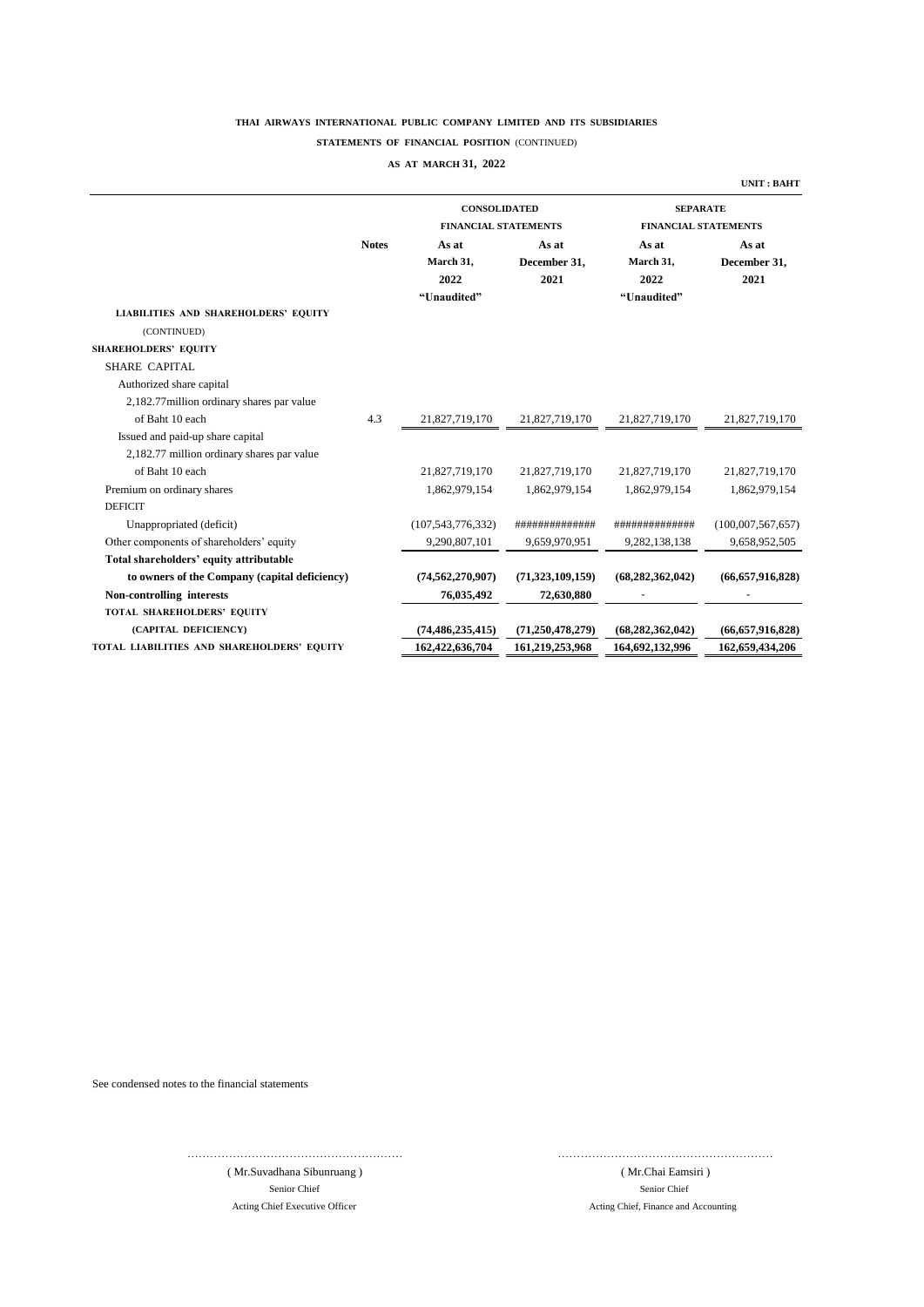**THAI AIRWAYS INTERNATIONAL PUBLIC COMPANY LIMITED AND ITS SUBSIDIARIES**

**STATEMENTS OF FINANCIAL POSITION** (CONTINUED)

**AS AT MARCH 31, 2022**

**UNIT : BAHT**

| | Notes | CONSOLIDATED FINANCIAL STATEMENTS | | SEPARATE FINANCIAL STATEMENTS | |
|---|---|---|---|---|---|
| | | As at March 31, 2022 "Unaudited" | As at December 31, 2021 | As at March 31, 2022 "Unaudited" | As at December 31, 2021 |
| **LIABILITIES AND SHAREHOLDERS' EQUITY** (CONTINUED) | | | | | |
| **SHAREHOLDERS' EQUITY** | | | | | |
| SHARE CAPITAL | | | | | |
| Authorized share capital | | | | | |
| 2,182.77million ordinary shares par value of Baht 10 each | 4.3 | 21,827,719,170 | 21,827,719,170 | 21,827,719,170 | 21,827,719,170 |
| Issued and paid-up share capital | | | | | |
| 2,182.77 million ordinary shares par value of Baht 10 each | | 21,827,719,170 | 21,827,719,170 | 21,827,719,170 | 21,827,719,170 |
| Premium on ordinary shares | | 1,862,979,154 | 1,862,979,154 | 1,862,979,154 | 1,862,979,154 |
| DEFICIT | | | | | |
| Unappropriated (deficit) | | (107,543,776,332) | ############## | ############## | (100,007,567,657) |
| Other components of shareholders' equity | | 9,290,807,101 | 9,659,970,951 | 9,282,138,138 | 9,658,952,505 |
| **Total shareholders' equity attributable to owners of the Company (capital deficiency)** | | **(74,562,270,907)** | **(71,323,109,159)** | **(68,282,362,042)** | **(66,657,916,828)** |
| **Non-controlling interests** | | **76,035,492** | **72,630,880** | - | - |
| **TOTAL SHAREHOLDERS' EQUITY (CAPITAL DEFICIENCY)** | | **(74,486,235,415)** | **(71,250,478,279)** | **(68,282,362,042)** | **(66,657,916,828)** |
| **TOTAL LIABILITIES AND SHAREHOLDERS' EQUITY** | | **162,422,636,704** | **161,219,253,968** | **164,692,132,996** | **162,659,434,206** |

See condensed notes to the financial statements

| ........................................................ | ........................................................ |
|---|---|
| ( Mr.Suvadhana Sibunruang ) | ( Mr.Chai Eamsiri ) |
| Senior Chief | Senior Chief |
| Acting Chief Executive Officer | Acting Chief, Finance and Accounting |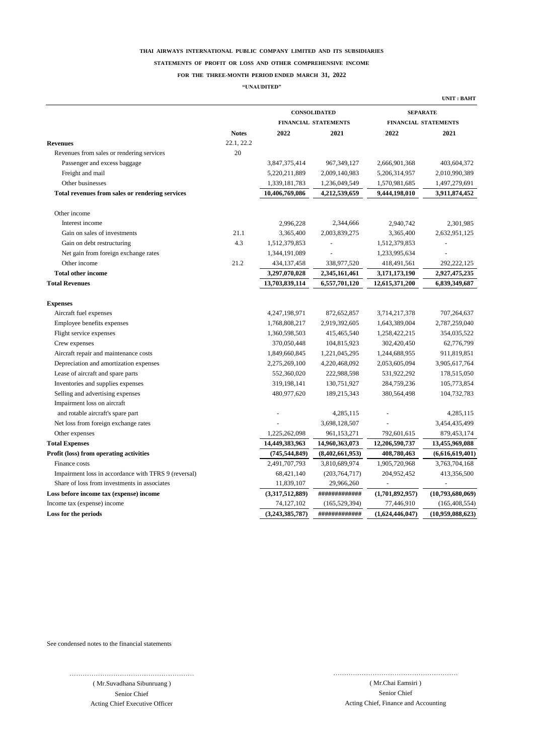**THAI AIRWAYS INTERNATIONAL PUBLIC COMPANY LIMITED AND ITS SUBSIDIARIES**

**STATEMENTS OF PROFIT OR LOSS AND OTHER COMPREHENSIVE INCOME**

**FOR THE THREE-MONTH PERIOD ENDED MARCH 31, 2022**

**"UNAUDITED"**

**UNIT : BAHT**

| | | CONSOLIDATED FINANCIAL STATEMENTS | | SEPARATE FINANCIAL STATEMENTS | |
|---|---|---|---|---|---|
| | **Notes** | **2022** | **2021** | **2022** | **2021** |
| **Revenues** | 22.1, 22.2 | | | | |
| Revenues from sales or rendering services | 20 | | | | |
| Passenger and excess baggage | | 3,847,375,414 | 967,349,127 | 2,666,901,368 | 403,604,372 |
| Freight and mail | | 5,220,211,889 | 2,009,140,983 | 5,206,314,957 | 2,010,990,389 |
| Other businesses | | 1,339,181,783 | 1,236,049,549 | 1,570,981,685 | 1,497,279,691 |
| **Total revenues from sales or rendering services** | | **10,406,769,086** | **4,212,539,659** | **9,444,198,010** | **3,911,874,452** |
| Other income | | | | | |
| Interest income | | 2,996,228 | 2,344,666 | 2,940,742 | 2,301,985 |
| Gain on sales of investments | 21.1 | 3,365,400 | 2,003,839,275 | 3,365,400 | 2,632,951,125 |
| Gain on debt restructuring | 4.3 | 1,512,379,853 | - | 1,512,379,853 | - |
| Net gain from foreign exchange rates | | 1,344,191,089 | - | 1,233,995,634 | - |
| Other income | 21.2 | 434,137,458 | 338,977,520 | 418,491,561 | 292,222,125 |
| **Total other income** | | **3,297,070,028** | **2,345,161,461** | **3,171,173,190** | **2,927,475,235** |
| **Total Revenues** | | **13,703,839,114** | **6,557,701,120** | **12,615,371,200** | **6,839,349,687** |
| **Expenses** | | | | | |
| Aircraft fuel expenses | | 4,247,198,971 | 872,652,857 | 3,714,217,378 | 707,264,637 |
| Employee benefits expenses | | 1,768,808,217 | 2,919,392,605 | 1,643,389,004 | 2,787,259,040 |
| Flight service expenses | | 1,360,598,503 | 415,465,540 | 1,258,422,215 | 354,035,522 |
| Crew expenses | | 370,050,448 | 104,815,923 | 302,420,450 | 62,776,799 |
| Aircraft repair and maintenance costs | | 1,849,660,845 | 1,221,045,295 | 1,244,688,955 | 911,819,851 |
| Depreciation and amortization expenses | | 2,275,269,100 | 4,220,468,092 | 2,053,605,094 | 3,905,617,764 |
| Lease of aircraft and spare parts | | 552,360,020 | 222,988,598 | 531,922,292 | 178,515,050 |
| Inventories and supplies expenses | | 319,198,141 | 130,751,927 | 284,759,236 | 105,773,854 |
| Selling and advertising expenses | | 480,977,620 | 189,215,343 | 380,564,498 | 104,732,783 |
| Impairment loss on aircraft and rotable aircraft's spare part | | - | 4,285,115 | - | 4,285,115 |
| Net loss from foreign exchange rates | | - | 3,698,128,507 | - | 3,454,435,499 |
| Other expenses | | 1,225,262,098 | 961,153,271 | 792,601,615 | 879,453,174 |
| **Total Expenses** | | **14,449,383,963** | **14,960,363,073** | **12,206,590,737** | **13,455,969,088** |
| **Profit (loss) from operating activities** | | **(745,544,849)** | **(8,402,661,953)** | **408,780,463** | **(6,616,619,401)** |
| Finance costs | | 2,491,707,793 | 3,810,689,974 | 1,905,720,968 | 3,763,704,168 |
| Impairment loss in accordance with TFRS 9 (reversal) | | 68,421,140 | (203,764,717) | 204,952,452 | 413,356,500 |
| Share of loss from investments in associates | | 11,839,107 | 29,966,260 | - | - |
| **Loss before income tax (expense) income** | | **(3,317,512,889)** | **#############** | **(1,701,892,957)** | **(10,793,680,069)** |
| Income tax (expense) income | | 74,127,102 | (165,529,394) | 77,446,910 | (165,408,554) |
| **Loss for the periods** | | **(3,243,385,787)** | **#############** | **(1,624,446,047)** | **(10,959,088,623)** |

See condensed notes to the financial statements

.......................................................
( Mr.Suvadhana Sibunruang )
Senior Chief
Acting Chief Executive Officer

.......................................................
( Mr.Chai Eamsiri )
Senior Chief
Acting Chief, Finance and Accounting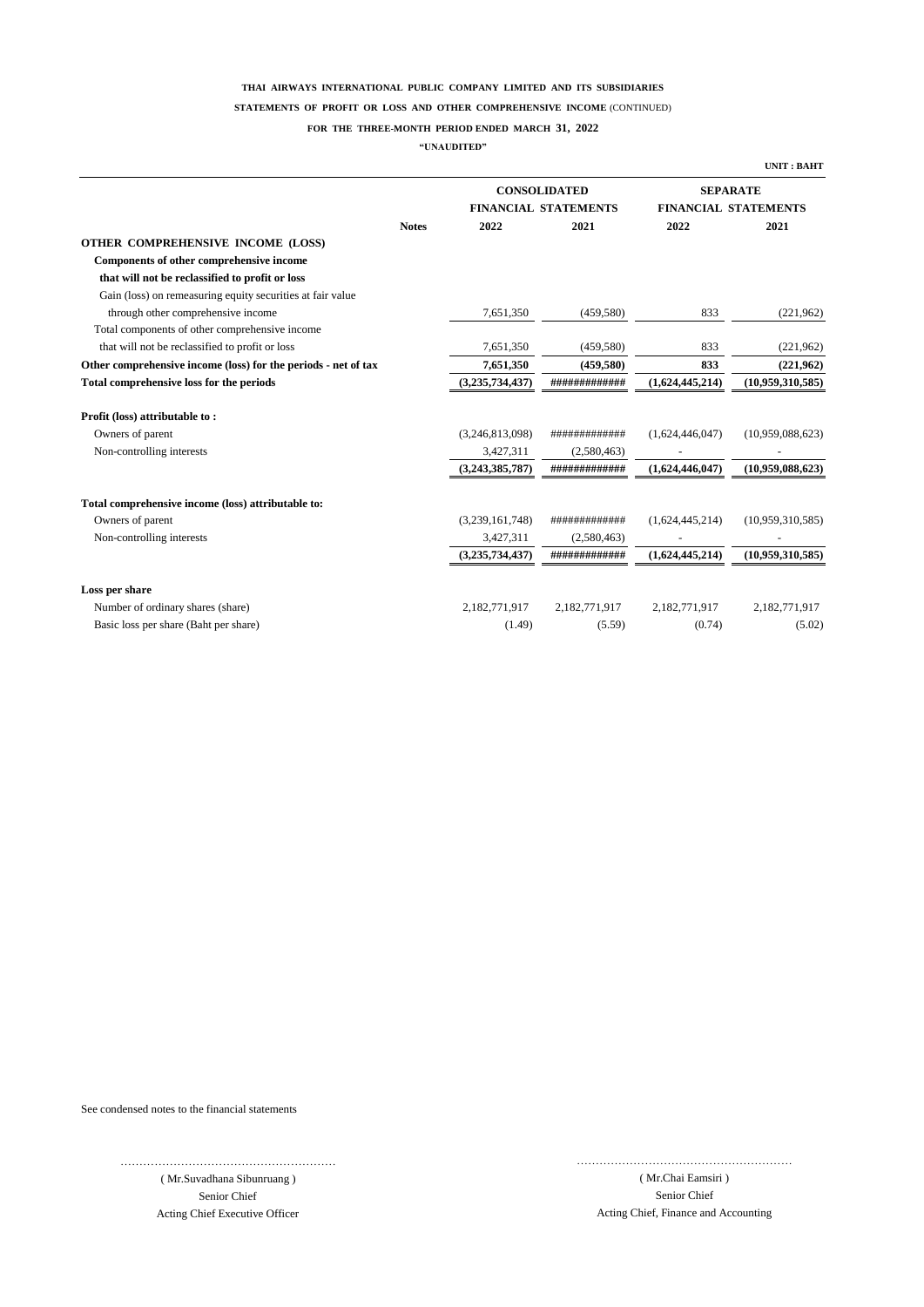**THAI AIRWAYS INTERNATIONAL PUBLIC COMPANY LIMITED AND ITS SUBSIDIARIES**

**STATEMENTS OF PROFIT OR LOSS AND OTHER COMPREHENSIVE INCOME** (CONTINUED)

**FOR THE THREE-MONTH PERIOD ENDED MARCH 31, 2022**

**"UNAUDITED"**

**UNIT : BAHT**

| | | CONSOLIDATED FINANCIAL STATEMENTS | | SEPARATE FINANCIAL STATEMENTS | |
|---|---|---|---|---|---|
| | **Notes** | **2022** | **2021** | **2022** | **2021** |
| **OTHER COMPREHENSIVE INCOME (LOSS)** | | | | | |
| **Components of other comprehensive income** | | | | | |
| **that will not be reclassified to profit or loss** | | | | | |
| Gain (loss) on remeasuring equity securities at fair value | | | | | |
| through other comprehensive income | | 7,651,350 | (459,580) | 833 | (221,962) |
| Total components of other comprehensive income | | | | | |
| that will not be reclassified to profit or loss | | 7,651,350 | (459,580) | 833 | (221,962) |
| **Other comprehensive income (loss) for the periods - net of tax** | | **7,651,350** | **(459,580)** | **833** | **(221,962)** |
| **Total comprehensive loss for the periods** | | **(3,235,734,437)** | **#############** | **(1,624,445,214)** | **(10,959,310,585)** |
| | | | | | |
| **Profit (loss) attributable to :** | | | | | |
| Owners of parent | | (3,246,813,098) | ############# | (1,624,446,047) | (10,959,088,623) |
| Non-controlling interests | | 3,427,311 | (2,580,463) | - | - |
| | | **(3,243,385,787)** | **#############** | **(1,624,446,047)** | **(10,959,088,623)** |
| | | | | | |
| **Total comprehensive income (loss) attributable to:** | | | | | |
| Owners of parent | | (3,239,161,748) | ############# | (1,624,445,214) | (10,959,310,585) |
| Non-controlling interests | | 3,427,311 | (2,580,463) | - | - |
| | | **(3,235,734,437)** | **#############** | **(1,624,445,214)** | **(10,959,310,585)** |
| | | | | | |
| **Loss per share** | | | | | |
| Number of ordinary shares (share) | | 2,182,771,917 | 2,182,771,917 | 2,182,771,917 | 2,182,771,917 |
| Basic loss per share (Baht per share) | | (1.49) | (5.59) | (0.74) | (5.02) |

See condensed notes to the financial statements

.......................................................
( Mr.Suvadhana Sibunruang )
Senior Chief
Acting Chief Executive Officer

.......................................................
( Mr.Chai Eamsiri )
Senior Chief
Acting Chief, Finance and Accounting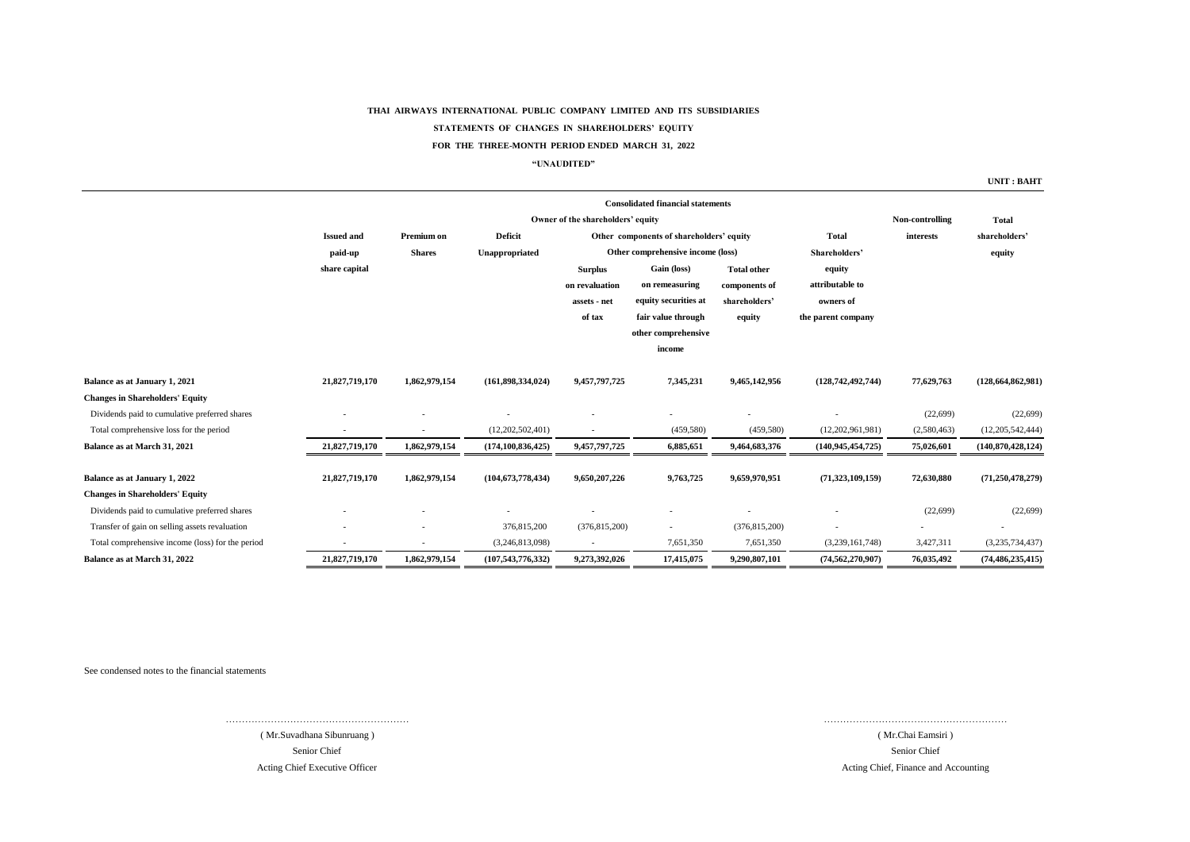**THAI AIRWAYS INTERNATIONAL PUBLIC COMPANY LIMITED AND ITS SUBSIDIARIES**

**STATEMENTS OF CHANGES IN SHAREHOLDERS' EQUITY**

**FOR THE THREE-MONTH PERIOD ENDED MARCH 31, 2022**

**"UNAUDITED"**

**UNIT : BAHT**

| | Consolidated financial statements | | | | | | | | |
|---|---|---|---|---|---|---|---|---|---|
| | Owner of the shareholders' equity | | | | | | | Non-controlling interests | Total shareholders' equity |
| | Issued and paid-up share capital | Premium on Shares | Deficit Unappropriated | Other components of shareholders' equity | | | Total Shareholders' equity attributable to owners of the parent company | | |
| | | | | Other comprehensive income (loss) | | | | | |
| | | | | Surplus on revaluation assets - net of tax | Gain (loss) on remeasuring equity securities at fair value through other comprehensive income | Total other components of shareholders' equity | | | |
| **Balance as at January 1, 2021** | **21,827,719,170** | **1,862,979,154** | **(161,898,334,024)** | **9,457,797,725** | **7,345,231** | **9,465,142,956** | **(128,742,492,744)** | **77,629,763** | **(128,664,862,981)** |
| **Changes in Shareholders' Equity** | | | | | | | | | |
| Dividends paid to cumulative preferred shares | - | - | - | - | - | - | - | (22,699) | (22,699) |
| Total comprehensive loss for the period | - | - | (12,202,502,401) | - | (459,580) | (459,580) | (12,202,961,981) | (2,580,463) | (12,205,542,444) |
| **Balance as at March 31, 2021** | **21,827,719,170** | **1,862,979,154** | **(174,100,836,425)** | **9,457,797,725** | **6,885,651** | **9,464,683,376** | **(140,945,454,725)** | **75,026,601** | **(140,870,428,124)** |
| **Balance as at January 1, 2022** | **21,827,719,170** | **1,862,979,154** | **(104,673,778,434)** | **9,650,207,226** | **9,763,725** | **9,659,970,951** | **(71,323,109,159)** | **72,630,880** | **(71,250,478,279)** |
| **Changes in Shareholders' Equity** | | | | | | | | | |
| Dividends paid to cumulative preferred shares | - | - | - | - | - | - | - | (22,699) | (22,699) |
| Transfer of gain on selling assets revaluation | - | - | 376,815,200 | (376,815,200) | - | (376,815,200) | - | - | - |
| Total comprehensive income (loss) for the period | - | - | (3,246,813,098) | - | 7,651,350 | 7,651,350 | (3,239,161,748) | 3,427,311 | (3,235,734,437) |
| **Balance as at March 31, 2022** | **21,827,719,170** | **1,862,979,154** | **(107,543,776,332)** | **9,273,392,026** | **17,415,075** | **9,290,807,101** | **(74,562,270,907)** | **76,035,492** | **(74,486,235,415)** |

See condensed notes to the financial statements

………………………………………………

( Mr.Suvadhana Sibunruang )

Senior Chief

Acting Chief Executive Officer

………………………………………………

( Mr.Chai Eamsiri )

Senior Chief

Acting Chief, Finance and Accounting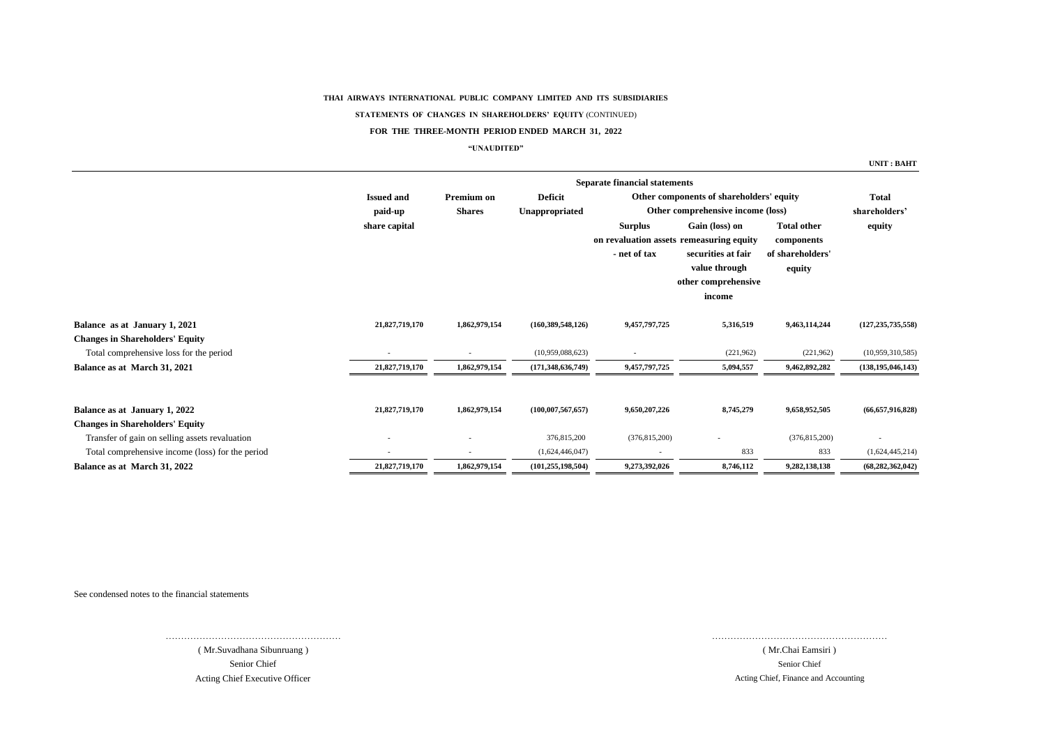**THAI AIRWAYS INTERNATIONAL PUBLIC COMPANY LIMITED AND ITS SUBSIDIARIES**

**STATEMENTS OF CHANGES IN SHAREHOLDERS' EQUITY** (CONTINUED)

**FOR THE THREE-MONTH PERIOD ENDED MARCH 31, 2022**

**"UNAUDITED"**

**UNIT : BAHT**

| | Separate financial statements | | | | | | |
|---|---|---|---|---|---|---|---|
| | Issued and paid-up share capital | Premium on Shares | Deficit Unappropriated | Other components of shareholders' equity - Other comprehensive income (loss) | | | Total shareholders' equity |
| | | | | Surplus on revaluation assets - net of tax | Gain (loss) on remeasuring equity securities at fair value through other comprehensive income | Total other components of shareholders' equity | |
| **Balance as at January 1, 2021** | 21,827,719,170 | 1,862,979,154 | (160,389,548,126) | 9,457,797,725 | 5,316,519 | 9,463,114,244 | (127,235,735,558) |
| **Changes in Shareholders' Equity** | | | | | | | |
| Total comprehensive loss for the period | - | - | (10,959,088,623) | - | (221,962) | (221,962) | (10,959,310,585) |
| **Balance as at March 31, 2021** | 21,827,719,170 | 1,862,979,154 | (171,348,636,749) | 9,457,797,725 | 5,094,557 | 9,462,892,282 | (138,195,046,143) |
| | | | | | | | |
| **Balance as at January 1, 2022** | 21,827,719,170 | 1,862,979,154 | (100,007,567,657) | 9,650,207,226 | 8,745,279 | 9,658,952,505 | (66,657,916,828) |
| **Changes in Shareholders' Equity** | | | | | | | |
| Transfer of gain on selling assets revaluation | - | - | 376,815,200 | (376,815,200) | - | (376,815,200) | - |
| Total comprehensive income (loss) for the period | - | - | (1,624,446,047) | - | 833 | 833 | (1,624,445,214) |
| **Balance as at March 31, 2022** | 21,827,719,170 | 1,862,979,154 | (101,255,198,504) | 9,273,392,026 | 8,746,112 | 9,282,138,138 | (68,282,362,042) |

See condensed notes to the financial statements

………………………………………………… 
( Mr.Suvadhana Sibunruang )
Senior Chief
Acting Chief Executive Officer

………………………………………………… 
( Mr.Chai Eamsiri )
Senior Chief
Acting Chief, Finance and Accounting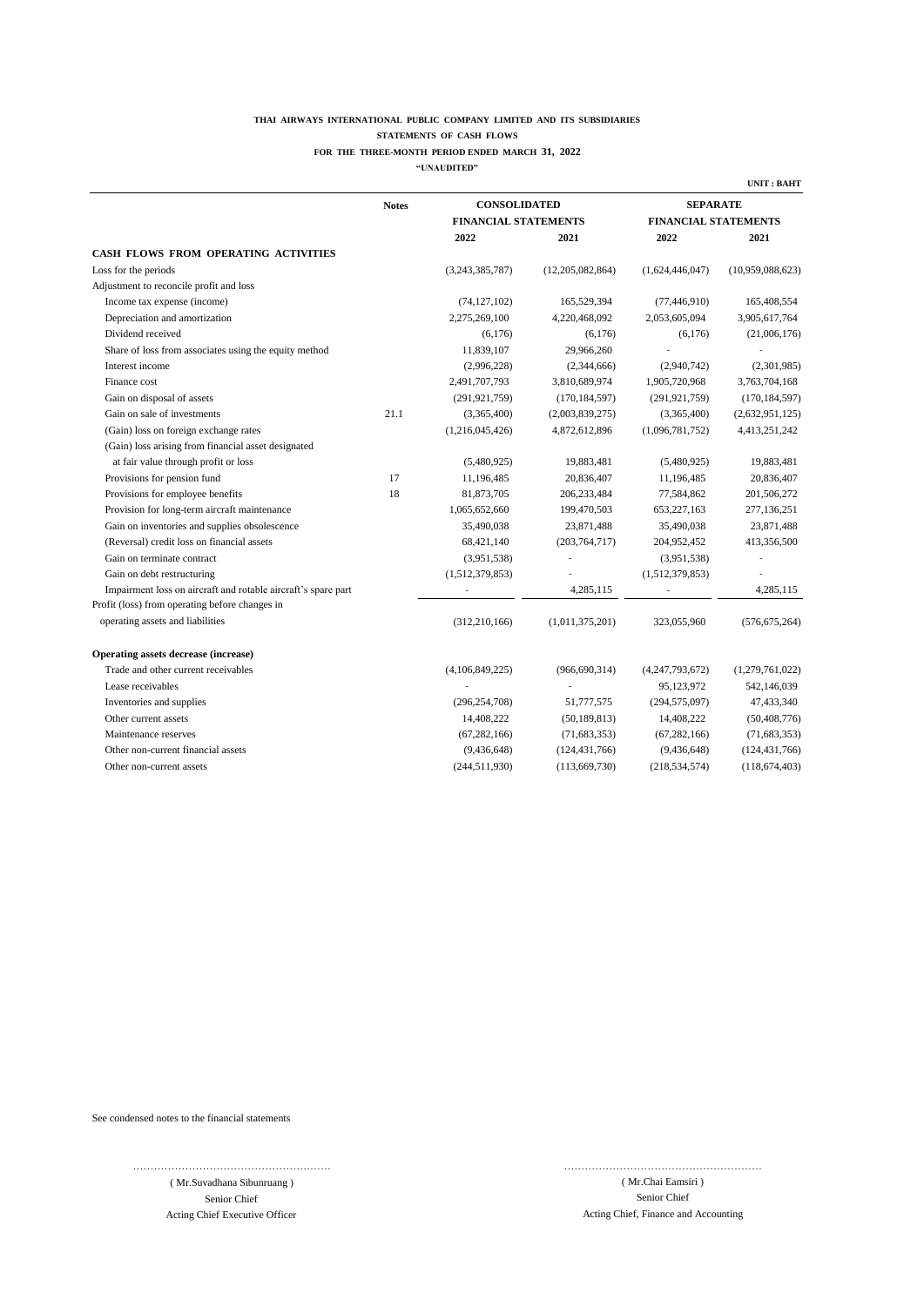**THAI AIRWAYS INTERNATIONAL PUBLIC COMPANY LIMITED AND ITS SUBSIDIARIES**

**STATEMENTS OF CASH FLOWS**

**FOR THE THREE-MONTH PERIOD ENDED MARCH 31, 2022**

**"UNAUDITED"**

**UNIT : BAHT**

| | Notes | CONSOLIDATED FINANCIAL STATEMENTS | | SEPARATE FINANCIAL STATEMENTS | |
|---|---|---|---|---|---|
| | | 2022 | 2021 | 2022 | 2021 |
| **CASH FLOWS FROM OPERATING ACTIVITIES** | | | | | |
| Loss for the periods | | (3,243,385,787) | (12,205,082,864) | (1,624,446,047) | (10,959,088,623) |
| Adjustment to reconcile profit and loss | | | | | |
| Income tax expense (income) | | (74,127,102) | 165,529,394 | (77,446,910) | 165,408,554 |
| Depreciation and amortization | | 2,275,269,100 | 4,220,468,092 | 2,053,605,094 | 3,905,617,764 |
| Dividend received | | (6,176) | (6,176) | (6,176) | (21,006,176) |
| Share of loss from associates using the equity method | | 11,839,107 | 29,966,260 | - | - |
| Interest income | | (2,996,228) | (2,344,666) | (2,940,742) | (2,301,985) |
| Finance cost | | 2,491,707,793 | 3,810,689,974 | 1,905,720,968 | 3,763,704,168 |
| Gain on disposal of assets | | (291,921,759) | (170,184,597) | (291,921,759) | (170,184,597) |
| Gain on sale of investments | 21.1 | (3,365,400) | (2,003,839,275) | (3,365,400) | (2,632,951,125) |
| (Gain) loss on foreign exchange rates | | (1,216,045,426) | 4,872,612,896 | (1,096,781,752) | 4,413,251,242 |
| (Gain) loss arising from financial asset designated at fair value through profit or loss | | (5,480,925) | 19,883,481 | (5,480,925) | 19,883,481 |
| Provisions for pension fund | 17 | 11,196,485 | 20,836,407 | 11,196,485 | 20,836,407 |
| Provisions for employee benefits | 18 | 81,873,705 | 206,233,484 | 77,584,862 | 201,506,272 |
| Provision for long-term aircraft maintenance | | 1,065,652,660 | 199,470,503 | 653,227,163 | 277,136,251 |
| Gain on inventories and supplies obsolescence | | 35,490,038 | 23,871,488 | 35,490,038 | 23,871,488 |
| (Reversal) credit loss on financial assets | | 68,421,140 | (203,764,717) | 204,952,452 | 413,356,500 |
| Gain on terminate contract | | (3,951,538) | - | (3,951,538) | - |
| Gain on debt restructuring | | (1,512,379,853) | - | (1,512,379,853) | - |
| Impairment loss on aircraft and rotable aircraft's spare part | | - | 4,285,115 | - | 4,285,115 |
| Profit (loss) from operating activities before changes in operating assets and liabilities | | (312,210,166) | (1,011,375,201) | 323,055,960 | (576,675,264) |
| **Operating assets decrease (increase)** | | | | | |
| Trade and other current receivables | | (4,106,849,225) | (966,690,314) | (4,247,793,672) | (1,279,761,022) |
| Lease receivables | | - | - | 95,123,972 | 542,146,039 |
| Inventories and supplies | | (296,254,708) | 51,777,575 | (294,575,097) | 47,433,340 |
| Other current assets | | 14,408,222 | (50,189,813) | 14,408,222 | (50,408,776) |
| Maintenance reserves | | (67,282,166) | (71,683,353) | (67,282,166) | (71,683,353) |
| Other non-current financial assets | | (9,436,648) | (124,431,766) | (9,436,648) | (124,431,766) |
| Other non-current assets | | (244,511,930) | (113,669,730) | (218,534,574) | (118,674,403) |

See condensed notes to the financial statements

.........................................................

( Mr.Suvadhana Sibunruang )
Senior Chief
Acting Chief Executive Officer

.........................................................

( Mr.Chai Eamsiri )
Senior Chief
Acting Chief, Finance and Accounting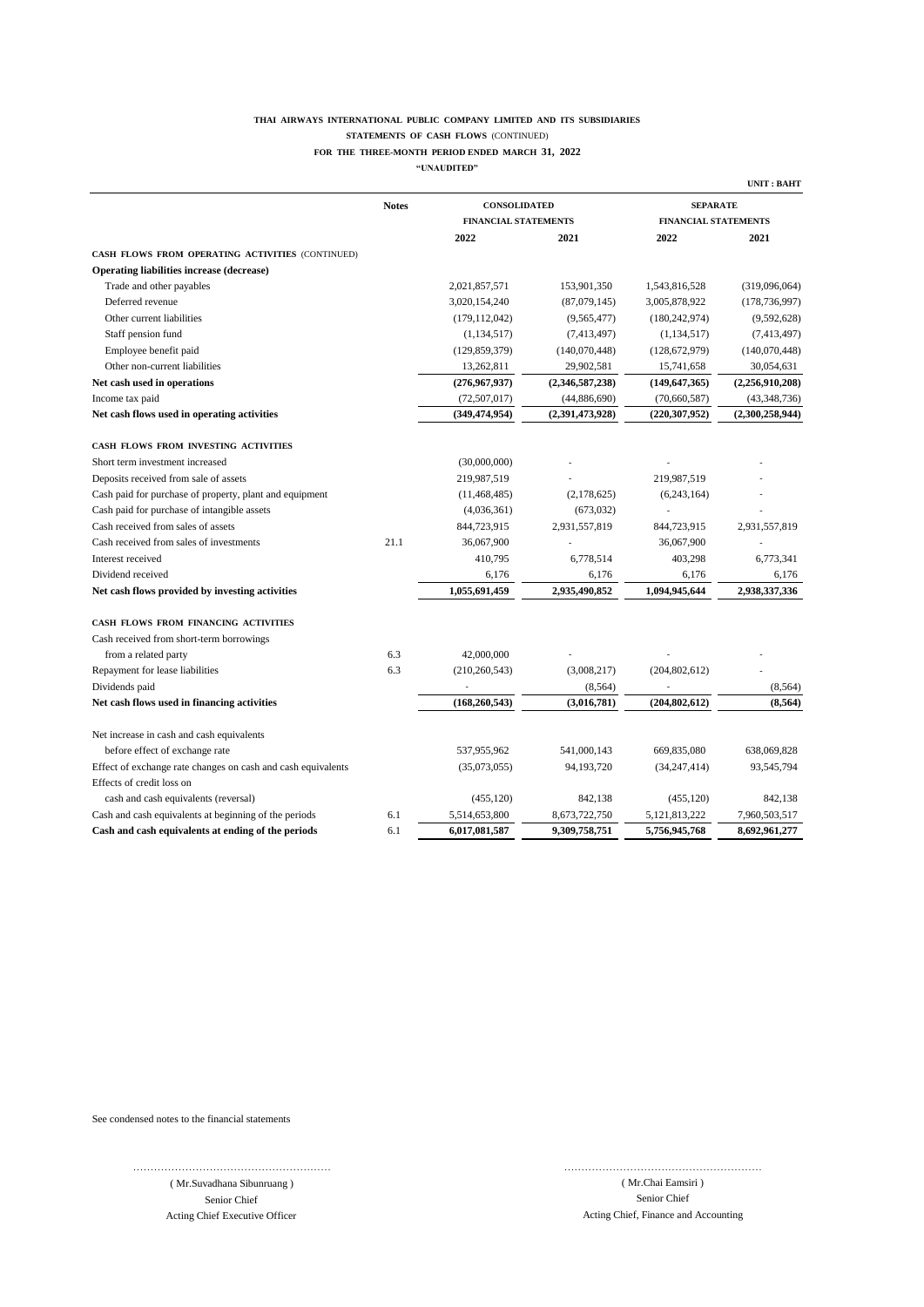**THAI AIRWAYS INTERNATIONAL PUBLIC COMPANY LIMITED AND ITS SUBSIDIARIES**

**STATEMENTS OF CASH FLOWS** (CONTINUED)

**FOR THE THREE-MONTH PERIOD ENDED MARCH 31, 2022**

**"UNAUDITED"**

**UNIT : BAHT**

| | Notes | CONSOLIDATED FINANCIAL STATEMENTS | | SEPARATE FINANCIAL STATEMENTS | |
|---|---|---|---|---|---|
| | | 2022 | 2021 | 2022 | 2021 |
| **CASH FLOWS FROM OPERATING ACTIVITIES** (CONTINUED) | | | | | |
| **Operating liabilities increase (decrease)** | | | | | |
| Trade and other payables | | 2,021,857,571 | 153,901,350 | 1,543,816,528 | (319,096,064) |
| Deferred revenue | | 3,020,154,240 | (87,079,145) | 3,005,878,922 | (178,736,997) |
| Other current liabilities | | (179,112,042) | (9,565,477) | (180,242,974) | (9,592,628) |
| Staff pension fund | | (1,134,517) | (7,413,497) | (1,134,517) | (7,413,497) |
| Employee benefit paid | | (129,859,379) | (140,070,448) | (128,672,979) | (140,070,448) |
| Other non-current liabilities | | 13,262,811 | 29,902,581 | 15,741,658 | 30,054,631 |
| **Net cash used in operations** | | **(276,967,937)** | **(2,346,587,238)** | **(149,647,365)** | **(2,256,910,208)** |
| Income tax paid | | (72,507,017) | (44,886,690) | (70,660,587) | (43,348,736) |
| **Net cash flows used in operating activities** | | **(349,474,954)** | **(2,391,473,928)** | **(220,307,952)** | **(2,300,258,944)** |
| **CASH FLOWS FROM INVESTING ACTIVITIES** | | | | | |
| Short term investment increased | | (30,000,000) | - | - | - |
| Deposits received from sale of assets | | 219,987,519 | - | 219,987,519 | - |
| Cash paid for purchase of property, plant and equipment | | (11,468,485) | (2,178,625) | (6,243,164) | - |
| Cash paid for purchase of intangible assets | | (4,036,361) | (673,032) | - | - |
| Cash received from sales of assets | | 844,723,915 | 2,931,557,819 | 844,723,915 | 2,931,557,819 |
| Cash received from sales of investments | 21.1 | 36,067,900 | - | 36,067,900 | - |
| Interest received | | 410,795 | 6,778,514 | 403,298 | 6,773,341 |
| Dividend received | | 6,176 | 6,176 | 6,176 | 6,176 |
| **Net cash flows provided by investing activities** | | **1,055,691,459** | **2,935,490,852** | **1,094,945,644** | **2,938,337,336** |
| **CASH FLOWS FROM FINANCING ACTIVITIES** | | | | | |
| Cash received from short-term borrowings | | | | | |
| from a related party | 6.3 | 42,000,000 | - | - | - |
| Repayment for lease liabilities | 6.3 | (210,260,543) | (3,008,217) | (204,802,612) | - |
| Dividends paid | | - | (8,564) | - | (8,564) |
| **Net cash flows used in financing activities** | | **(168,260,543)** | **(3,016,781)** | **(204,802,612)** | **(8,564)** |
| Net increase in cash and cash equivalents | | | | | |
| before effect of exchange rate | | 537,955,962 | 541,000,143 | 669,835,080 | 638,069,828 |
| Effect of exchange rate changes on cash and cash equivalents | | (35,073,055) | 94,193,720 | (34,247,414) | 93,545,794 |
| Effects of credit loss on | | | | | |
| cash and cash equivalents (reversal) | | (455,120) | 842,138 | (455,120) | 842,138 |
| Cash and cash equivalents at beginning of the periods | 6.1 | 5,514,653,800 | 8,673,722,750 | 5,121,813,222 | 7,960,503,517 |
| **Cash and cash equivalents at ending of the periods** | 6.1 | **6,017,081,587** | **9,309,758,751** | **5,756,945,768** | **8,692,961,277** |

See condensed notes to the financial statements

( Mr.Suvadhana Sibunruang )
Senior Chief
Acting Chief Executive Officer

( Mr.Chai Eamsiri )
Senior Chief
Acting Chief, Finance and Accounting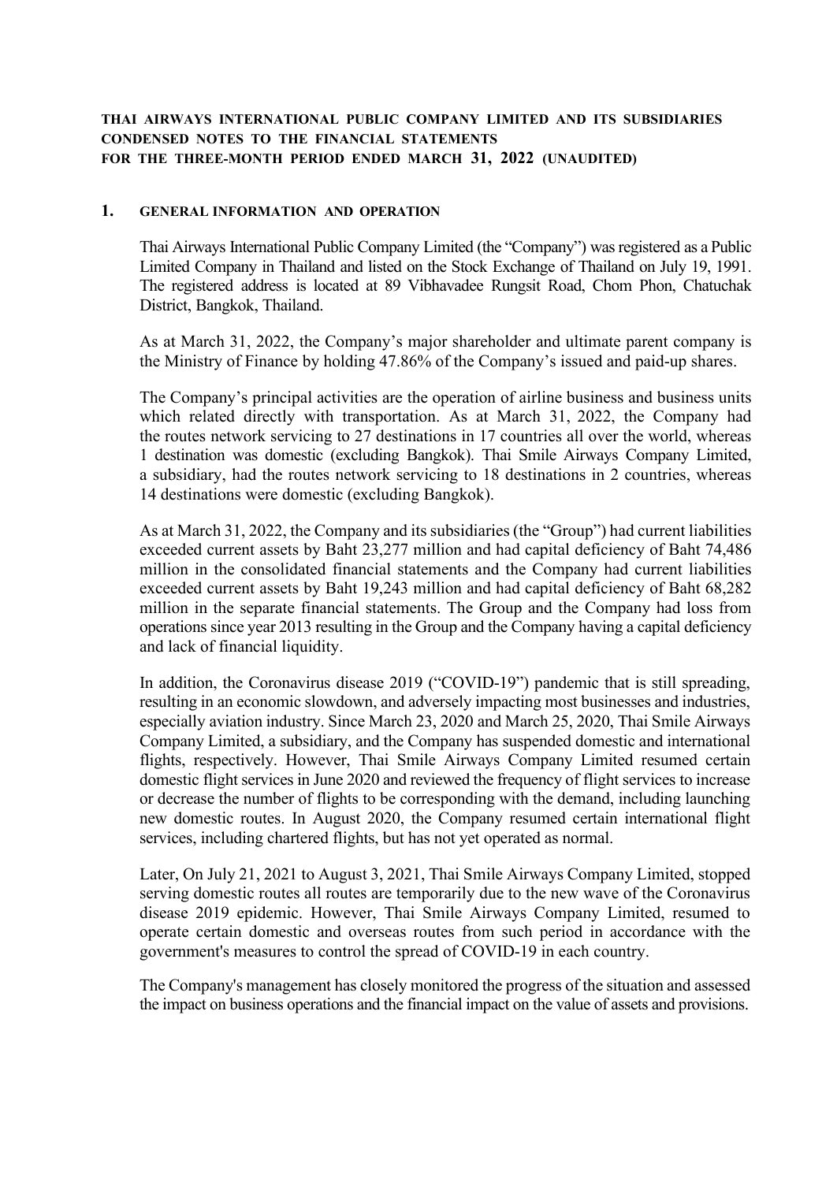**THAI AIRWAYS INTERNATIONAL PUBLIC COMPANY LIMITED AND ITS SUBSIDIARIES**
**CONDENSED NOTES TO THE FINANCIAL STATEMENTS**
**FOR THE THREE-MONTH PERIOD ENDED MARCH 31, 2022 (UNAUDITED)**

## 1. GENERAL INFORMATION AND OPERATION

Thai Airways International Public Company Limited (the "Company") was registered as a Public Limited Company in Thailand and listed on the Stock Exchange of Thailand on July 19, 1991. The registered address is located at 89 Vibhavadee Rungsit Road, Chom Phon, Chatuchak District, Bangkok, Thailand.

As at March 31, 2022, the Company's major shareholder and ultimate parent company is the Ministry of Finance by holding 47.86% of the Company's issued and paid-up shares.

The Company's principal activities are the operation of airline business and business units which related directly with transportation. As at March 31, 2022, the Company had the routes network servicing to 27 destinations in 17 countries all over the world, whereas 1 destination was domestic (excluding Bangkok). Thai Smile Airways Company Limited, a subsidiary, had the routes network servicing to 18 destinations in 2 countries, whereas 14 destinations were domestic (excluding Bangkok).

As at March 31, 2022, the Company and its subsidiaries (the "Group") had current liabilities exceeded current assets by Baht 23,277 million and had capital deficiency of Baht 74,486 million in the consolidated financial statements and the Company had current liabilities exceeded current assets by Baht 19,243 million and had capital deficiency of Baht 68,282 million in the separate financial statements. The Group and the Company had loss from operations since year 2013 resulting in the Group and the Company having a capital deficiency and lack of financial liquidity.

In addition, the Coronavirus disease 2019 ("COVID-19") pandemic that is still spreading, resulting in an economic slowdown, and adversely impacting most businesses and industries, especially aviation industry. Since March 23, 2020 and March 25, 2020, Thai Smile Airways Company Limited, a subsidiary, and the Company has suspended domestic and international flights, respectively. However, Thai Smile Airways Company Limited resumed certain domestic flight services in June 2020 and reviewed the frequency of flight services to increase or decrease the number of flights to be corresponding with the demand, including launching new domestic routes. In August 2020, the Company resumed certain international flight services, including chartered flights, but has not yet operated as normal.

Later, On July 21, 2021 to August 3, 2021, Thai Smile Airways Company Limited, stopped serving domestic routes all routes are temporarily due to the new wave of the Coronavirus disease 2019 epidemic. However, Thai Smile Airways Company Limited, resumed to operate certain domestic and overseas routes from such period in accordance with the government's measures to control the spread of COVID-19 in each country.

The Company's management has closely monitored the progress of the situation and assessed the impact on business operations and the financial impact on the value of assets and provisions.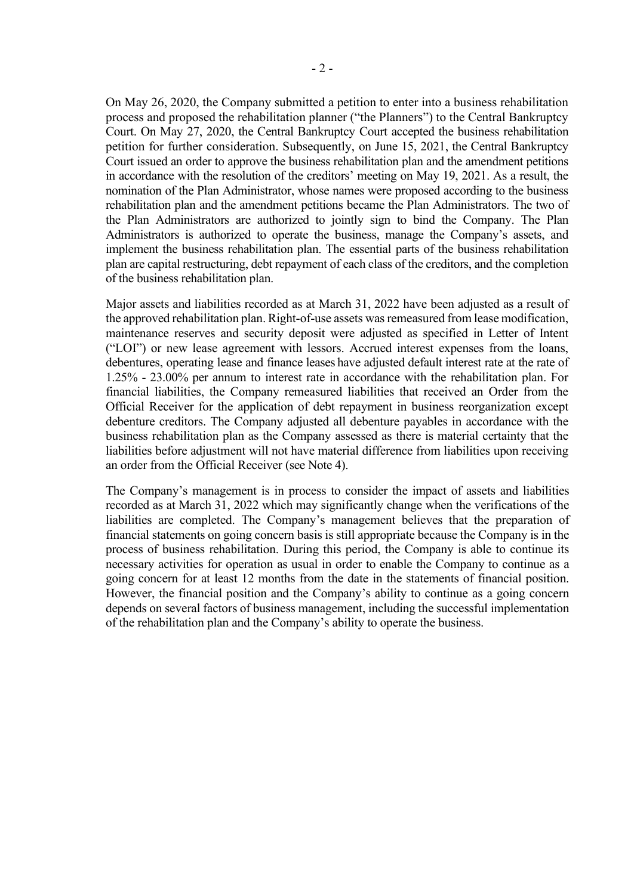On May 26, 2020, the Company submitted a petition to enter into a business rehabilitation process and proposed the rehabilitation planner ("the Planners") to the Central Bankruptcy Court. On May 27, 2020, the Central Bankruptcy Court accepted the business rehabilitation petition for further consideration. Subsequently, on June 15, 2021, the Central Bankruptcy Court issued an order to approve the business rehabilitation plan and the amendment petitions in accordance with the resolution of the creditors' meeting on May 19, 2021. As a result, the nomination of the Plan Administrator, whose names were proposed according to the business rehabilitation plan and the amendment petitions became the Plan Administrators. The two of the Plan Administrators are authorized to jointly sign to bind the Company. The Plan Administrators is authorized to operate the business, manage the Company's assets, and implement the business rehabilitation plan. The essential parts of the business rehabilitation plan are capital restructuring, debt repayment of each class of the creditors, and the completion of the business rehabilitation plan.

Major assets and liabilities recorded as at March 31, 2022 have been adjusted as a result of the approved rehabilitation plan. Right-of-use assets was remeasured from lease modification, maintenance reserves and security deposit were adjusted as specified in Letter of Intent ("LOI") or new lease agreement with lessors. Accrued interest expenses from the loans, debentures, operating lease and finance leases have adjusted default interest rate at the rate of 1.25% - 23.00% per annum to interest rate in accordance with the rehabilitation plan. For financial liabilities, the Company remeasured liabilities that received an Order from the Official Receiver for the application of debt repayment in business reorganization except debenture creditors. The Company adjusted all debenture payables in accordance with the business rehabilitation plan as the Company assessed as there is material certainty that the liabilities before adjustment will not have material difference from liabilities upon receiving an order from the Official Receiver (see Note 4).

The Company's management is in process to consider the impact of assets and liabilities recorded as at March 31, 2022 which may significantly change when the verifications of the liabilities are completed. The Company's management believes that the preparation of financial statements on going concern basis is still appropriate because the Company is in the process of business rehabilitation. During this period, the Company is able to continue its necessary activities for operation as usual in order to enable the Company to continue as a going concern for at least 12 months from the date in the statements of financial position. However, the financial position and the Company's ability to continue as a going concern depends on several factors of business management, including the successful implementation of the rehabilitation plan and the Company's ability to operate the business.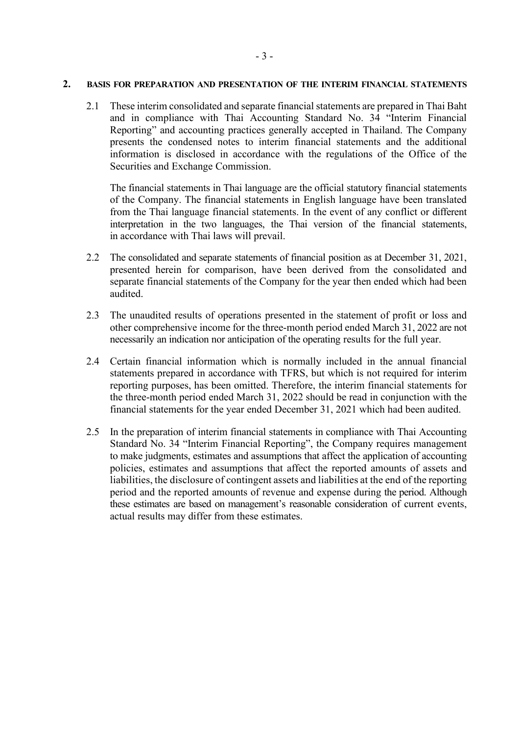## 2. BASIS FOR PREPARATION AND PRESENTATION OF THE INTERIM FINANCIAL STATEMENTS

2.1 These interim consolidated and separate financial statements are prepared in Thai Baht and in compliance with Thai Accounting Standard No. 34 "Interim Financial Reporting" and accounting practices generally accepted in Thailand. The Company presents the condensed notes to interim financial statements and the additional information is disclosed in accordance with the regulations of the Office of the Securities and Exchange Commission.

The financial statements in Thai language are the official statutory financial statements of the Company. The financial statements in English language have been translated from the Thai language financial statements. In the event of any conflict or different interpretation in the two languages, the Thai version of the financial statements, in accordance with Thai laws will prevail.

2.2 The consolidated and separate statements of financial position as at December 31, 2021, presented herein for comparison, have been derived from the consolidated and separate financial statements of the Company for the year then ended which had been audited.

2.3 The unaudited results of operations presented in the statement of profit or loss and other comprehensive income for the three-month period ended March 31, 2022 are not necessarily an indication nor anticipation of the operating results for the full year.

2.4 Certain financial information which is normally included in the annual financial statements prepared in accordance with TFRS, but which is not required for interim reporting purposes, has been omitted. Therefore, the interim financial statements for the three-month period ended March 31, 2022 should be read in conjunction with the financial statements for the year ended December 31, 2021 which had been audited.

2.5 In the preparation of interim financial statements in compliance with Thai Accounting Standard No. 34 "Interim Financial Reporting", the Company requires management to make judgments, estimates and assumptions that affect the application of accounting policies, estimates and assumptions that affect the reported amounts of assets and liabilities, the disclosure of contingent assets and liabilities at the end of the reporting period and the reported amounts of revenue and expense during the period. Although these estimates are based on management's reasonable consideration of current events, actual results may differ from these estimates.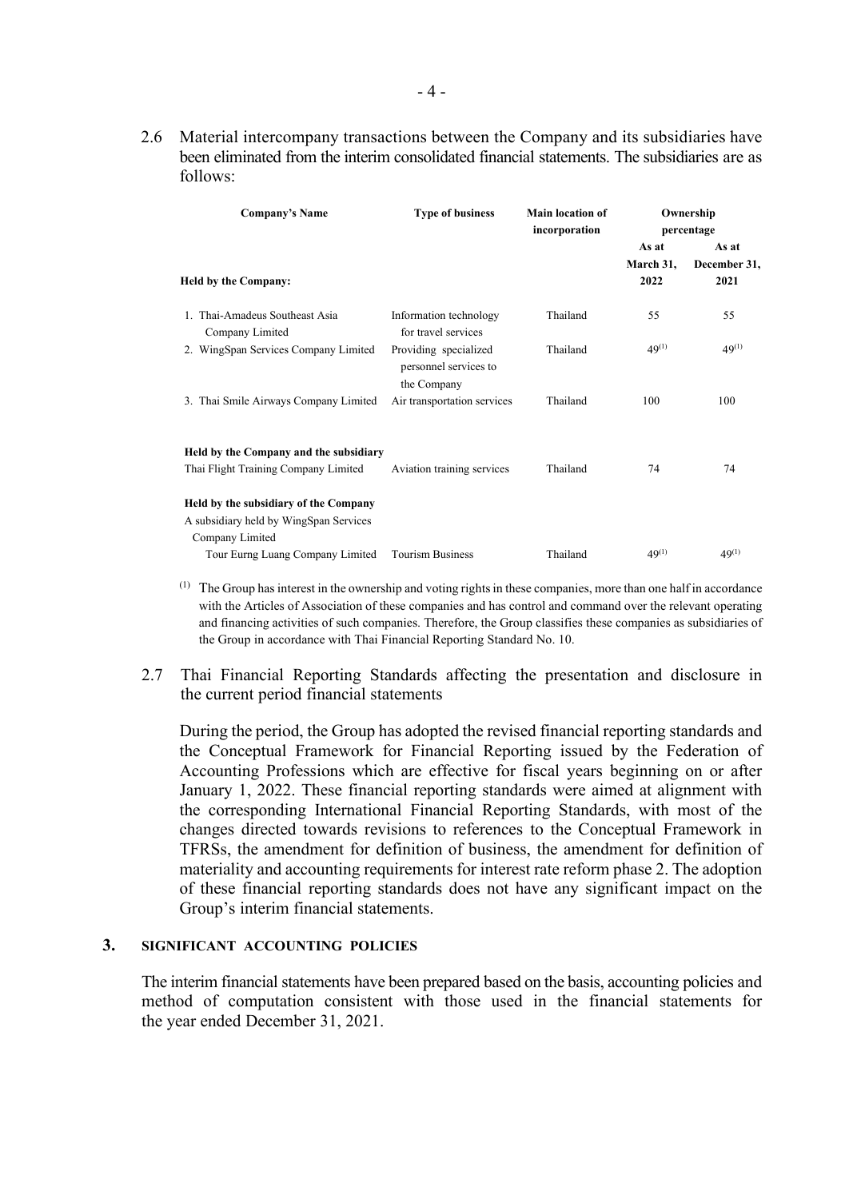2.6 Material intercompany transactions between the Company and its subsidiaries have been eliminated from the interim consolidated financial statements. The subsidiaries are as follows:

| Company's Name | Type of business | Main location of incorporation | Ownership percentage | |
|---|---|---|---|---|
| | | | As at March 31, 2022 | As at December 31, 2021 |
| **Held by the Company:** | | | | |
| 1. Thai-Amadeus Southeast Asia Company Limited | Information technology for travel services | Thailand | 55 | 55 |
| 2. WingSpan Services Company Limited | Providing specialized personnel services to the Company | Thailand | 49[(1)] | 49[(1)] |
| 3. Thai Smile Airways Company Limited | Air transportation services | Thailand | 100 | 100 |
| **Held by the Company and the subsidiary** | | | | |
| Thai Flight Training Company Limited | Aviation training services | Thailand | 74 | 74 |
| **Held by the subsidiary of the Company** | | | | |
| A subsidiary held by WingSpan Services Company Limited | | | | |
| Tour Eurng Luang Company Limited | Tourism Business | Thailand | 49[(1)] | 49[(1)] |

[(1)] The Group has interest in the ownership and voting rights in these companies, more than one half in accordance with the Articles of Association of these companies and has control and command over the relevant operating and financing activities of such companies. Therefore, the Group classifies these companies as subsidiaries of the Group in accordance with Thai Financial Reporting Standard No. 10.

2.7 Thai Financial Reporting Standards affecting the presentation and disclosure in the current period financial statements

During the period, the Group has adopted the revised financial reporting standards and the Conceptual Framework for Financial Reporting issued by the Federation of Accounting Professions which are effective for fiscal years beginning on or after January 1, 2022. These financial reporting standards were aimed at alignment with the corresponding International Financial Reporting Standards, with most of the changes directed towards revisions to references to the Conceptual Framework in TFRSs, the amendment for definition of business, the amendment for definition of materiality and accounting requirements for interest rate reform phase 2. The adoption of these financial reporting standards does not have any significant impact on the Group's interim financial statements.

## 3. SIGNIFICANT ACCOUNTING POLICIES

The interim financial statements have been prepared based on the basis, accounting policies and method of computation consistent with those used in the financial statements for the year ended December 31, 2021.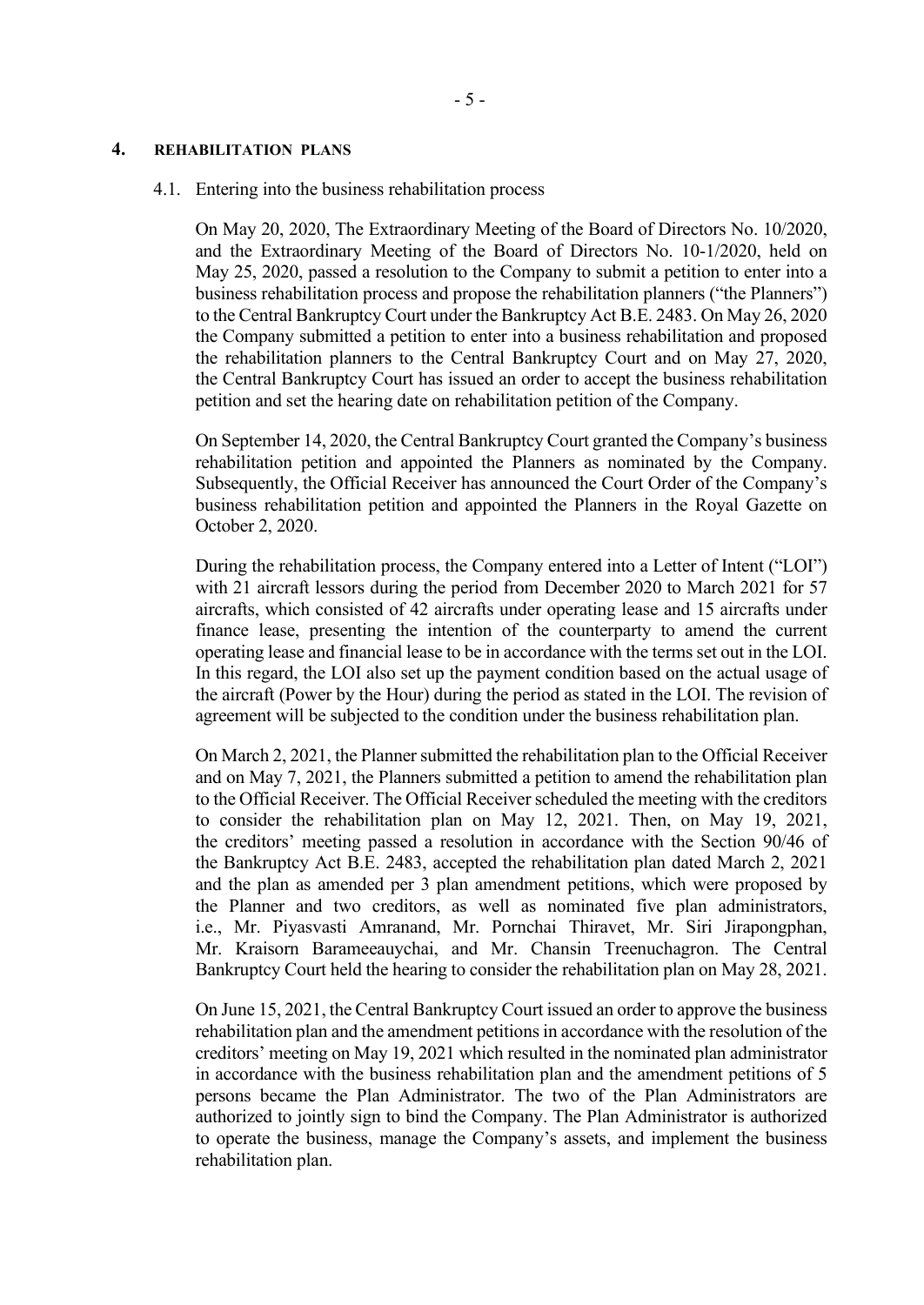## 4. REHABILITATION PLANS

### 4.1. Entering into the business rehabilitation process

On May 20, 2020, The Extraordinary Meeting of the Board of Directors No. 10/2020, and the Extraordinary Meeting of the Board of Directors No. 10-1/2020, held on May 25, 2020, passed a resolution to the Company to submit a petition to enter into a business rehabilitation process and propose the rehabilitation planners ("the Planners") to the Central Bankruptcy Court under the Bankruptcy Act B.E. 2483. On May 26, 2020 the Company submitted a petition to enter into a business rehabilitation and proposed the rehabilitation planners to the Central Bankruptcy Court and on May 27, 2020, the Central Bankruptcy Court has issued an order to accept the business rehabilitation petition and set the hearing date on rehabilitation petition of the Company.

On September 14, 2020, the Central Bankruptcy Court granted the Company's business rehabilitation petition and appointed the Planners as nominated by the Company. Subsequently, the Official Receiver has announced the Court Order of the Company's business rehabilitation petition and appointed the Planners in the Royal Gazette on October 2, 2020.

During the rehabilitation process, the Company entered into a Letter of Intent ("LOI") with 21 aircraft lessors during the period from December 2020 to March 2021 for 57 aircrafts, which consisted of 42 aircrafts under operating lease and 15 aircrafts under finance lease, presenting the intention of the counterparty to amend the current operating lease and financial lease to be in accordance with the terms set out in the LOI. In this regard, the LOI also set up the payment condition based on the actual usage of the aircraft (Power by the Hour) during the period as stated in the LOI. The revision of agreement will be subjected to the condition under the business rehabilitation plan.

On March 2, 2021, the Planner submitted the rehabilitation plan to the Official Receiver and on May 7, 2021, the Planners submitted a petition to amend the rehabilitation plan to the Official Receiver. The Official Receiver scheduled the meeting with the creditors to consider the rehabilitation plan on May 12, 2021. Then, on May 19, 2021, the creditors' meeting passed a resolution in accordance with the Section 90/46 of the Bankruptcy Act B.E. 2483, accepted the rehabilitation plan dated March 2, 2021 and the plan as amended per 3 plan amendment petitions, which were proposed by the Planner and two creditors, as well as nominated five plan administrators, i.e., Mr. Piyasvasti Amranand, Mr. Pornchai Thiravet, Mr. Siri Jirapongphan, Mr. Kraisorn Barameeauychai, and Mr. Chansin Treenuchagron. The Central Bankruptcy Court held the hearing to consider the rehabilitation plan on May 28, 2021.

On June 15, 2021, the Central Bankruptcy Court issued an order to approve the business rehabilitation plan and the amendment petitions in accordance with the resolution of the creditors' meeting on May 19, 2021 which resulted in the nominated plan administrator in accordance with the business rehabilitation plan and the amendment petitions of 5 persons became the Plan Administrator. The two of the Plan Administrators are authorized to jointly sign to bind the Company. The Plan Administrator is authorized to operate the business, manage the Company's assets, and implement the business rehabilitation plan.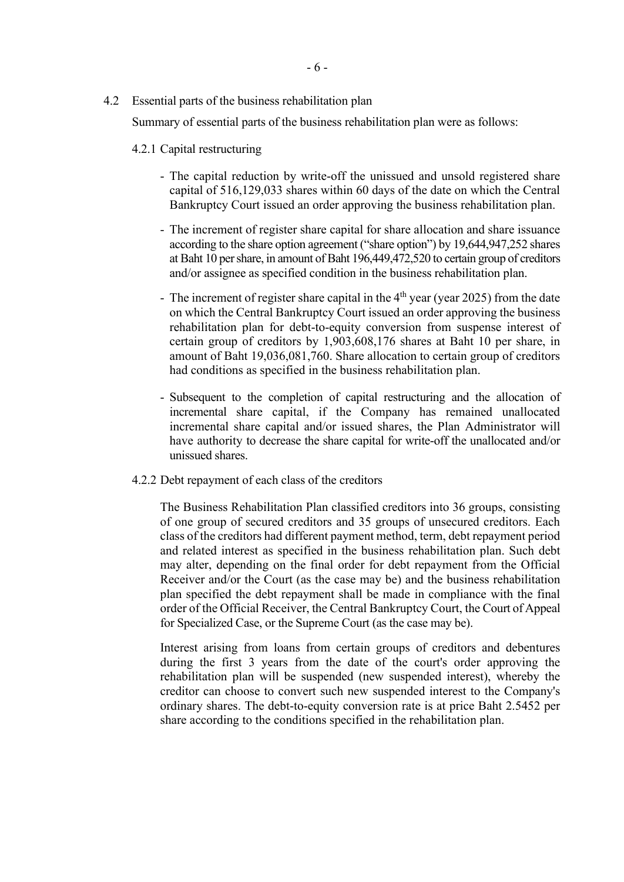### 4.2 Essential parts of the business rehabilitation plan

Summary of essential parts of the business rehabilitation plan were as follows:

#### 4.2.1 Capital restructuring

- The capital reduction by write-off the unissued and unsold registered share capital of 516,129,033 shares within 60 days of the date on which the Central Bankruptcy Court issued an order approving the business rehabilitation plan.
- The increment of register share capital for share allocation and share issuance according to the share option agreement ("share option") by 19,644,947,252 shares at Baht 10 per share, in amount of Baht 196,449,472,520 to certain group of creditors and/or assignee as specified condition in the business rehabilitation plan.
- The increment of register share capital in the 4th year (year 2025) from the date on which the Central Bankruptcy Court issued an order approving the business rehabilitation plan for debt-to-equity conversion from suspense interest of certain group of creditors by 1,903,608,176 shares at Baht 10 per share, in amount of Baht 19,036,081,760. Share allocation to certain group of creditors had conditions as specified in the business rehabilitation plan.
- Subsequent to the completion of capital restructuring and the allocation of incremental share capital, if the Company has remained unallocated incremental share capital and/or issued shares, the Plan Administrator will have authority to decrease the share capital for write-off the unallocated and/or unissued shares.

#### 4.2.2 Debt repayment of each class of the creditors

The Business Rehabilitation Plan classified creditors into 36 groups, consisting of one group of secured creditors and 35 groups of unsecured creditors. Each class of the creditors had different payment method, term, debt repayment period and related interest as specified in the business rehabilitation plan. Such debt may alter, depending on the final order for debt repayment from the Official Receiver and/or the Court (as the case may be) and the business rehabilitation plan specified the debt repayment shall be made in compliance with the final order of the Official Receiver, the Central Bankruptcy Court, the Court of Appeal for Specialized Case, or the Supreme Court (as the case may be).

Interest arising from loans from certain groups of creditors and debentures during the first 3 years from the date of the court's order approving the rehabilitation plan will be suspended (new suspended interest), whereby the creditor can choose to convert such new suspended interest to the Company's ordinary shares. The debt-to-equity conversion rate is at price Baht 2.5452 per share according to the conditions specified in the rehabilitation plan.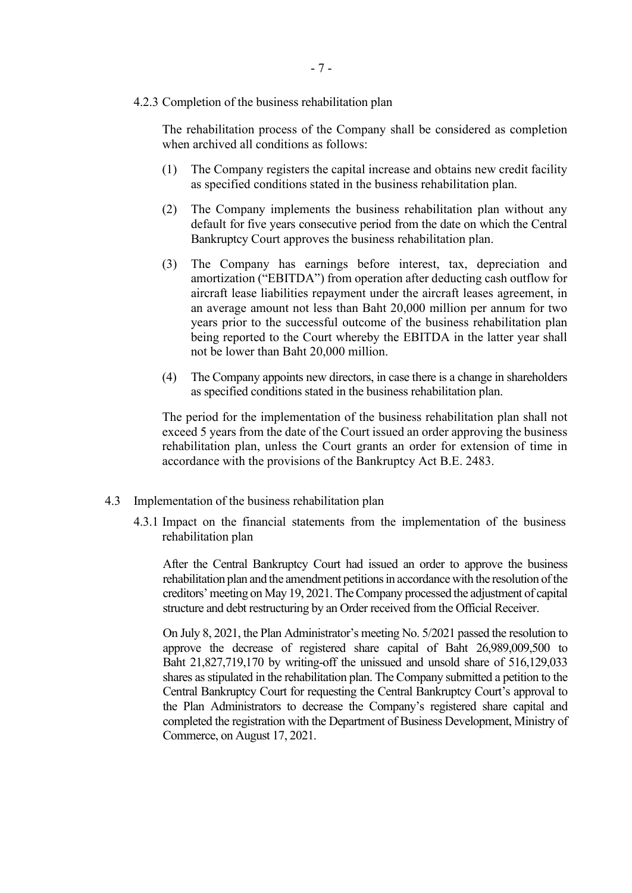#### 4.2.3 Completion of the business rehabilitation plan

The rehabilitation process of the Company shall be considered as completion when archived all conditions as follows:

(1) The Company registers the capital increase and obtains new credit facility as specified conditions stated in the business rehabilitation plan.

(2) The Company implements the business rehabilitation plan without any default for five years consecutive period from the date on which the Central Bankruptcy Court approves the business rehabilitation plan.

(3) The Company has earnings before interest, tax, depreciation and amortization ("EBITDA") from operation after deducting cash outflow for aircraft lease liabilities repayment under the aircraft leases agreement, in an average amount not less than Baht 20,000 million per annum for two years prior to the successful outcome of the business rehabilitation plan being reported to the Court whereby the EBITDA in the latter year shall not be lower than Baht 20,000 million.

(4) The Company appoints new directors, in case there is a change in shareholders as specified conditions stated in the business rehabilitation plan.

The period for the implementation of the business rehabilitation plan shall not exceed 5 years from the date of the Court issued an order approving the business rehabilitation plan, unless the Court grants an order for extension of time in accordance with the provisions of the Bankruptcy Act B.E. 2483.

### 4.3 Implementation of the business rehabilitation plan

#### 4.3.1 Impact on the financial statements from the implementation of the business rehabilitation plan

After the Central Bankruptcy Court had issued an order to approve the business rehabilitation plan and the amendment petitions in accordance with the resolution of the creditors' meeting on May 19, 2021. The Company processed the adjustment of capital structure and debt restructuring by an Order received from the Official Receiver.

On July 8, 2021, the Plan Administrator's meeting No. 5/2021 passed the resolution to approve the decrease of registered share capital of Baht 26,989,009,500 to Baht 21,827,719,170 by writing-off the unissued and unsold share of 516,129,033 shares as stipulated in the rehabilitation plan. The Company submitted a petition to the Central Bankruptcy Court for requesting the Central Bankruptcy Court's approval to the Plan Administrators to decrease the Company's registered share capital and completed the registration with the Department of Business Development, Ministry of Commerce, on August 17, 2021.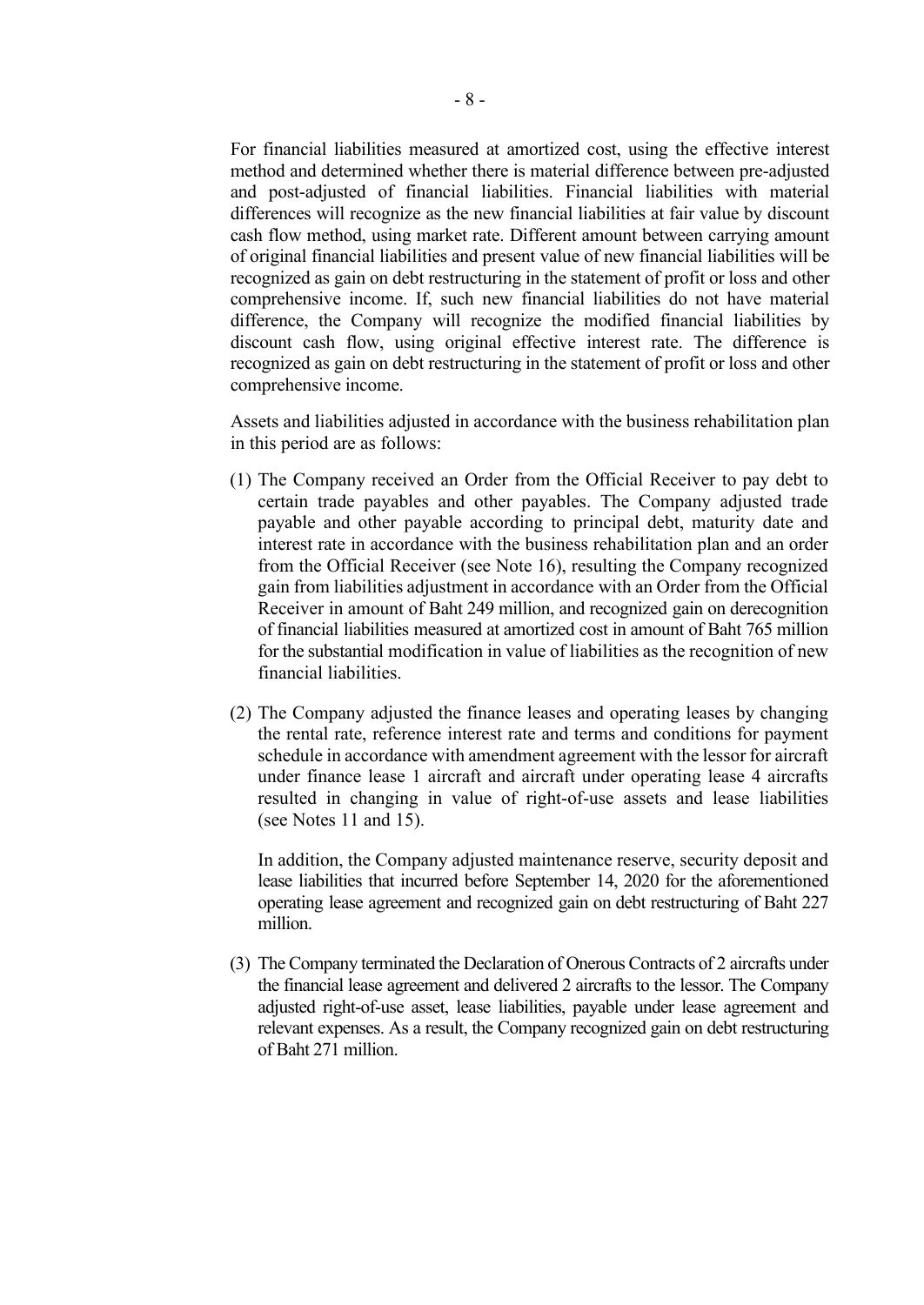For financial liabilities measured at amortized cost, using the effective interest method and determined whether there is material difference between pre-adjusted and post-adjusted of financial liabilities. Financial liabilities with material differences will recognize as the new financial liabilities at fair value by discount cash flow method, using market rate. Different amount between carrying amount of original financial liabilities and present value of new financial liabilities will be recognized as gain on debt restructuring in the statement of profit or loss and other comprehensive income. If, such new financial liabilities do not have material difference, the Company will recognize the modified financial liabilities by discount cash flow, using original effective interest rate. The difference is recognized as gain on debt restructuring in the statement of profit or loss and other comprehensive income.

Assets and liabilities adjusted in accordance with the business rehabilitation plan in this period are as follows:

(1) The Company received an Order from the Official Receiver to pay debt to certain trade payables and other payables. The Company adjusted trade payable and other payable according to principal debt, maturity date and interest rate in accordance with the business rehabilitation plan and an order from the Official Receiver (see Note 16), resulting the Company recognized gain from liabilities adjustment in accordance with an Order from the Official Receiver in amount of Baht 249 million, and recognized gain on derecognition of financial liabilities measured at amortized cost in amount of Baht 765 million for the substantial modification in value of liabilities as the recognition of new financial liabilities.

(2) The Company adjusted the finance leases and operating leases by changing the rental rate, reference interest rate and terms and conditions for payment schedule in accordance with amendment agreement with the lessor for aircraft under finance lease 1 aircraft and aircraft under operating lease 4 aircrafts resulted in changing in value of right-of-use assets and lease liabilities (see Notes 11 and 15).

    In addition, the Company adjusted maintenance reserve, security deposit and lease liabilities that incurred before September 14, 2020 for the aforementioned operating lease agreement and recognized gain on debt restructuring of Baht 227 million.

(3) The Company terminated the Declaration of Onerous Contracts of 2 aircrafts under the financial lease agreement and delivered 2 aircrafts to the lessor. The Company adjusted right-of-use asset, lease liabilities, payable under lease agreement and relevant expenses. As a result, the Company recognized gain on debt restructuring of Baht 271 million.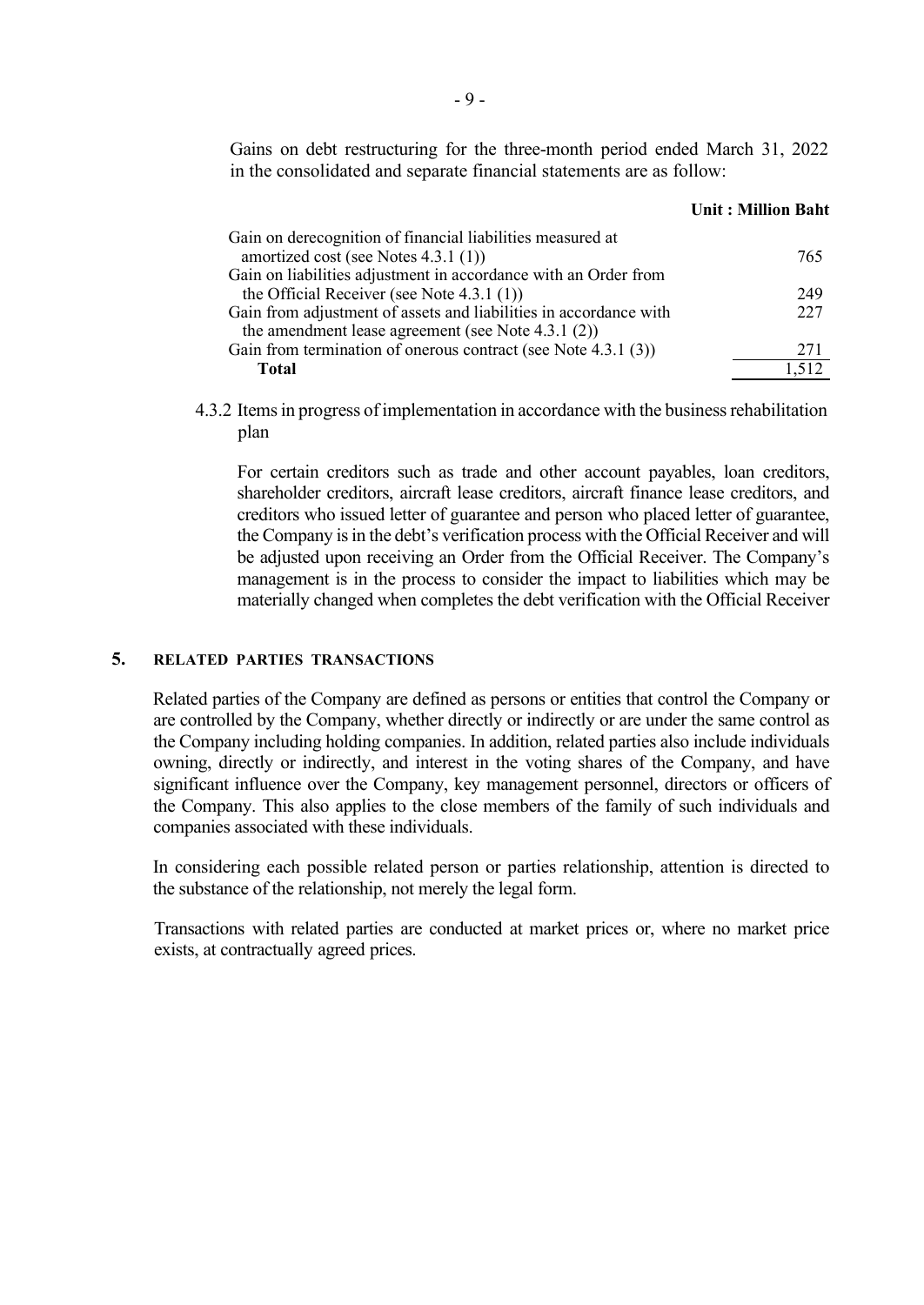Gains on debt restructuring for the three-month period ended March 31, 2022 in the consolidated and separate financial statements are as follow:

| | Unit : Million Baht |
|---|---|
| Gain on derecognition of financial liabilities measured at amortized cost (see Notes 4.3.1 (1)) | 765 |
| Gain on liabilities adjustment in accordance with an Order from the Official Receiver (see Note 4.3.1 (1)) | 249 |
| Gain from adjustment of assets and liabilities in accordance with the amendment lease agreement (see Note 4.3.1 (2)) | 227 |
| Gain from termination of onerous contract (see Note 4.3.1 (3)) | 271 |
| **Total** | 1,512 |

4.3.2 Items in progress of implementation in accordance with the business rehabilitation plan

For certain creditors such as trade and other account payables, loan creditors, shareholder creditors, aircraft lease creditors, aircraft finance lease creditors, and creditors who issued letter of guarantee and person who placed letter of guarantee, the Company is in the debt's verification process with the Official Receiver and will be adjusted upon receiving an Order from the Official Receiver. The Company's management is in the process to consider the impact to liabilities which may be materially changed when completes the debt verification with the Official Receiver

## 5. RELATED PARTIES TRANSACTIONS

Related parties of the Company are defined as persons or entities that control the Company or are controlled by the Company, whether directly or indirectly or are under the same control as the Company including holding companies. In addition, related parties also include individuals owning, directly or indirectly, and interest in the voting shares of the Company, and have significant influence over the Company, key management personnel, directors or officers of the Company. This also applies to the close members of the family of such individuals and companies associated with these individuals.

In considering each possible related person or parties relationship, attention is directed to the substance of the relationship, not merely the legal form.

Transactions with related parties are conducted at market prices or, where no market price exists, at contractually agreed prices.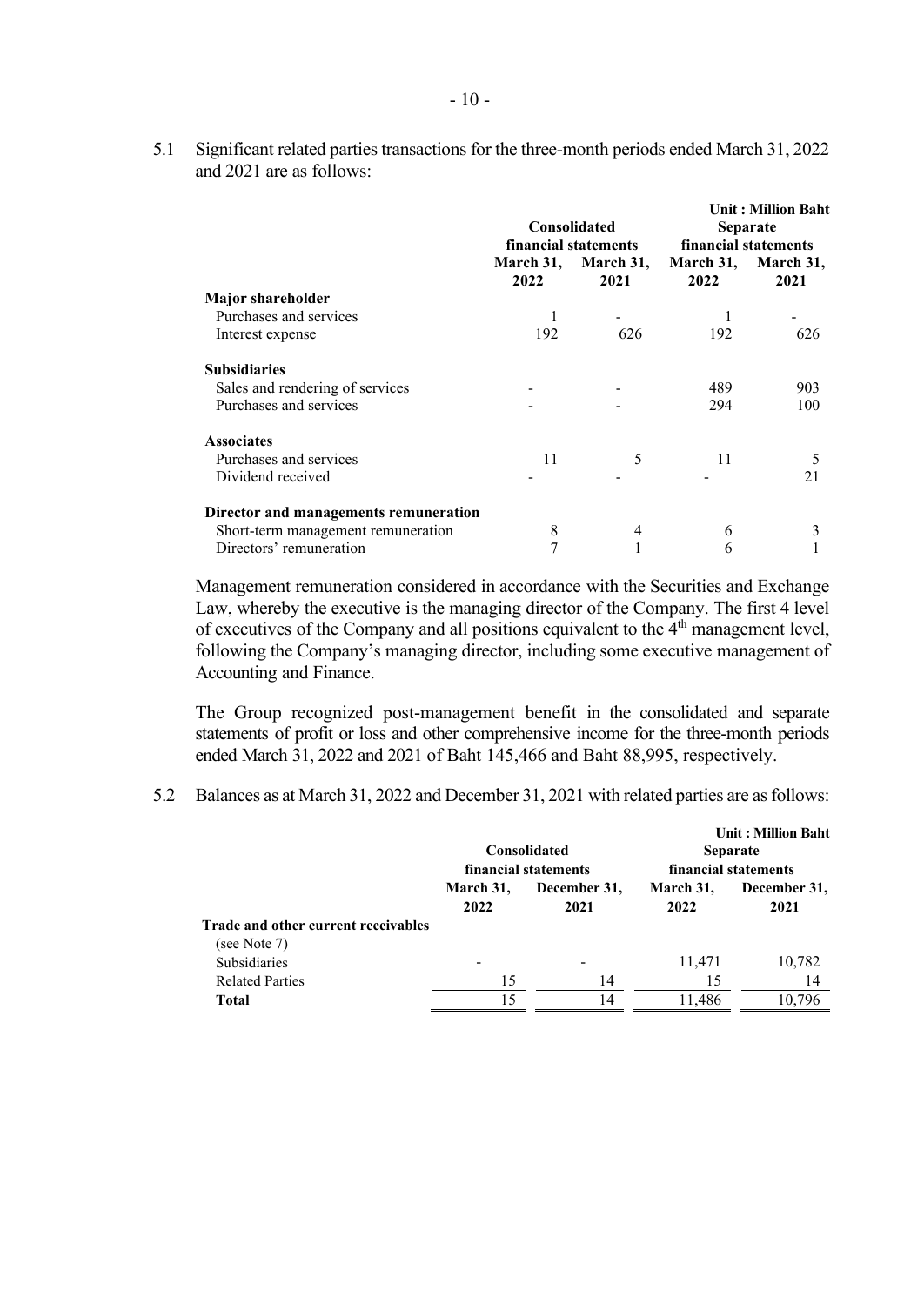5.1 Significant related parties transactions for the three-month periods ended March 31, 2022 and 2021 are as follows:

| | Consolidated financial statements | | Separate financial statements | Unit : Million Baht |
|---|---|---|---|---|
| | March 31, 2022 | March 31, 2021 | March 31, 2022 | March 31, 2021 |
| **Major shareholder** | | | | |
| Purchases and services | 1 | - | 1 | - |
| Interest expense | 192 | 626 | 192 | 626 |
| **Subsidiaries** | | | | |
| Sales and rendering of services | - | - | 489 | 903 |
| Purchases and services | - | - | 294 | 100 |
| **Associates** | | | | |
| Purchases and services | 11 | 5 | 11 | 5 |
| Dividend received | - | - | - | 21 |
| **Director and managements remuneration** | | | | |
| Short-term management remuneration | 8 | 4 | 6 | 3 |
| Directors' remuneration | 7 | 1 | 6 | 1 |

Management remuneration considered in accordance with the Securities and Exchange Law, whereby the executive is the managing director of the Company. The first 4 level of executives of the Company and all positions equivalent to the 4th management level, following the Company's managing director, including some executive management of Accounting and Finance.

The Group recognized post-management benefit in the consolidated and separate statements of profit or loss and other comprehensive income for the three-month periods ended March 31, 2022 and 2021 of Baht 145,466 and Baht 88,995, respectively.

5.2 Balances as at March 31, 2022 and December 31, 2021 with related parties are as follows:

| | Consolidated financial statements | | Separate financial statements | Unit : Million Baht |
|---|---|---|---|---|
| | March 31, 2022 | December 31, 2021 | March 31, 2022 | December 31, 2021 |
| **Trade and other current receivables** (see Note 7) | | | | |
| Subsidiaries | - | - | 11,471 | 10,782 |
| Related Parties | 15 | 14 | 15 | 14 |
| **Total** | 15 | 14 | 11,486 | 10,796 |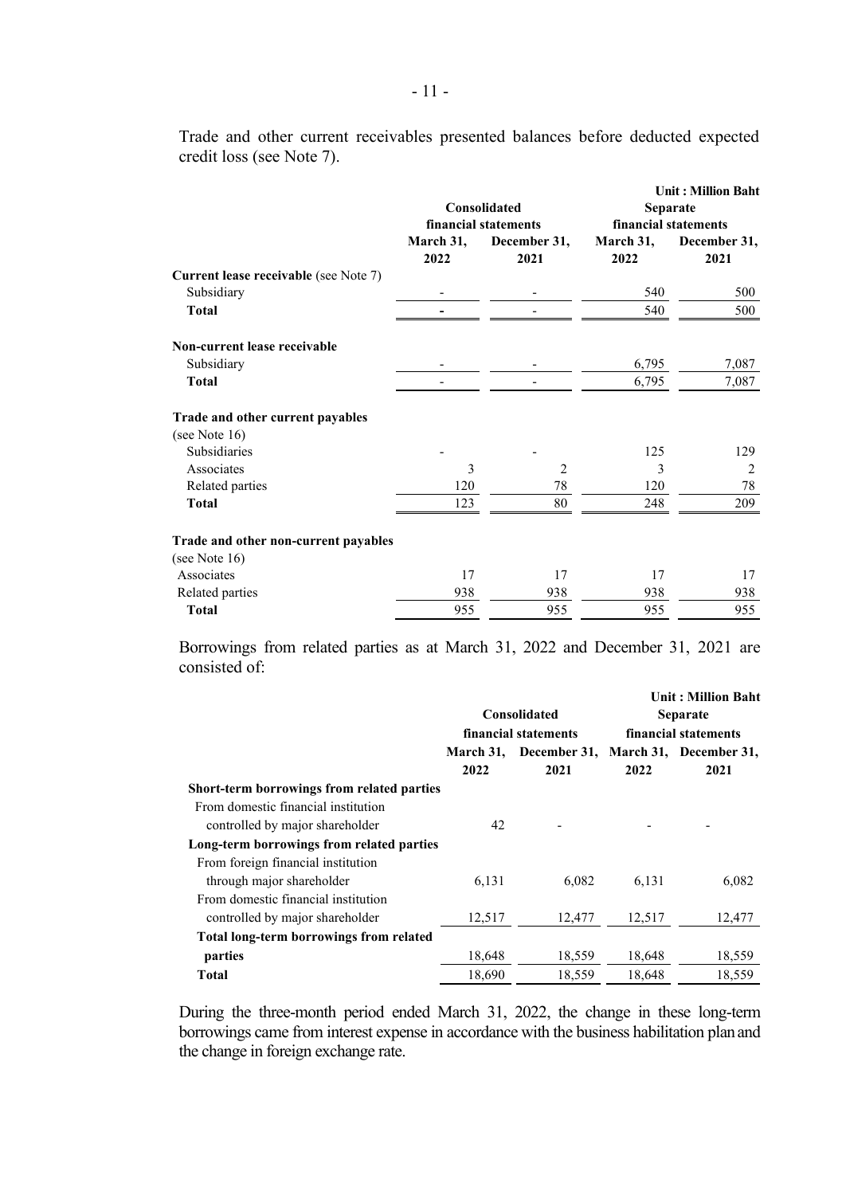Trade and other current receivables presented balances before deducted expected credit loss (see Note 7).

Unit : Million Baht

| | Consolidated financial statements | | Separate financial statements | |
|---|---|---|---|---|
| | March 31, 2022 | December 31, 2021 | March 31, 2022 | December 31, 2021 |
| **Current lease receivable** (see Note 7) | | | | |
| Subsidiary | - | - | 540 | 500 |
| **Total** | - | - | 540 | 500 |
| **Non-current lease receivable** | | | | |
| Subsidiary | - | - | 6,795 | 7,087 |
| **Total** | - | - | 6,795 | 7,087 |
| **Trade and other current payables** (see Note 16) | | | | |
| Subsidiaries | - | - | 125 | 129 |
| Associates | 3 | 2 | 3 | 2 |
| Related parties | 120 | 78 | 120 | 78 |
| **Total** | 123 | 80 | 248 | 209 |
| **Trade and other non-current payables** (see Note 16) | | | | |
| Associates | 17 | 17 | 17 | 17 |
| Related parties | 938 | 938 | 938 | 938 |
| **Total** | 955 | 955 | 955 | 955 |

Borrowings from related parties as at March 31, 2022 and December 31, 2021 are consisted of:

Unit : Million Baht

| | Consolidated financial statements | | Separate financial statements | |
|---|---|---|---|---|
| | March 31, 2022 | December 31, 2021 | March 31, 2022 | December 31, 2021 |
| **Short-term borrowings from related parties** | | | | |
| From domestic financial institution controlled by major shareholder | 42 | - | - | - |
| **Long-term borrowings from related parties** | | | | |
| From foreign financial institution through major shareholder | 6,131 | 6,082 | 6,131 | 6,082 |
| From domestic financial institution controlled by major shareholder | 12,517 | 12,477 | 12,517 | 12,477 |
| **Total long-term borrowings from related parties** | 18,648 | 18,559 | 18,648 | 18,559 |
| **Total** | 18,690 | 18,559 | 18,648 | 18,559 |

During the three-month period ended March 31, 2022, the change in these long-term borrowings came from interest expense in accordance with the business habilitation plan and the change in foreign exchange rate.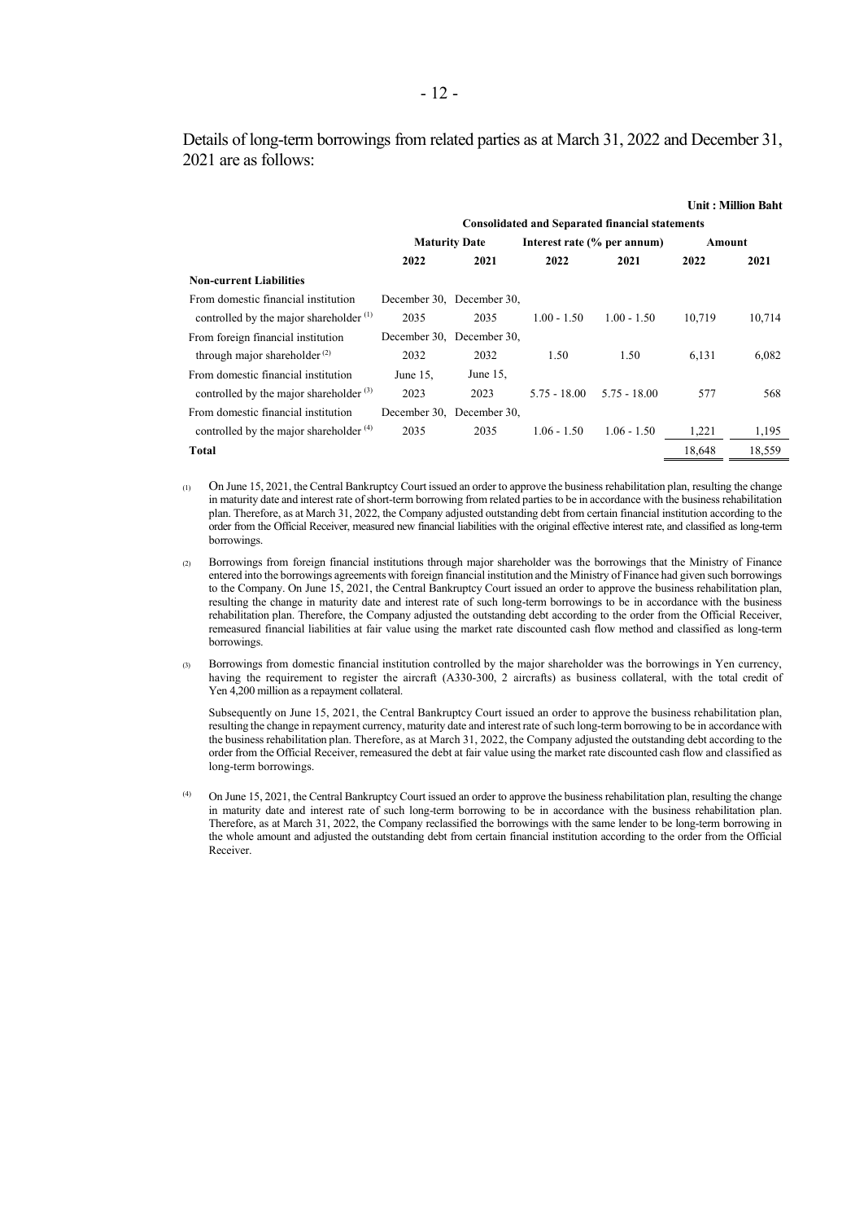Details of long-term borrowings from related parties as at March 31, 2022 and December 31, 2021 are as follows:

**Unit : Million Baht**

| | **Consolidated and Separated financial statements** | | | | | |
|---|---|---|---|---|---|---|
| | **Maturity Date** | | **Interest rate (% per annum)** | | **Amount** | |
| | **2022** | **2021** | **2022** | **2021** | **2022** | **2021** |
| **Non-current Liabilities** | | | | | | |
| From domestic financial institution controlled by the major shareholder [(1)] | December 30, 2035 | December 30, 2035 | 1.00 - 1.50 | 1.00 - 1.50 | 10,719 | 10,714 |
| From foreign financial institution through major shareholder [(2)] | December 30, 2032 | December 30, 2032 | 1.50 | 1.50 | 6,131 | 6,082 |
| From domestic financial institution controlled by the major shareholder [(3)] | June 15, 2023 | June 15, 2023 | 5.75 - 18.00 | 5.75 - 18.00 | 577 | 568 |
| From domestic financial institution controlled by the major shareholder [(4)] | December 30, 2035 | December 30, 2035 | 1.06 - 1.50 | 1.06 - 1.50 | 1,221 | 1,195 |
| **Total** | | | | | 18,648 | 18,559 |

(1) On June 15, 2021, the Central Bankruptcy Court issued an order to approve the business rehabilitation plan, resulting the change in maturity date and interest rate of short-term borrowing from related parties to be in accordance with the business rehabilitation plan. Therefore, as at March 31, 2022, the Company adjusted outstanding debt from certain financial institution according to the order from the Official Receiver, measured new financial liabilities with the original effective interest rate, and classified as long-term borrowings.

(2) Borrowings from foreign financial institutions through major shareholder was the borrowings that the Ministry of Finance entered into the borrowings agreements with foreign financial institution and the Ministry of Finance had given such borrowings to the Company. On June 15, 2021, the Central Bankruptcy Court issued an order to approve the business rehabilitation plan, resulting the change in maturity date and interest rate of such long-term borrowings to be in accordance with the business rehabilitation plan. Therefore, the Company adjusted the outstanding debt according to the order from the Official Receiver, remeasured financial liabilities at fair value using the market rate discounted cash flow method and classified as long-term borrowings.

(3) Borrowings from domestic financial institution controlled by the major shareholder was the borrowings in Yen currency, having the requirement to register the aircraft (A330-300, 2 aircrafts) as business collateral, with the total credit of Yen 4,200 million as a repayment collateral.

Subsequently on June 15, 2021, the Central Bankruptcy Court issued an order to approve the business rehabilitation plan, resulting the change in repayment currency, maturity date and interest rate of such long-term borrowing to be in accordance with the business rehabilitation plan. Therefore, as at March 31, 2022, the Company adjusted the outstanding debt according to the order from the Official Receiver, remeasured the debt at fair value using the market rate discounted cash flow and classified as long-term borrowings.

(4) On June 15, 2021, the Central Bankruptcy Court issued an order to approve the business rehabilitation plan, resulting the change in maturity date and interest rate of such long-term borrowing to be in accordance with the business rehabilitation plan. Therefore, as at March 31, 2022, the Company reclassified the borrowings with the same lender to be long-term borrowing in the whole amount and adjusted the outstanding debt from certain financial institution according to the order from the Official Receiver.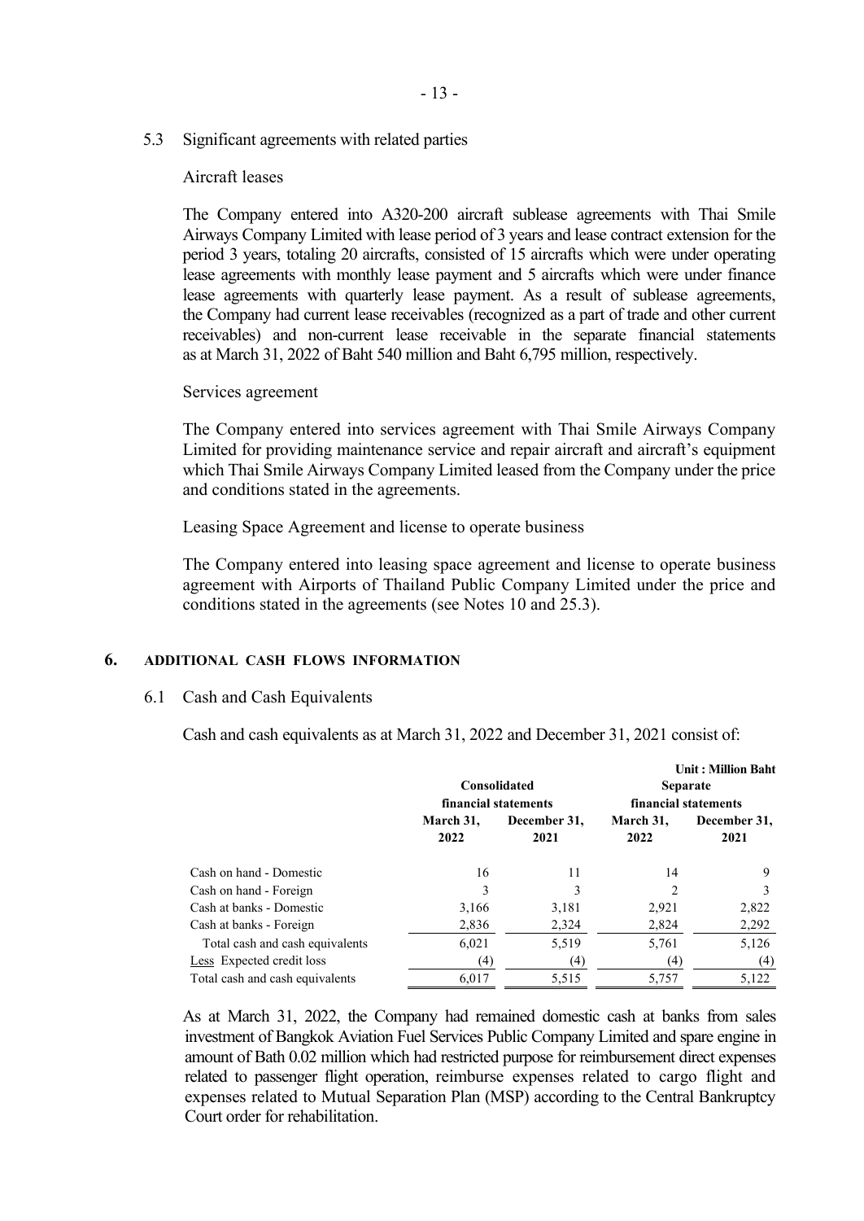5.3 Significant agreements with related parties

Aircraft leases

The Company entered into A320-200 aircraft sublease agreements with Thai Smile Airways Company Limited with lease period of 3 years and lease contract extension for the period 3 years, totaling 20 aircrafts, consisted of 15 aircrafts which were under operating lease agreements with monthly lease payment and 5 aircrafts which were under finance lease agreements with quarterly lease payment. As a result of sublease agreements, the Company had current lease receivables (recognized as a part of trade and other current receivables) and non-current lease receivable in the separate financial statements as at March 31, 2022 of Baht 540 million and Baht 6,795 million, respectively.

Services agreement

The Company entered into services agreement with Thai Smile Airways Company Limited for providing maintenance service and repair aircraft and aircraft's equipment which Thai Smile Airways Company Limited leased from the Company under the price and conditions stated in the agreements.

Leasing Space Agreement and license to operate business

The Company entered into leasing space agreement and license to operate business agreement with Airports of Thailand Public Company Limited under the price and conditions stated in the agreements (see Notes 10 and 25.3).

## 6. ADDITIONAL CASH FLOWS INFORMATION

6.1 Cash and Cash Equivalents

Cash and cash equivalents as at March 31, 2022 and December 31, 2021 consist of:

Unit : Million Baht

| | Consolidated financial statements | | Separate financial statements | |
|---|---|---|---|---|
| | **March 31, 2022** | **December 31, 2021** | **March 31, 2022** | **December 31, 2021** |
| Cash on hand - Domestic | 16 | 11 | 14 | 9 |
| Cash on hand - Foreign | 3 | 3 | 2 | 3 |
| Cash at banks - Domestic | 3,166 | 3,181 | 2,921 | 2,822 |
| Cash at banks - Foreign | 2,836 | 2,324 | 2,824 | 2,292 |
| Total cash and cash equivalents | 6,021 | 5,519 | 5,761 | 5,126 |
| Less Expected credit loss | (4) | (4) | (4) | (4) |
| Total cash and cash equivalents | 6,017 | 5,515 | 5,757 | 5,122 |

As at March 31, 2022, the Company had remained domestic cash at banks from sales investment of Bangkok Aviation Fuel Services Public Company Limited and spare engine in amount of Bath 0.02 million which had restricted purpose for reimbursement direct expenses related to passenger flight operation, reimburse expenses related to cargo flight and expenses related to Mutual Separation Plan (MSP) according to the Central Bankruptcy Court order for rehabilitation.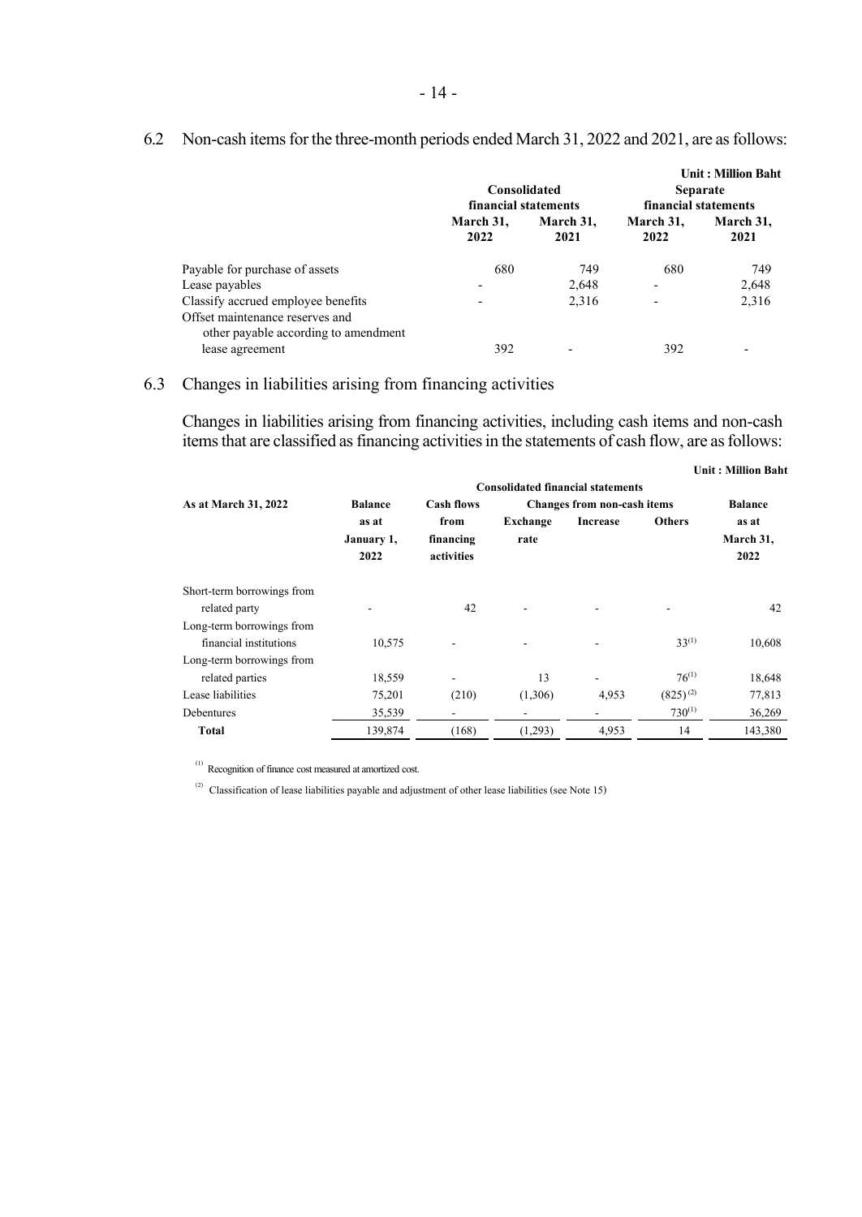6.2 Non-cash items for the three-month periods ended March 31, 2022 and 2021, are as follows:

Unit : Million Baht

| | Consolidated financial statements | | Separate financial statements | |
|---|---|---|---|---|
| | March 31, 2022 | March 31, 2021 | March 31, 2022 | March 31, 2021 |
| Payable for purchase of assets | 680 | 749 | 680 | 749 |
| Lease payables | - | 2,648 | - | 2,648 |
| Classify accrued employee benefits | - | 2,316 | - | 2,316 |
| Offset maintenance reserves and other payable according to amendment lease agreement | 392 | - | 392 | - |

6.3 Changes in liabilities arising from financing activities

Changes in liabilities arising from financing activities, including cash items and non-cash items that are classified as financing activities in the statements of cash flow, are as follows:

Unit : Million Baht

| | Consolidated financial statements | | | | | |
|---|---|---|---|---|---|---|
| As at March 31, 2022 | Balance as at January 1, 2022 | Cash flows from financing activities | Changes from non-cash items | | | Balance as at March 31, 2022 |
| | | | Exchange rate | Increase | Others | |
| Short-term borrowings from related party | - | 42 | - | - | - | 42 |
| Long-term borrowings from financial institutions | 10,575 | - | - | - | 33[(1)] | 10,608 |
| Long-term borrowings from related parties | 18,559 | - | 13 | - | 76[(1)] | 18,648 |
| Lease liabilities | 75,201 | (210) | (1,306) | 4,953 | (825)[(2)] | 77,813 |
| Debentures | 35,539 | - | - | - | 730[(1)] | 36,269 |
| **Total** | 139,874 | (168) | (1,293) | 4,953 | 14 | 143,380 |

[(1)] Recognition of finance cost measured at amortized cost.

[(2)] Classification of lease liabilities payable and adjustment of other lease liabilities (see Note 15)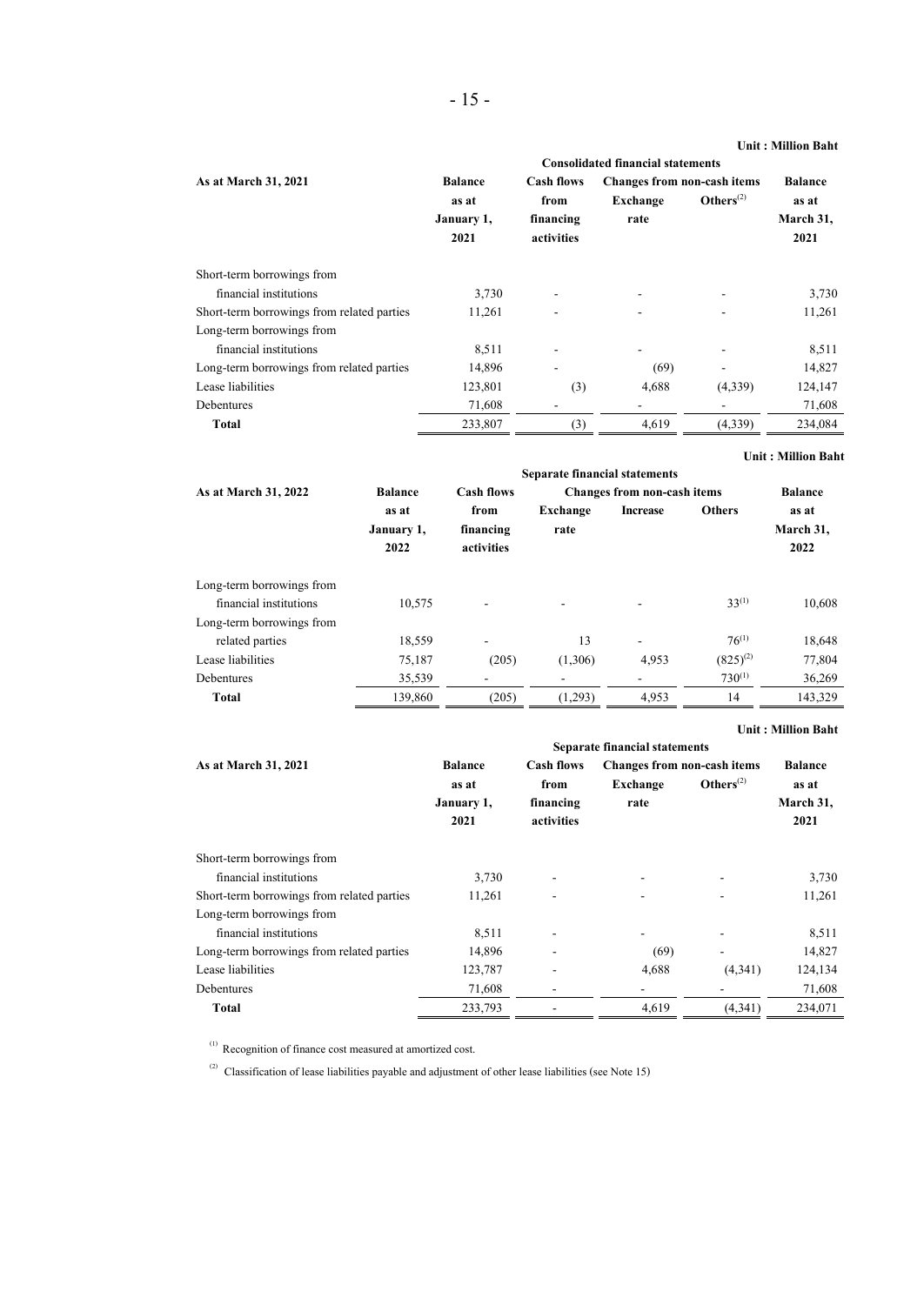Unit : Million Baht

| As at March 31, 2021 | Consolidated financial statements | | | | |
|---|---|---|---|---|---|
| | Balance as at January 1, 2021 | Cash flows from financing activities | Changes from non-cash items | | Balance as at March 31, 2021 |
| | | | Exchange rate | Others[(2)] | |
| Short-term borrowings from financial institutions | 3,730 | - | - | - | 3,730 |
| Short-term borrowings from related parties | 11,261 | - | - | - | 11,261 |
| Long-term borrowings from financial institutions | 8,511 | - | - | - | 8,511 |
| Long-term borrowings from related parties | 14,896 | - | (69) | - | 14,827 |
| Lease liabilities | 123,801 | (3) | 4,688 | (4,339) | 124,147 |
| Debentures | 71,608 | - | - | - | 71,608 |
| **Total** | 233,807 | (3) | 4,619 | (4,339) | 234,084 |

Unit : Million Baht

| As at March 31, 2022 | Separate financial statements | | | | | |
|---|---|---|---|---|---|---|
| | Balance as at January 1, 2022 | Cash flows from financing activities | Changes from non-cash items | | | Balance as at March 31, 2022 |
| | | | Exchange rate | Increase | Others | |
| Long-term borrowings from financial institutions | 10,575 | - | - | - | 33[(1)] | 10,608 |
| Long-term borrowings from related parties | 18,559 | - | 13 | - | 76[(1)] | 18,648 |
| Lease liabilities | 75,187 | (205) | (1,306) | 4,953 | (825)[(2)] | 77,804 |
| Debentures | 35,539 | - | - | - | 730[(1)] | 36,269 |
| **Total** | 139,860 | (205) | (1,293) | 4,953 | 14 | 143,329 |

Unit : Million Baht

| As at March 31, 2021 | Separate financial statements | | | | |
|---|---|---|---|---|---|
| | Balance as at January 1, 2021 | Cash flows from financing activities | Changes from non-cash items | | Balance as at March 31, 2021 |
| | | | Exchange rate | Others[(2)] | |
| Short-term borrowings from financial institutions | 3,730 | - | - | - | 3,730 |
| Short-term borrowings from related parties | 11,261 | - | - | - | 11,261 |
| Long-term borrowings from financial institutions | 8,511 | - | - | - | 8,511 |
| Long-term borrowings from related parties | 14,896 | - | (69) | - | 14,827 |
| Lease liabilities | 123,787 | - | 4,688 | (4,341) | 124,134 |
| Debentures | 71,608 | - | - | - | 71,608 |
| **Total** | 233,793 | - | 4,619 | (4,341) | 234,071 |

[(1)] Recognition of finance cost measured at amortized cost.

[(2)] Classification of lease liabilities payable and adjustment of other lease liabilities (see Note 15)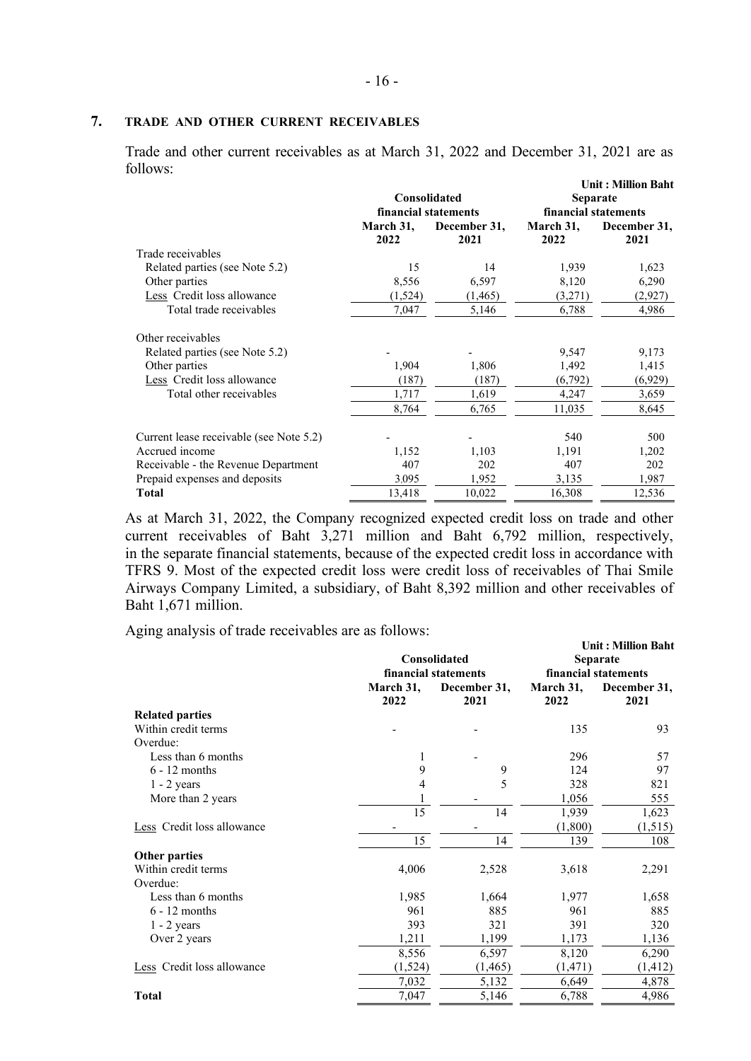## 7. TRADE AND OTHER CURRENT RECEIVABLES

Trade and other current receivables as at March 31, 2022 and December 31, 2021 are as follows:

Unit : Million Baht

| | Consolidated financial statements | | Separate financial statements | |
|---|---|---|---|---|
| | March 31, 2022 | December 31, 2021 | March 31, 2022 | December 31, 2021 |
| Trade receivables | | | | |
| Related parties (see Note 5.2) | 15 | 14 | 1,939 | 1,623 |
| Other parties | 8,556 | 6,597 | 8,120 | 6,290 |
| Less Credit loss allowance | (1,524) | (1,465) | (3,271) | (2,927) |
| Total trade receivables | 7,047 | 5,146 | 6,788 | 4,986 |
| Other receivables | | | | |
| Related parties (see Note 5.2) | - | - | 9,547 | 9,173 |
| Other parties | 1,904 | 1,806 | 1,492 | 1,415 |
| Less Credit loss allowance | (187) | (187) | (6,792) | (6,929) |
| Total other receivables | 1,717 | 1,619 | 4,247 | 3,659 |
| | 8,764 | 6,765 | 11,035 | 8,645 |
| Current lease receivable (see Note 5.2) | - | - | 540 | 500 |
| Accrued income | 1,152 | 1,103 | 1,191 | 1,202 |
| Receivable - the Revenue Department | 407 | 202 | 407 | 202 |
| Prepaid expenses and deposits | 3,095 | 1,952 | 3,135 | 1,987 |
| **Total** | 13,418 | 10,022 | 16,308 | 12,536 |

As at March 31, 2022, the Company recognized expected credit loss on trade and other current receivables of Baht 3,271 million and Baht 6,792 million, respectively, in the separate financial statements, because of the expected credit loss in accordance with TFRS 9. Most of the expected credit loss were credit loss of receivables of Thai Smile Airways Company Limited, a subsidiary, of Baht 8,392 million and other receivables of Baht 1,671 million.

Aging analysis of trade receivables are as follows:

Unit : Million Baht

| | Consolidated financial statements | | Separate financial statements | |
|---|---|---|---|---|
| | March 31, 2022 | December 31, 2021 | March 31, 2022 | December 31, 2021 |
| **Related parties** | | | | |
| Within credit terms | - | - | 135 | 93 |
| Overdue: | | | | |
| Less than 6 months | 1 | - | 296 | 57 |
| 6 - 12 months | 9 | 9 | 124 | 97 |
| 1 - 2 years | 4 | 5 | 328 | 821 |
| More than 2 years | 1 | - | 1,056 | 555 |
| | 15 | 14 | 1,939 | 1,623 |
| Less Credit loss allowance | - | - | (1,800) | (1,515) |
| | 15 | 14 | 139 | 108 |
| **Other parties** | | | | |
| Within credit terms | 4,006 | 2,528 | 3,618 | 2,291 |
| Overdue: | | | | |
| Less than 6 months | 1,985 | 1,664 | 1,977 | 1,658 |
| 6 - 12 months | 961 | 885 | 961 | 885 |
| 1 - 2 years | 393 | 321 | 391 | 320 |
| Over 2 years | 1,211 | 1,199 | 1,173 | 1,136 |
| | 8,556 | 6,597 | 8,120 | 6,290 |
| Less Credit loss allowance | (1,524) | (1,465) | (1,471) | (1,412) |
| | 7,032 | 5,132 | 6,649 | 4,878 |
| **Total** | 7,047 | 5,146 | 6,788 | 4,986 |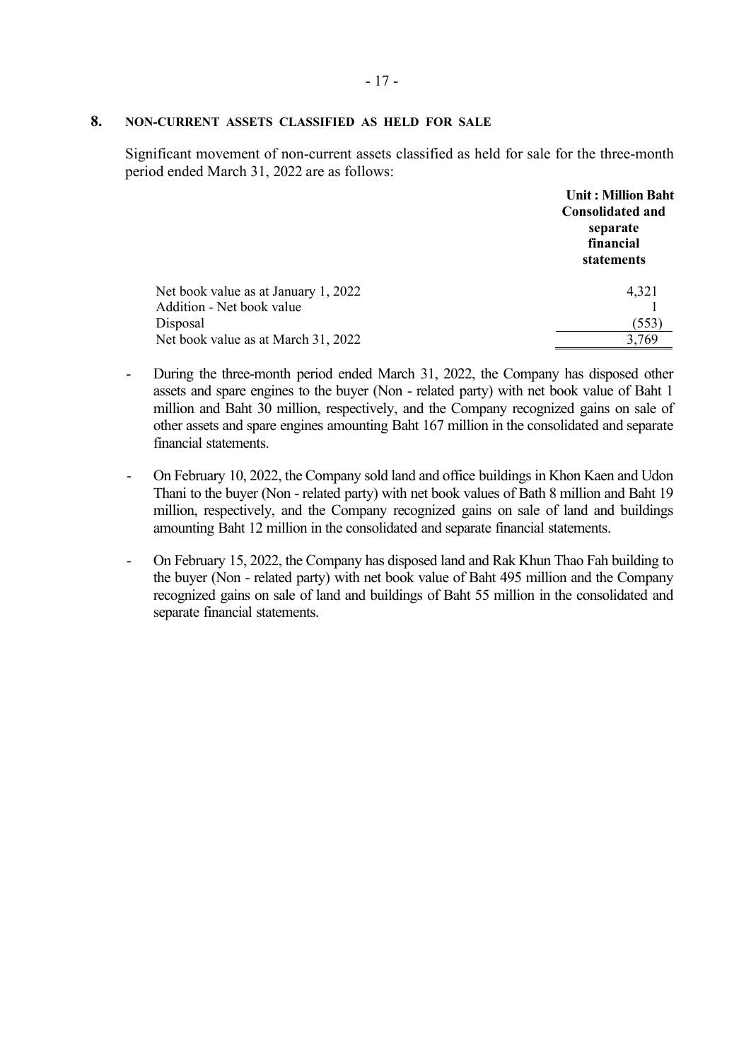## 8. NON-CURRENT ASSETS CLASSIFIED AS HELD FOR SALE

Significant movement of non-current assets classified as held for sale for the three-month period ended March 31, 2022 are as follows:

| | Unit : Million Baht<br>Consolidated and separate financial statements |
|---|---|
| Net book value as at January 1, 2022 | 4,321 |
| Addition - Net book value | 1 |
| Disposal | (553) |
| Net book value as at March 31, 2022 | 3,769 |

- During the three-month period ended March 31, 2022, the Company has disposed other assets and spare engines to the buyer (Non - related party) with net book value of Baht 1 million and Baht 30 million, respectively, and the Company recognized gains on sale of other assets and spare engines amounting Baht 167 million in the consolidated and separate financial statements.

- On February 10, 2022, the Company sold land and office buildings in Khon Kaen and Udon Thani to the buyer (Non - related party) with net book values of Bath 8 million and Baht 19 million, respectively, and the Company recognized gains on sale of land and buildings amounting Baht 12 million in the consolidated and separate financial statements.

- On February 15, 2022, the Company has disposed land and Rak Khun Thao Fah building to the buyer (Non - related party) with net book value of Baht 495 million and the Company recognized gains on sale of land and buildings of Baht 55 million in the consolidated and separate financial statements.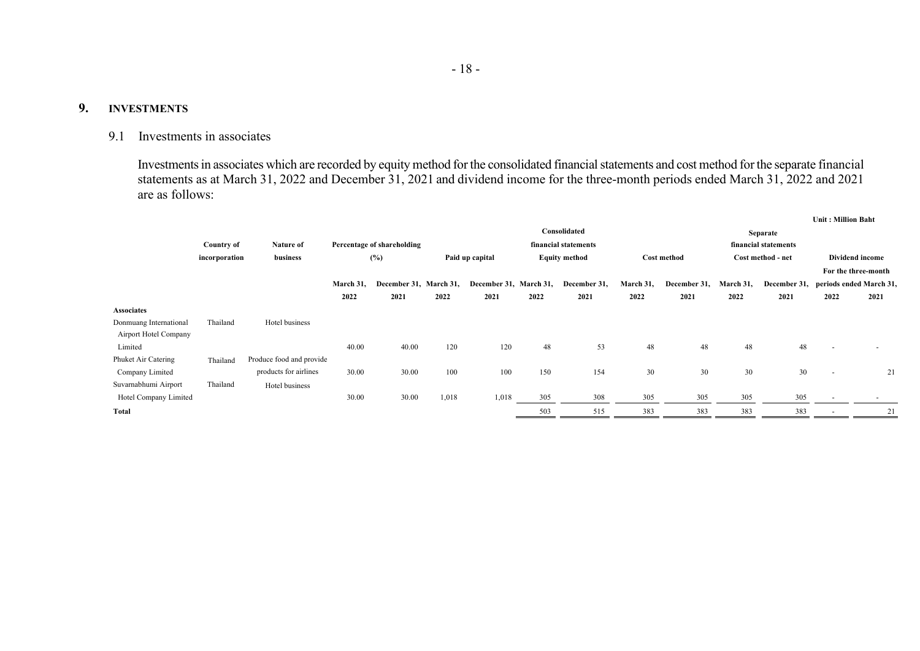## 9. INVESTMENTS

### 9.1 Investments in associates

Investments in associates which are recorded by equity method for the consolidated financial statements and cost method for the separate financial statements as at March 31, 2022 and December 31, 2021 and dividend income for the three-month periods ended March 31, 2022 and 2021 are as follows:

Unit : Million Baht

| | Country of incorporation | Nature of business | Percentage of shareholding (%) | | Paid up capital | | Consolidated financial statements | | | | Separate financial statements | | | |
|---|---|---|---|---|---|---|---|---|---|---|---|---|---|---|
| | | | | | | | Equity method | | Cost method | | Cost method - net | | Dividend income For the three-month periods ended March 31, | |
| | | | March 31, 2022 | December 31, 2021 | March 31, 2022 | December 31, 2021 | March 31, 2022 | December 31, 2021 | March 31, 2022 | December 31, 2021 | March 31, 2022 | December 31, 2021 | 2022 | 2021 |
| **Associates** | | | | | | | | | | | | | | |
| Donmuang International Airport Hotel Company Limited | Thailand | Hotel business | 40.00 | 40.00 | 120 | 120 | 48 | 53 | 48 | 48 | 48 | 48 | - | - |
| Phuket Air Catering Company Limited | Thailand | Produce food and provide products for airlines | 30.00 | 30.00 | 100 | 100 | 150 | 154 | 30 | 30 | 30 | 30 | - | 21 |
| Suvarnabhumi Airport Hotel Company Limited | Thailand | Hotel business | 30.00 | 30.00 | 1,018 | 1,018 | 305 | 308 | 305 | 305 | 305 | 305 | - | - |
| **Total** | | | | | | | 503 | 515 | 383 | 383 | 383 | 383 | - | 21 |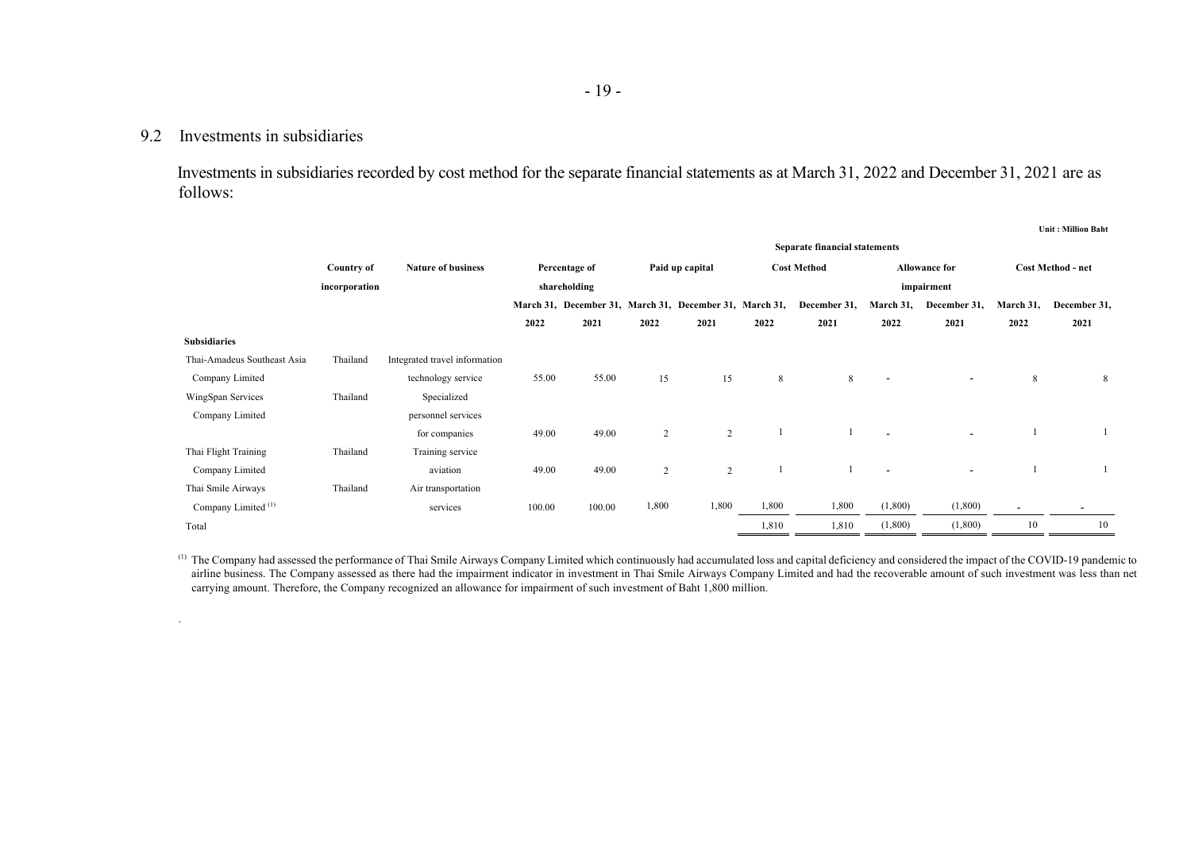## 9.2 Investments in subsidiaries

Investments in subsidiaries recorded by cost method for the separate financial statements as at March 31, 2022 and December 31, 2021 are as follows:

Unit : Million Baht

| | | | Separate financial statements | | | | | | | | | |
|---|---|---|---|---|---|---|---|---|---|---|---|---|
| | Country of incorporation | Nature of business | Percentage of shareholding | | Paid up capital | | Cost Method | | Allowance for impairment | | Cost Method - net | |
| | | | March 31, 2022 | December 31, 2021 | March 31, 2022 | December 31, 2021 | March 31, 2022 | December 31, 2021 | March 31, 2022 | December 31, 2021 | March 31, 2022 | December 31, 2021 |
| **Subsidiaries** | | | | | | | | | | | | |
| Thai-Amadeus Southeast Asia Company Limited | Thailand | Integrated travel information technology service | 55.00 | 55.00 | 15 | 15 | 8 | 8 | - | - | 8 | 8 |
| WingSpan Services Company Limited | Thailand | Specialized personnel services for companies | 49.00 | 49.00 | 2 | 2 | 1 | 1 | - | - | 1 | 1 |
| Thai Flight Training Company Limited | Thailand | Training service aviation | 49.00 | 49.00 | 2 | 2 | 1 | 1 | - | - | 1 | 1 |
| Thai Smile Airways Company Limited [(1)] | Thailand | Air transportation services | 100.00 | 100.00 | 1,800 | 1,800 | 1,800 | 1,800 | (1,800) | (1,800) | - | - |
| Total | | | | | | | 1,810 | 1,810 | (1,800) | (1,800) | 10 | 10 |

[(1)] The Company had assessed the performance of Thai Smile Airways Company Limited which continuously had accumulated loss and capital deficiency and considered the impact of the COVID-19 pandemic to airline business. The Company assessed as there had the impairment indicator in investment in Thai Smile Airways Company Limited and had the recoverable amount of such investment was less than net carrying amount. Therefore, the Company recognized an allowance for impairment of such investment of Baht 1,800 million.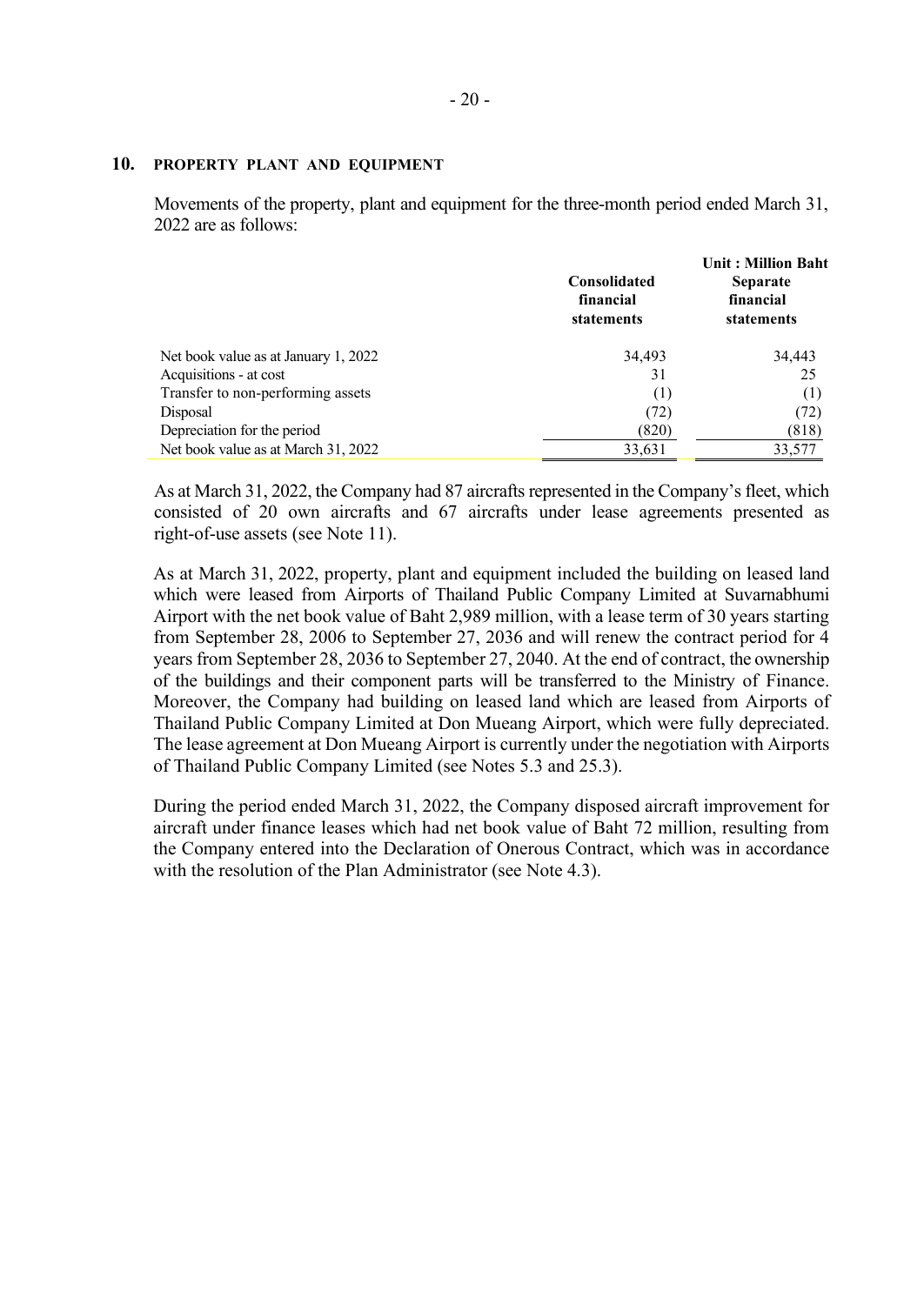## 10. PROPERTY PLANT AND EQUIPMENT

Movements of the property, plant and equipment for the three-month period ended March 31, 2022 are as follows:

| | | Unit : Million Baht |
|---|---|---|
| | Consolidated financial statements | Separate financial statements |
| Net book value as at January 1, 2022 | 34,493 | 34,443 |
| Acquisitions - at cost | 31 | 25 |
| Transfer to non-performing assets | (1) | (1) |
| Disposal | (72) | (72) |
| Depreciation for the period | (820) | (818) |
| Net book value as at March 31, 2022 | 33,631 | 33,577 |

As at March 31, 2022, the Company had 87 aircrafts represented in the Company's fleet, which consisted of 20 own aircrafts and 67 aircrafts under lease agreements presented as right-of-use assets (see Note 11).

As at March 31, 2022, property, plant and equipment included the building on leased land which were leased from Airports of Thailand Public Company Limited at Suvarnabhumi Airport with the net book value of Baht 2,989 million, with a lease term of 30 years starting from September 28, 2006 to September 27, 2036 and will renew the contract period for 4 years from September 28, 2036 to September 27, 2040. At the end of contract, the ownership of the buildings and their component parts will be transferred to the Ministry of Finance. Moreover, the Company had building on leased land which are leased from Airports of Thailand Public Company Limited at Don Mueang Airport, which were fully depreciated. The lease agreement at Don Mueang Airport is currently under the negotiation with Airports of Thailand Public Company Limited (see Notes 5.3 and 25.3).

During the period ended March 31, 2022, the Company disposed aircraft improvement for aircraft under finance leases which had net book value of Baht 72 million, resulting from the Company entered into the Declaration of Onerous Contract, which was in accordance with the resolution of the Plan Administrator (see Note 4.3).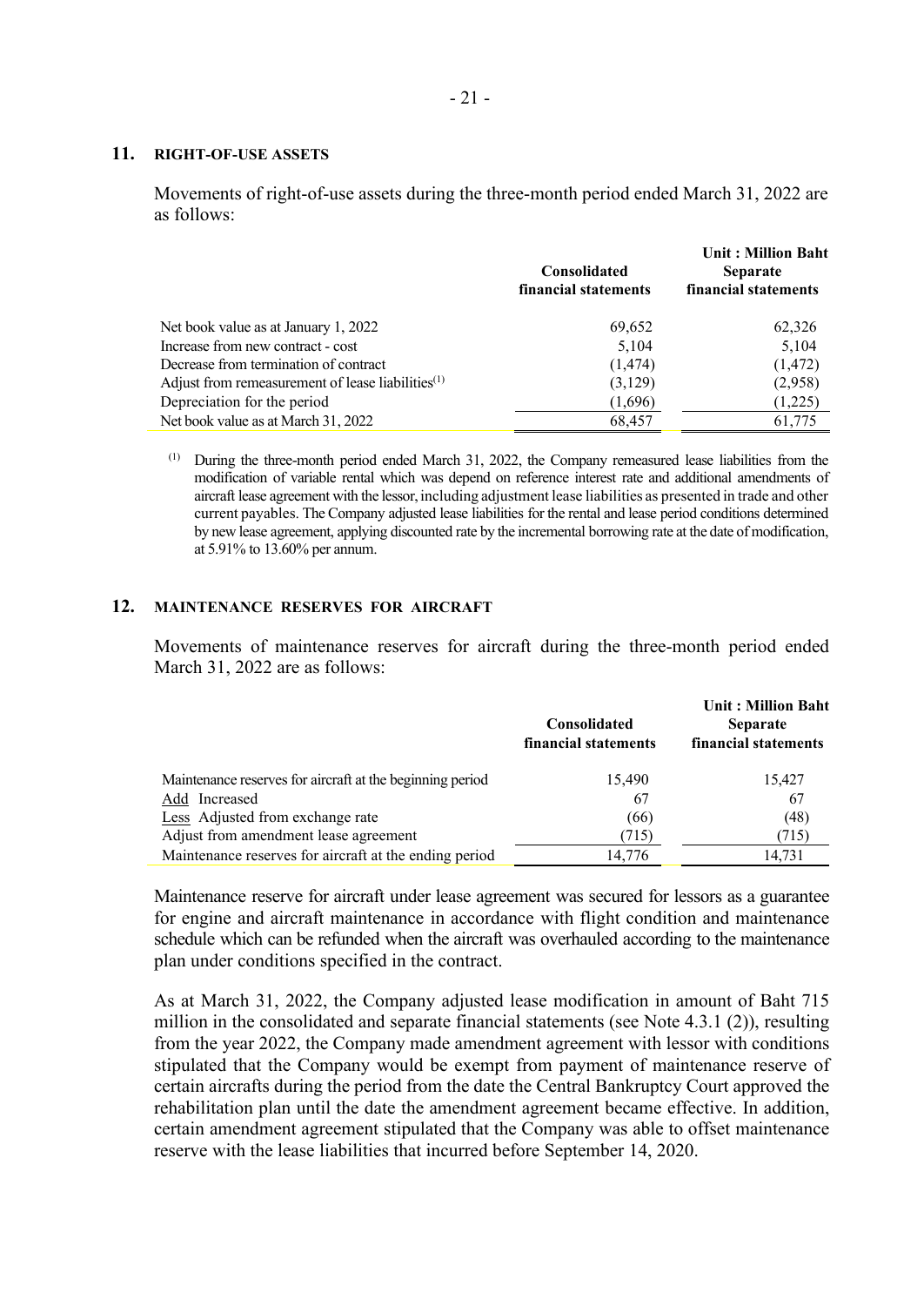## 11. RIGHT-OF-USE ASSETS

Movements of right-of-use assets during the three-month period ended March 31, 2022 are as follows:

| | Consolidated financial statements | Unit : Million Baht Separate financial statements |
|---|---|---|
| Net book value as at January 1, 2022 | 69,652 | 62,326 |
| Increase from new contract - cost | 5,104 | 5,104 |
| Decrease from termination of contract | (1,474) | (1,472) |
| Adjust from remeasurement of lease liabilities[(1)] | (3,129) | (2,958) |
| Depreciation for the period | (1,696) | (1,225) |
| Net book value as at March 31, 2022 | 68,457 | 61,775 |

[(1)] During the three-month period ended March 31, 2022, the Company remeasured lease liabilities from the modification of variable rental which was depend on reference interest rate and additional amendments of aircraft lease agreement with the lessor, including adjustment lease liabilities as presented in trade and other current payables. The Company adjusted lease liabilities for the rental and lease period conditions determined by new lease agreement, applying discounted rate by the incremental borrowing rate at the date of modification, at 5.91% to 13.60% per annum.

## 12. MAINTENANCE RESERVES FOR AIRCRAFT

Movements of maintenance reserves for aircraft during the three-month period ended March 31, 2022 are as follows:

| | Consolidated financial statements | Unit : Million Baht Separate financial statements |
|---|---|---|
| Maintenance reserves for aircraft at the beginning period | 15,490 | 15,427 |
| Add Increased | 67 | 67 |
| Less Adjusted from exchange rate | (66) | (48) |
| Adjust from amendment lease agreement | (715) | (715) |
| Maintenance reserves for aircraft at the ending period | 14,776 | 14,731 |

Maintenance reserve for aircraft under lease agreement was secured for lessors as a guarantee for engine and aircraft maintenance in accordance with flight condition and maintenance schedule which can be refunded when the aircraft was overhauled according to the maintenance plan under conditions specified in the contract.

As at March 31, 2022, the Company adjusted lease modification in amount of Baht 715 million in the consolidated and separate financial statements (see Note 4.3.1 (2)), resulting from the year 2022, the Company made amendment agreement with lessor with conditions stipulated that the Company would be exempt from payment of maintenance reserve of certain aircrafts during the period from the date the Central Bankruptcy Court approved the rehabilitation plan until the date the amendment agreement became effective. In addition, certain amendment agreement stipulated that the Company was able to offset maintenance reserve with the lease liabilities that incurred before September 14, 2020.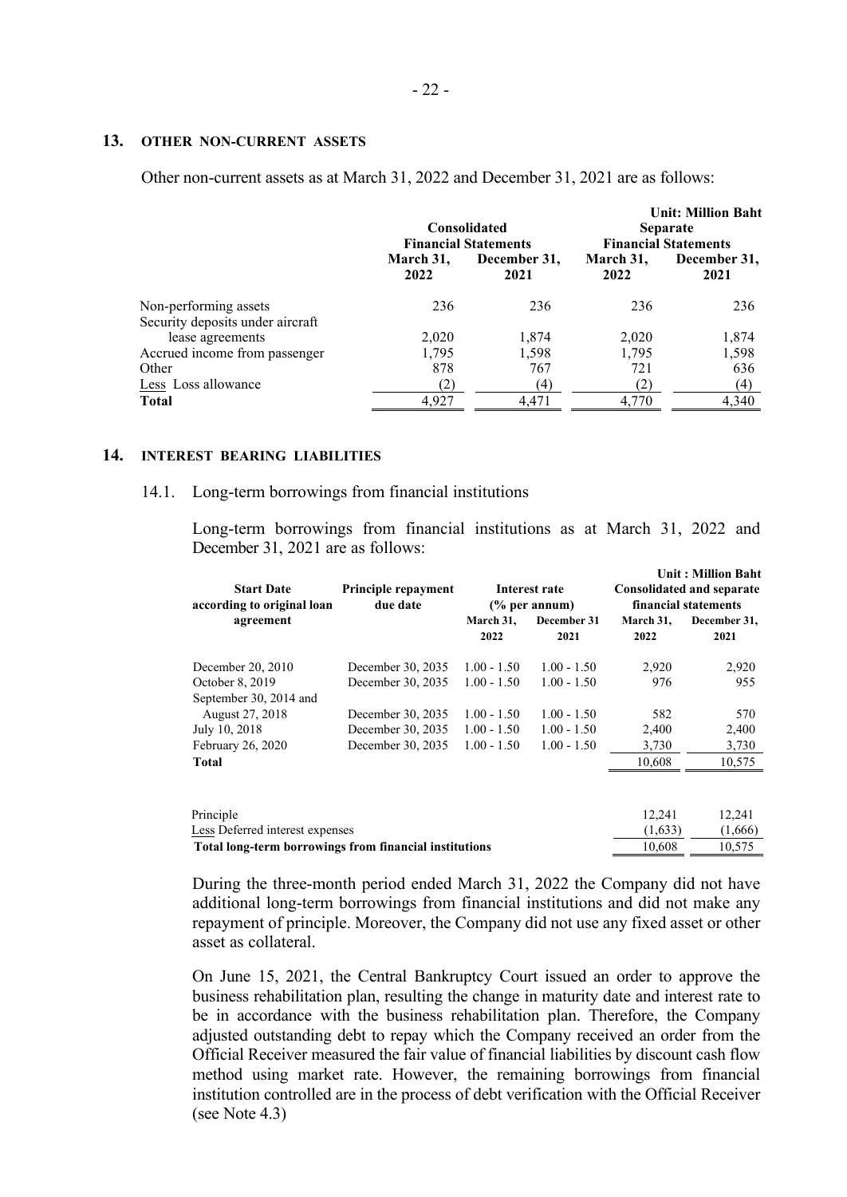## 13. OTHER NON-CURRENT ASSETS

Other non-current assets as at March 31, 2022 and December 31, 2021 are as follows:

**Unit: Million Baht**

| | Consolidated Financial Statements | | Separate Financial Statements | |
|---|---|---|---|---|
| | March 31, 2022 | December 31, 2021 | March 31, 2022 | December 31, 2021 |
| Non-performing assets | 236 | 236 | 236 | 236 |
| Security deposits under aircraft lease agreements | 2,020 | 1,874 | 2,020 | 1,874 |
| Accrued income from passenger | 1,795 | 1,598 | 1,795 | 1,598 |
| Other | 878 | 767 | 721 | 636 |
| Less Loss allowance | (2) | (4) | (2) | (4) |
| **Total** | 4,927 | 4,471 | 4,770 | 4,340 |

## 14. INTEREST BEARING LIABILITIES

14.1. Long-term borrowings from financial institutions

Long-term borrowings from financial institutions as at March 31, 2022 and December 31, 2021 are as follows:

**Unit : Million Baht**

| Start Date according to original loan agreement | Principle repayment due date | Interest rate (% per annum) | | Consolidated and separate financial statements | |
|---|---|---|---|---|---|
| | | March 31, 2022 | December 31 2021 | March 31, 2022 | December 31, 2021 |
| December 20, 2010 | December 30, 2035 | 1.00 - 1.50 | 1.00 - 1.50 | 2,920 | 2,920 |
| October 8, 2019 | December 30, 2035 | 1.00 - 1.50 | 1.00 - 1.50 | 976 | 955 |
| September 30, 2014 and August 27, 2018 | December 30, 2035 | 1.00 - 1.50 | 1.00 - 1.50 | 582 | 570 |
| July 10, 2018 | December 30, 2035 | 1.00 - 1.50 | 1.00 - 1.50 | 2,400 | 2,400 |
| February 26, 2020 | December 30, 2035 | 1.00 - 1.50 | 1.00 - 1.50 | 3,730 | 3,730 |
| **Total** | | | | 10,608 | 10,575 |

| | March 31, 2022 | December 31, 2021 |
|---|---|---|
| Principle | 12,241 | 12,241 |
| Less Deferred interest expenses | (1,633) | (1,666) |
| **Total long-term borrowings from financial institutions** | 10,608 | 10,575 |

During the three-month period ended March 31, 2022 the Company did not have additional long-term borrowings from financial institutions and did not make any repayment of principle. Moreover, the Company did not use any fixed asset or other asset as collateral.

On June 15, 2021, the Central Bankruptcy Court issued an order to approve the business rehabilitation plan, resulting the change in maturity date and interest rate to be in accordance with the business rehabilitation plan. Therefore, the Company adjusted outstanding debt to repay which the Company received an order from the Official Receiver measured the fair value of financial liabilities by discount cash flow method using market rate. However, the remaining borrowings from financial institution controlled are in the process of debt verification with the Official Receiver (see Note 4.3)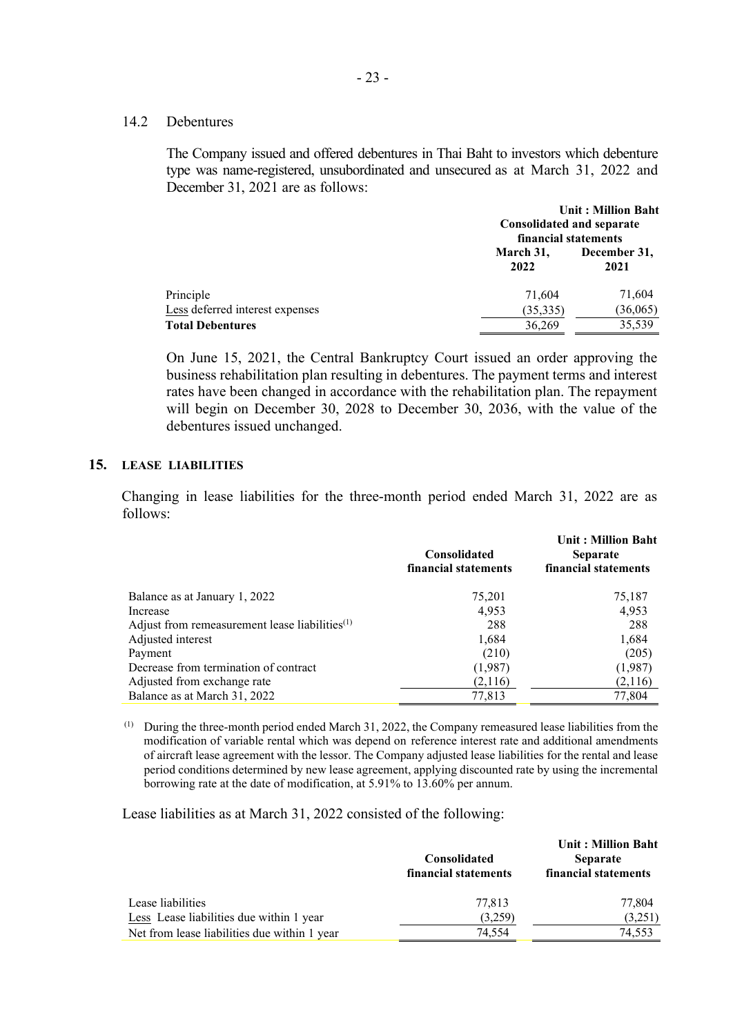### 14.2 Debentures

The Company issued and offered debentures in Thai Baht to investors which debenture type was name-registered, unsubordinated and unsecured as at March 31, 2022 and December 31, 2021 are as follows:

| | Unit : Million Baht | |
|---|---|---|
| | Consolidated and separate financial statements | |
| | March 31, 2022 | December 31, 2021 |
| Principle | 71,604 | 71,604 |
| Less deferred interest expenses | (35,335) | (36,065) |
| **Total Debentures** | 36,269 | 35,539 |

On June 15, 2021, the Central Bankruptcy Court issued an order approving the business rehabilitation plan resulting in debentures. The payment terms and interest rates have been changed in accordance with the rehabilitation plan. The repayment will begin on December 30, 2028 to December 30, 2036, with the value of the debentures issued unchanged.

## 15. LEASE LIABILITIES

Changing in lease liabilities for the three-month period ended March 31, 2022 are as follows:

| | | Unit : Million Baht |
|---|---|---|
| | Consolidated financial statements | Separate financial statements |
| Balance as at January 1, 2022 | 75,201 | 75,187 |
| Increase | 4,953 | 4,953 |
| Adjust from remeasurement lease liabilities[(1)] | 288 | 288 |
| Adjusted interest | 1,684 | 1,684 |
| Payment | (210) | (205) |
| Decrease from termination of contract | (1,987) | (1,987) |
| Adjusted from exchange rate | (2,116) | (2,116) |
| Balance as at March 31, 2022 | 77,813 | 77,804 |

[(1)] During the three-month period ended March 31, 2022, the Company remeasured lease liabilities from the modification of variable rental which was depend on reference interest rate and additional amendments of aircraft lease agreement with the lessor. The Company adjusted lease liabilities for the rental and lease period conditions determined by new lease agreement, applying discounted rate by using the incremental borrowing rate at the date of modification, at 5.91% to 13.60% per annum.

Lease liabilities as at March 31, 2022 consisted of the following:

| | | Unit : Million Baht |
|---|---|---|
| | Consolidated financial statements | Separate financial statements |
| Lease liabilities | 77,813 | 77,804 |
| Less Lease liabilities due within 1 year | (3,259) | (3,251) |
| Net from lease liabilities due within 1 year | 74,554 | 74,553 |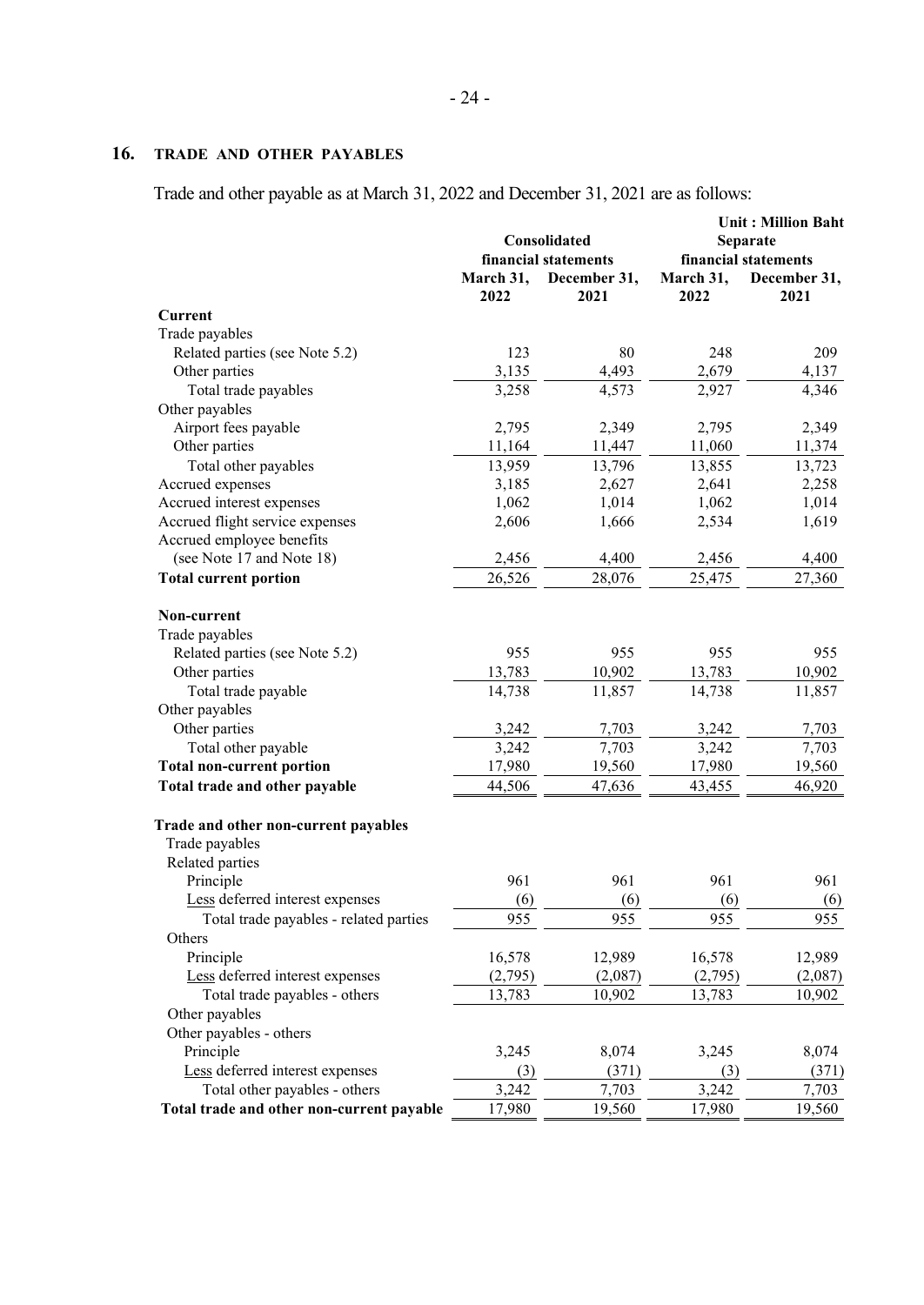## 16. TRADE AND OTHER PAYABLES

Trade and other payable as at March 31, 2022 and December 31, 2021 are as follows:

Unit : Million Baht

| | Consolidated financial statements | | Separate financial statements | |
|---|---|---|---|---|
| | March 31, 2022 | December 31, 2021 | March 31, 2022 | December 31, 2021 |
| **Current** | | | | |
| Trade payables | | | | |
| Related parties (see Note 5.2) | 123 | 80 | 248 | 209 |
| Other parties | 3,135 | 4,493 | 2,679 | 4,137 |
| Total trade payables | 3,258 | 4,573 | 2,927 | 4,346 |
| Other payables | | | | |
| Airport fees payable | 2,795 | 2,349 | 2,795 | 2,349 |
| Other parties | 11,164 | 11,447 | 11,060 | 11,374 |
| Total other payables | 13,959 | 13,796 | 13,855 | 13,723 |
| Accrued expenses | 3,185 | 2,627 | 2,641 | 2,258 |
| Accrued interest expenses | 1,062 | 1,014 | 1,062 | 1,014 |
| Accrued flight service expenses | 2,606 | 1,666 | 2,534 | 1,619 |
| Accrued employee benefits (see Note 17 and Note 18) | 2,456 | 4,400 | 2,456 | 4,400 |
| **Total current portion** | 26,526 | 28,076 | 25,475 | 27,360 |
| **Non-current** | | | | |
| Trade payables | | | | |
| Related parties (see Note 5.2) | 955 | 955 | 955 | 955 |
| Other parties | 13,783 | 10,902 | 13,783 | 10,902 |
| Total trade payable | 14,738 | 11,857 | 14,738 | 11,857 |
| Other payables | | | | |
| Other parties | 3,242 | 7,703 | 3,242 | 7,703 |
| Total other payable | 3,242 | 7,703 | 3,242 | 7,703 |
| **Total non-current portion** | 17,980 | 19,560 | 17,980 | 19,560 |
| **Total trade and other payable** | 44,506 | 47,636 | 43,455 | 46,920 |
| | | | | |
| **Trade and other non-current payables** | | | | |
| Trade payables | | | | |
| Related parties | | | | |
| Principle | 961 | 961 | 961 | 961 |
| Less deferred interest expenses | (6) | (6) | (6) | (6) |
| Total trade payables - related parties | 955 | 955 | 955 | 955 |
| Others | | | | |
| Principle | 16,578 | 12,989 | 16,578 | 12,989 |
| Less deferred interest expenses | (2,795) | (2,087) | (2,795) | (2,087) |
| Total trade payables - others | 13,783 | 10,902 | 13,783 | 10,902 |
| Other payables | | | | |
| Other payables - others | | | | |
| Principle | 3,245 | 8,074 | 3,245 | 8,074 |
| Less deferred interest expenses | (3) | (371) | (3) | (371) |
| Total other payables - others | 3,242 | 7,703 | 3,242 | 7,703 |
| **Total trade and other non-current payable** | 17,980 | 19,560 | 17,980 | 19,560 |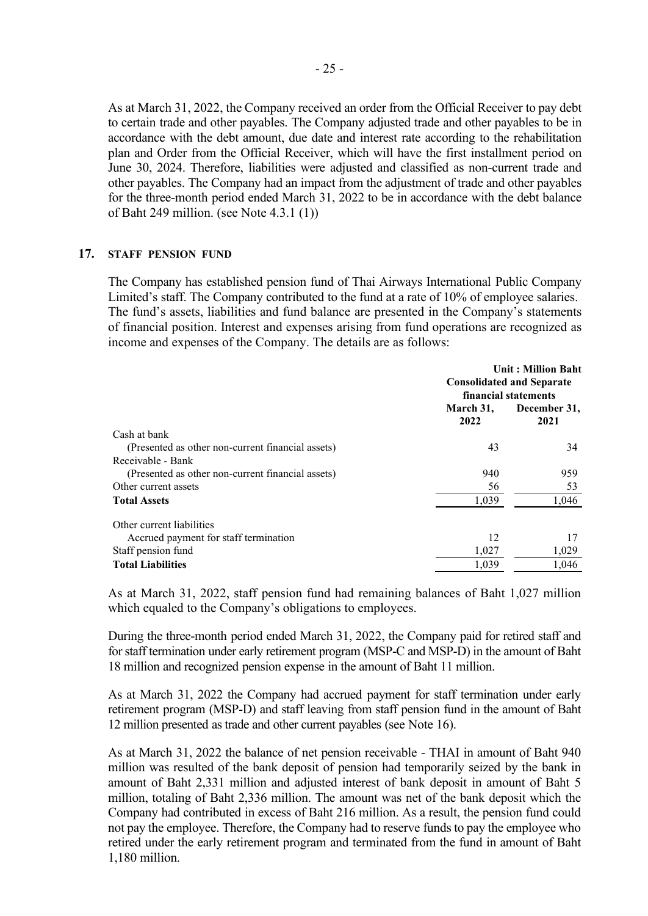As at March 31, 2022, the Company received an order from the Official Receiver to pay debt to certain trade and other payables. The Company adjusted trade and other payables to be in accordance with the debt amount, due date and interest rate according to the rehabilitation plan and Order from the Official Receiver, which will have the first installment period on June 30, 2024. Therefore, liabilities were adjusted and classified as non-current trade and other payables. The Company had an impact from the adjustment of trade and other payables for the three-month period ended March 31, 2022 to be in accordance with the debt balance of Baht 249 million. (see Note 4.3.1 (1))

## 17. STAFF PENSION FUND

The Company has established pension fund of Thai Airways International Public Company Limited's staff. The Company contributed to the fund at a rate of 10% of employee salaries. The fund's assets, liabilities and fund balance are presented in the Company's statements of financial position. Interest and expenses arising from fund operations are recognized as income and expenses of the Company. The details are as follows:

| | Unit : Million Baht | |
|---|---|---|
| | Consolidated and Separate financial statements | |
| | March 31, 2022 | December 31, 2021 |
| Cash at bank | | |
| (Presented as other non-current financial assets) | 43 | 34 |
| Receivable - Bank | | |
| (Presented as other non-current financial assets) | 940 | 959 |
| Other current assets | 56 | 53 |
| **Total Assets** | 1,039 | 1,046 |
| Other current liabilities | | |
| Accrued payment for staff termination | 12 | 17 |
| Staff pension fund | 1,027 | 1,029 |
| **Total Liabilities** | 1,039 | 1,046 |

As at March 31, 2022, staff pension fund had remaining balances of Baht 1,027 million which equaled to the Company's obligations to employees.

During the three-month period ended March 31, 2022, the Company paid for retired staff and for staff termination under early retirement program (MSP-C and MSP-D) in the amount of Baht 18 million and recognized pension expense in the amount of Baht 11 million.

As at March 31, 2022 the Company had accrued payment for staff termination under early retirement program (MSP-D) and staff leaving from staff pension fund in the amount of Baht 12 million presented as trade and other current payables (see Note 16).

As at March 31, 2022 the balance of net pension receivable - THAI in amount of Baht 940 million was resulted of the bank deposit of pension had temporarily seized by the bank in amount of Baht 2,331 million and adjusted interest of bank deposit in amount of Baht 5 million, totaling of Baht 2,336 million. The amount was net of the bank deposit which the Company had contributed in excess of Baht 216 million. As a result, the pension fund could not pay the employee. Therefore, the Company had to reserve funds to pay the employee who retired under the early retirement program and terminated from the fund in amount of Baht 1,180 million.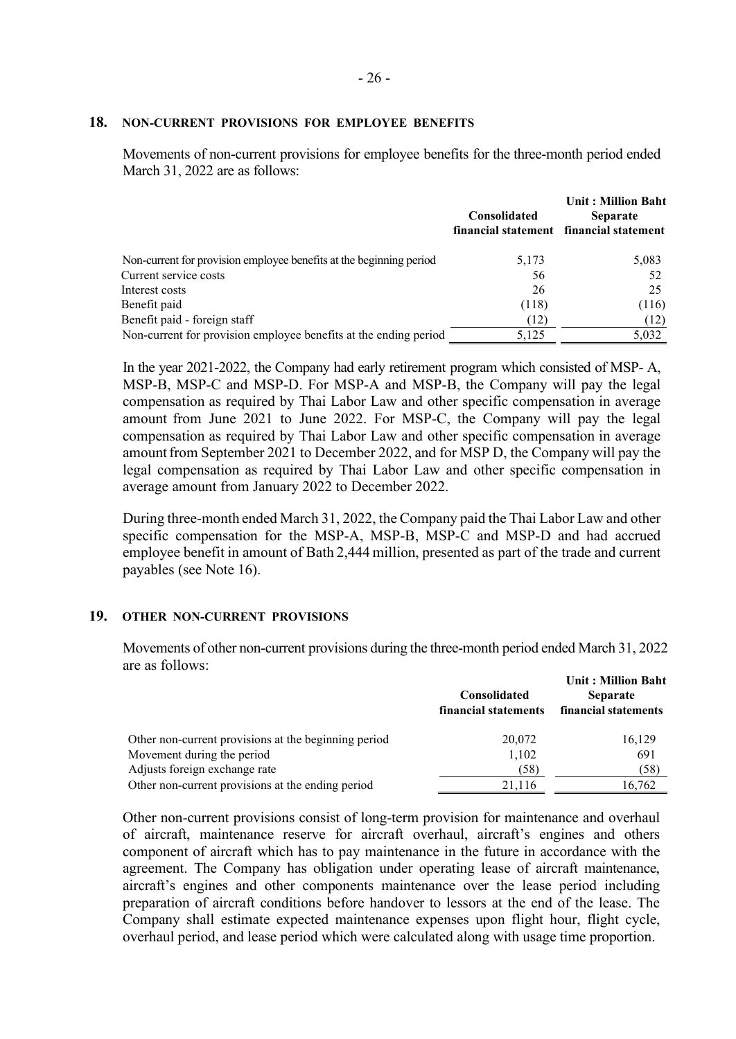## 18. NON-CURRENT PROVISIONS FOR EMPLOYEE BENEFITS

Movements of non-current provisions for employee benefits for the three-month period ended March 31, 2022 are as follows:

| | | Unit : Million Baht |
|---|---|---|
| | Consolidated financial statement | Separate financial statement |
| Non-current for provision employee benefits at the beginning period | 5,173 | 5,083 |
| Current service costs | 56 | 52 |
| Interest costs | 26 | 25 |
| Benefit paid | (118) | (116) |
| Benefit paid - foreign staff | (12) | (12) |
| Non-current for provision employee benefits at the ending period | 5,125 | 5,032 |

In the year 2021-2022, the Company had early retirement program which consisted of MSP- A, MSP-B, MSP-C and MSP-D. For MSP-A and MSP-B, the Company will pay the legal compensation as required by Thai Labor Law and other specific compensation in average amount from June 2021 to June 2022. For MSP-C, the Company will pay the legal compensation as required by Thai Labor Law and other specific compensation in average amount from September 2021 to December 2022, and for MSP D, the Company will pay the legal compensation as required by Thai Labor Law and other specific compensation in average amount from January 2022 to December 2022.

During three-month ended March 31, 2022, the Company paid the Thai Labor Law and other specific compensation for the MSP-A, MSP-B, MSP-C and MSP-D and had accrued employee benefit in amount of Bath 2,444 million, presented as part of the trade and current payables (see Note 16).

## 19. OTHER NON-CURRENT PROVISIONS

Movements of other non-current provisions during the three-month period ended March 31, 2022 are as follows:

| | | Unit : Million Baht |
|---|---|---|
| | Consolidated financial statements | Separate financial statements |
| Other non-current provisions at the beginning period | 20,072 | 16,129 |
| Movement during the period | 1,102 | 691 |
| Adjusts foreign exchange rate | (58) | (58) |
| Other non-current provisions at the ending period | 21,116 | 16,762 |

Other non-current provisions consist of long-term provision for maintenance and overhaul of aircraft, maintenance reserve for aircraft overhaul, aircraft's engines and others component of aircraft which has to pay maintenance in the future in accordance with the agreement. The Company has obligation under operating lease of aircraft maintenance, aircraft's engines and other components maintenance over the lease period including preparation of aircraft conditions before handover to lessors at the end of the lease. The Company shall estimate expected maintenance expenses upon flight hour, flight cycle, overhaul period, and lease period which were calculated along with usage time proportion.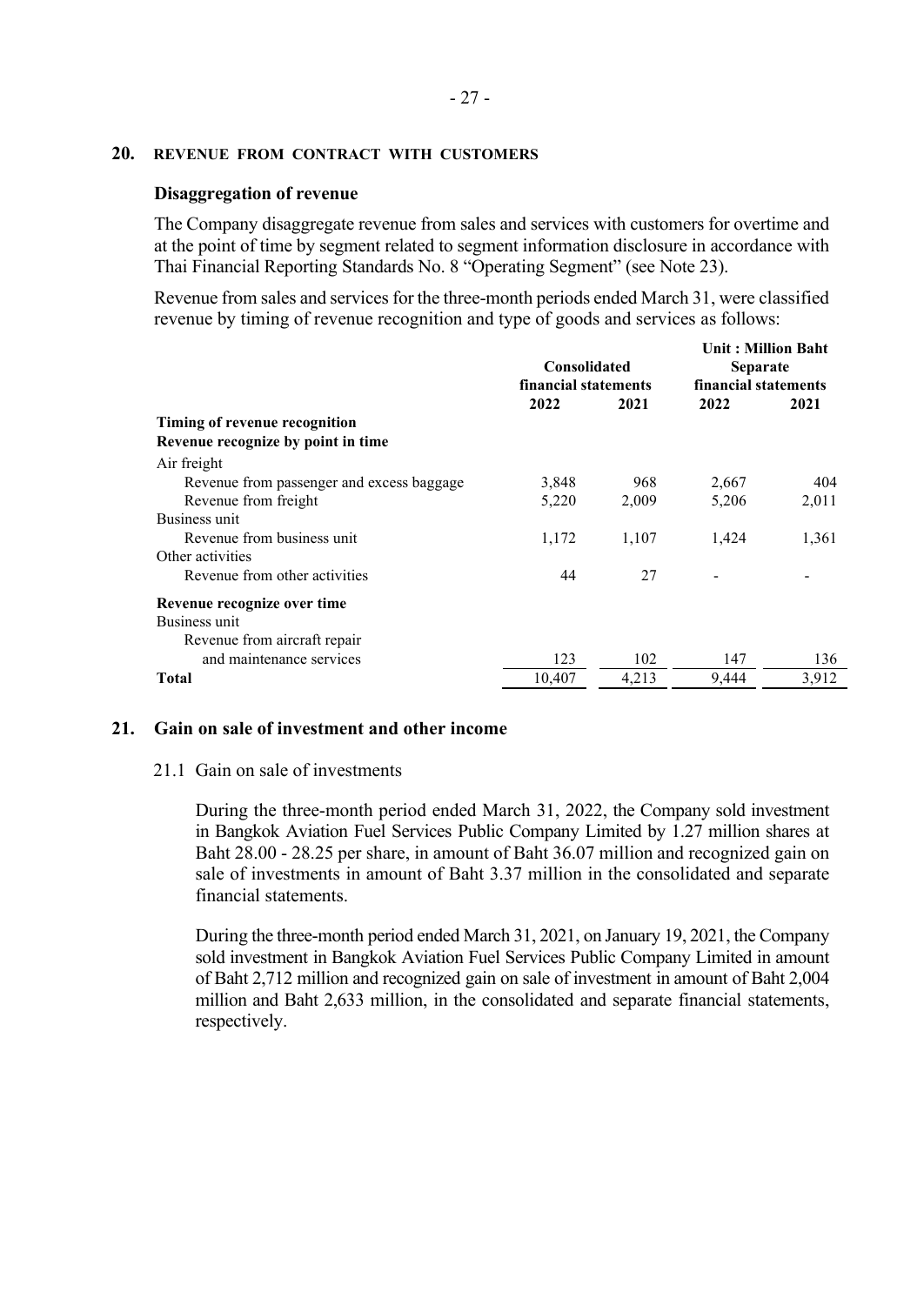## 20. REVENUE FROM CONTRACT WITH CUSTOMERS

### Disaggregation of revenue

The Company disaggregate revenue from sales and services with customers for overtime and at the point of time by segment related to segment information disclosure in accordance with Thai Financial Reporting Standards No. 8 "Operating Segment" (see Note 23).

Revenue from sales and services for the three-month periods ended March 31, were classified revenue by timing of revenue recognition and type of goods and services as follows:

Unit : Million Baht

| | Consolidated financial statements | | Separate financial statements | |
|---|---|---|---|---|
| | 2022 | 2021 | 2022 | 2021 |
| **Timing of revenue recognition** | | | | |
| **Revenue recognize by point in time** | | | | |
| Air freight | | | | |
| Revenue from passenger and excess baggage | 3,848 | 968 | 2,667 | 404 |
| Revenue from freight | 5,220 | 2,009 | 5,206 | 2,011 |
| Business unit | | | | |
| Revenue from business unit | 1,172 | 1,107 | 1,424 | 1,361 |
| Other activities | | | | |
| Revenue from other activities | 44 | 27 | - | - |
| **Revenue recognize over time** | | | | |
| Business unit | | | | |
| Revenue from aircraft repair and maintenance services | 123 | 102 | 147 | 136 |
| **Total** | 10,407 | 4,213 | 9,444 | 3,912 |

## 21. Gain on sale of investment and other income

21.1 Gain on sale of investments

During the three-month period ended March 31, 2022, the Company sold investment in Bangkok Aviation Fuel Services Public Company Limited by 1.27 million shares at Baht 28.00 - 28.25 per share, in amount of Baht 36.07 million and recognized gain on sale of investments in amount of Baht 3.37 million in the consolidated and separate financial statements.

During the three-month period ended March 31, 2021, on January 19, 2021, the Company sold investment in Bangkok Aviation Fuel Services Public Company Limited in amount of Baht 2,712 million and recognized gain on sale of investment in amount of Baht 2,004 million and Baht 2,633 million, in the consolidated and separate financial statements, respectively.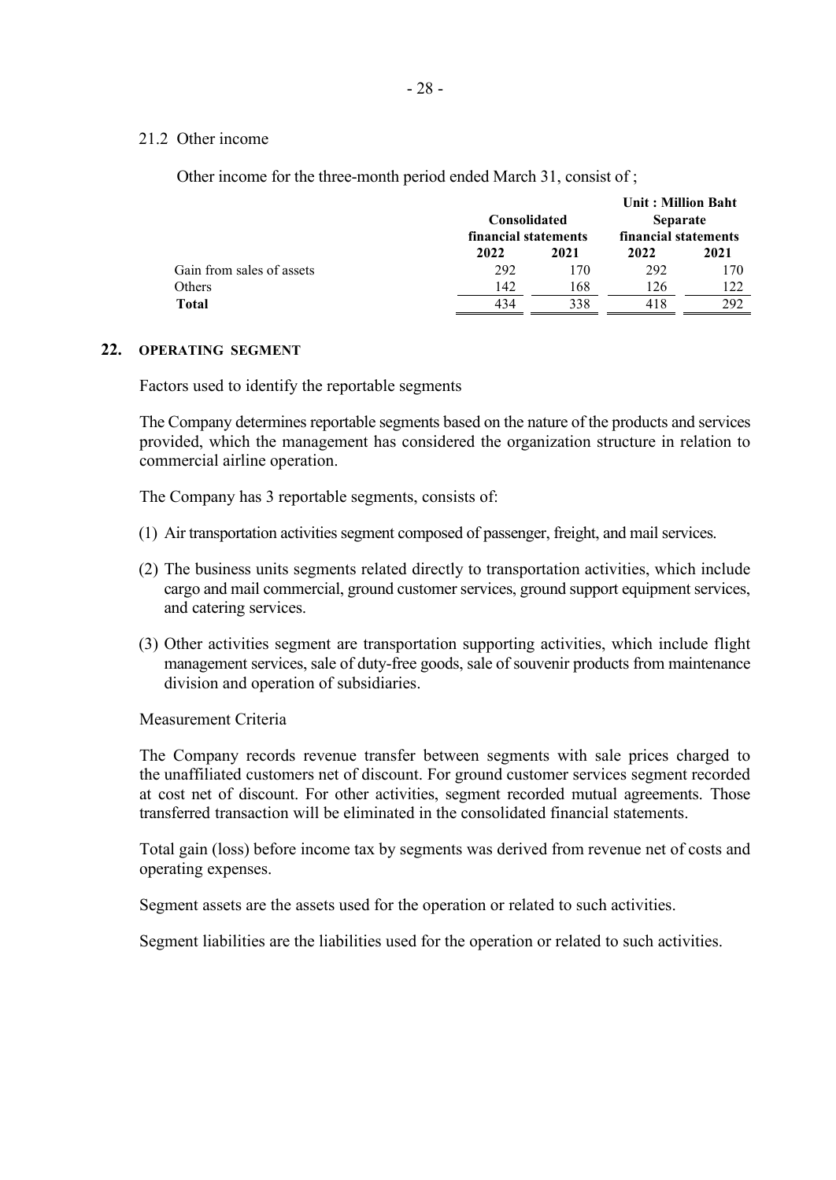21.2 Other income

Other income for the three-month period ended March 31, consist of ;

| | Consolidated financial statements | | Separate financial statements | |
|---|---|---|---|---|
| | | | Unit : Million Baht | |
| | 2022 | 2021 | 2022 | 2021 |
| Gain from sales of assets | 292 | 170 | 292 | 170 |
| Others | 142 | 168 | 126 | 122 |
| **Total** | 434 | 338 | 418 | 292 |

## 22. OPERATING SEGMENT

Factors used to identify the reportable segments

The Company determines reportable segments based on the nature of the products and services provided, which the management has considered the organization structure in relation to commercial airline operation.

The Company has 3 reportable segments, consists of:

(1) Air transportation activities segment composed of passenger, freight, and mail services.

(2) The business units segments related directly to transportation activities, which include cargo and mail commercial, ground customer services, ground support equipment services, and catering services.

(3) Other activities segment are transportation supporting activities, which include flight management services, sale of duty-free goods, sale of souvenir products from maintenance division and operation of subsidiaries.

Measurement Criteria

The Company records revenue transfer between segments with sale prices charged to the unaffiliated customers net of discount. For ground customer services segment recorded at cost net of discount. For other activities, segment recorded mutual agreements. Those transferred transaction will be eliminated in the consolidated financial statements.

Total gain (loss) before income tax by segments was derived from revenue net of costs and operating expenses.

Segment assets are the assets used for the operation or related to such activities.

Segment liabilities are the liabilities used for the operation or related to such activities.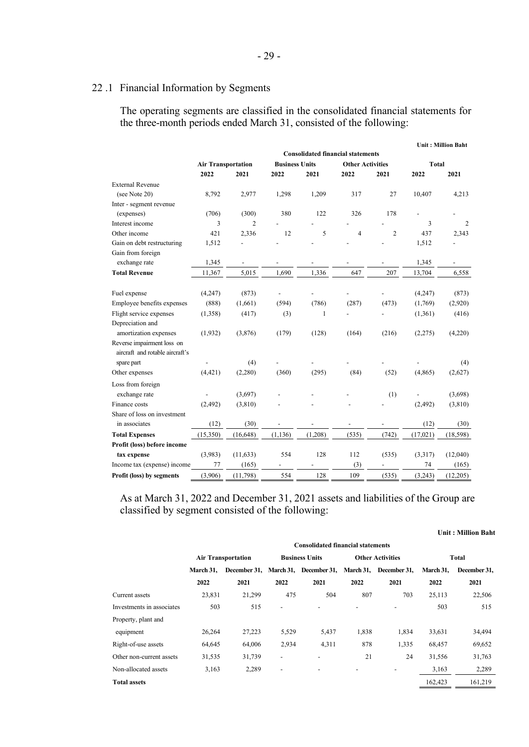## 22 .1 Financial Information by Segments

The operating segments are classified in the consolidated financial statements for the three-month periods ended March 31, consisted of the following:

Unit : Million Baht

| | Consolidated financial statements | | | | | | | |
|---|---|---|---|---|---|---|---|---|
| | Air Transportation | | Business Units | | Other Activities | | Total | |
| | 2022 | 2021 | 2022 | 2021 | 2022 | 2021 | 2022 | 2021 |
| External Revenue (see Note 20) | 8,792 | 2,977 | 1,298 | 1,209 | 317 | 27 | 10,407 | 4,213 |
| Inter - segment revenue (expenses) | (706) | (300) | 380 | 122 | 326 | 178 | - | - |
| Interest income | 3 | 2 | - | - | - | - | 3 | 2 |
| Other income | 421 | 2,336 | 12 | 5 | 4 | 2 | 437 | 2,343 |
| Gain on debt restructuring | 1,512 | - | - | - | - | - | 1,512 | - |
| Gain from foreign exchange rate | 1,345 | - | - | - | - | - | 1,345 | - |
| **Total Revenue** | 11,367 | 5,015 | 1,690 | 1,336 | 647 | 207 | 13,704 | 6,558 |
| Fuel expense | (4,247) | (873) | - | - | - | - | (4,247) | (873) |
| Employee benefits expenses | (888) | (1,661) | (594) | (786) | (287) | (473) | (1,769) | (2,920) |
| Flight service expenses | (1,358) | (417) | (3) | 1 | - | - | (1,361) | (416) |
| Depreciation and amortization expenses | (1,932) | (3,876) | (179) | (128) | (164) | (216) | (2,275) | (4,220) |
| Reverse impairment loss on aircraft and rotable aircraft's spare part | - | (4) | - | - | - | - | - | (4) |
| Other expenses | (4,421) | (2,280) | (360) | (295) | (84) | (52) | (4,865) | (2,627) |
| Loss from foreign exchange rate | - | (3,697) | - | - | - | (1) | - | (3,698) |
| Finance costs | (2,492) | (3,810) | - | - | - | - | (2,492) | (3,810) |
| Share of loss on investment in associates | (12) | (30) | - | - | - | - | (12) | (30) |
| **Total Expenses** | (15,350) | (16,648) | (1,136) | (1,208) | (535) | (742) | (17,021) | (18,598) |
| **Profit (loss) before income tax expense** | (3,983) | (11,633) | 554 | 128 | 112 | (535) | (3,317) | (12,040) |
| Income tax (expense) income | 77 | (165) | - | - | (3) | - | 74 | (165) |
| **Profit (loss) by segments** | (3,906) | (11,798) | 554 | 128 | 109 | (535) | (3,243) | (12,205) |

As at March 31, 2022 and December 31, 2021 assets and liabilities of the Group are classified by segment consisted of the following:

Unit : Million Baht

| | Consolidated financial statements | | | | | | | |
|---|---|---|---|---|---|---|---|---|
| | Air Transportation | | Business Units | | Other Activities | | Total | |
| | March 31, 2022 | December 31, 2021 | March 31, 2022 | December 31, 2021 | March 31, 2022 | December 31, 2021 | March 31, 2022 | December 31, 2021 |
| Current assets | 23,831 | 21,299 | 475 | 504 | 807 | 703 | 25,113 | 22,506 |
| Investments in associates | 503 | 515 | - | - | - | - | 503 | 515 |
| Property, plant and equipment | 26,264 | 27,223 | 5,529 | 5,437 | 1,838 | 1,834 | 33,631 | 34,494 |
| Right-of-use assets | 64,645 | 64,006 | 2,934 | 4,311 | 878 | 1,335 | 68,457 | 69,652 |
| Other non-current assets | 31,535 | 31,739 | - | - | 21 | 24 | 31,556 | 31,763 |
| Non-allocated assets | 3,163 | 2,289 | - | - | - | - | 3,163 | 2,289 |
| **Total assets** | | | | | | | 162,423 | 161,219 |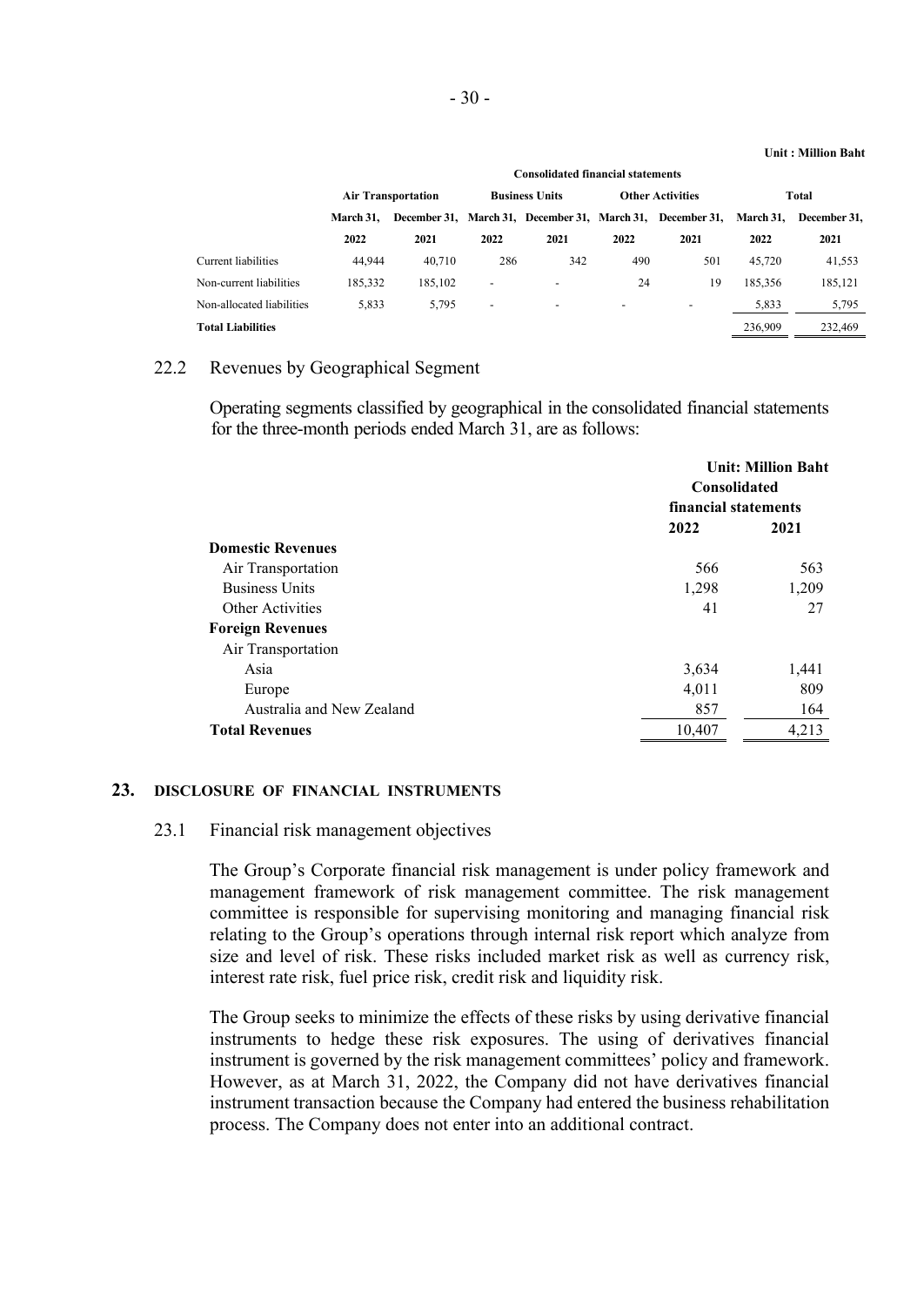Unit : Million Baht

| | Consolidated financial statements | | | | | | | |
|---|---|---|---|---|---|---|---|---|
| | Air Transportation | | Business Units | | Other Activities | | Total | |
| | March 31, 2022 | December 31, 2021 | March 31, 2022 | December 31, 2021 | March 31, 2022 | December 31, 2021 | March 31, 2022 | December 31, 2021 |
| Current liabilities | 44,944 | 40,710 | 286 | 342 | 490 | 501 | 45,720 | 41,553 |
| Non-current liabilities | 185,332 | 185,102 | - | - | 24 | 19 | 185,356 | 185,121 |
| Non-allocated liabilities | 5,833 | 5,795 | - | - | - | - | 5,833 | 5,795 |
| **Total Liabilities** | | | | | | | 236,909 | 232,469 |

22.2 Revenues by Geographical Segment

Operating segments classified by geographical in the consolidated financial statements for the three-month periods ended March 31, are as follows:

Unit: Million Baht

| | Consolidated financial statements | |
|---|---|---|
| | 2022 | 2021 |
| **Domestic Revenues** | | |
| Air Transportation | 566 | 563 |
| Business Units | 1,298 | 1,209 |
| Other Activities | 41 | 27 |
| **Foreign Revenues** | | |
| Air Transportation | | |
| Asia | 3,634 | 1,441 |
| Europe | 4,011 | 809 |
| Australia and New Zealand | 857 | 164 |
| **Total Revenues** | 10,407 | 4,213 |

## 23. DISCLOSURE OF FINANCIAL INSTRUMENTS

23.1 Financial risk management objectives

The Group's Corporate financial risk management is under policy framework and management framework of risk management committee. The risk management committee is responsible for supervising monitoring and managing financial risk relating to the Group's operations through internal risk report which analyze from size and level of risk. These risks included market risk as well as currency risk, interest rate risk, fuel price risk, credit risk and liquidity risk.

The Group seeks to minimize the effects of these risks by using derivative financial instruments to hedge these risk exposures. The using of derivatives financial instrument is governed by the risk management committees' policy and framework. However, as at March 31, 2022, the Company did not have derivatives financial instrument transaction because the Company had entered the business rehabilitation process. The Company does not enter into an additional contract.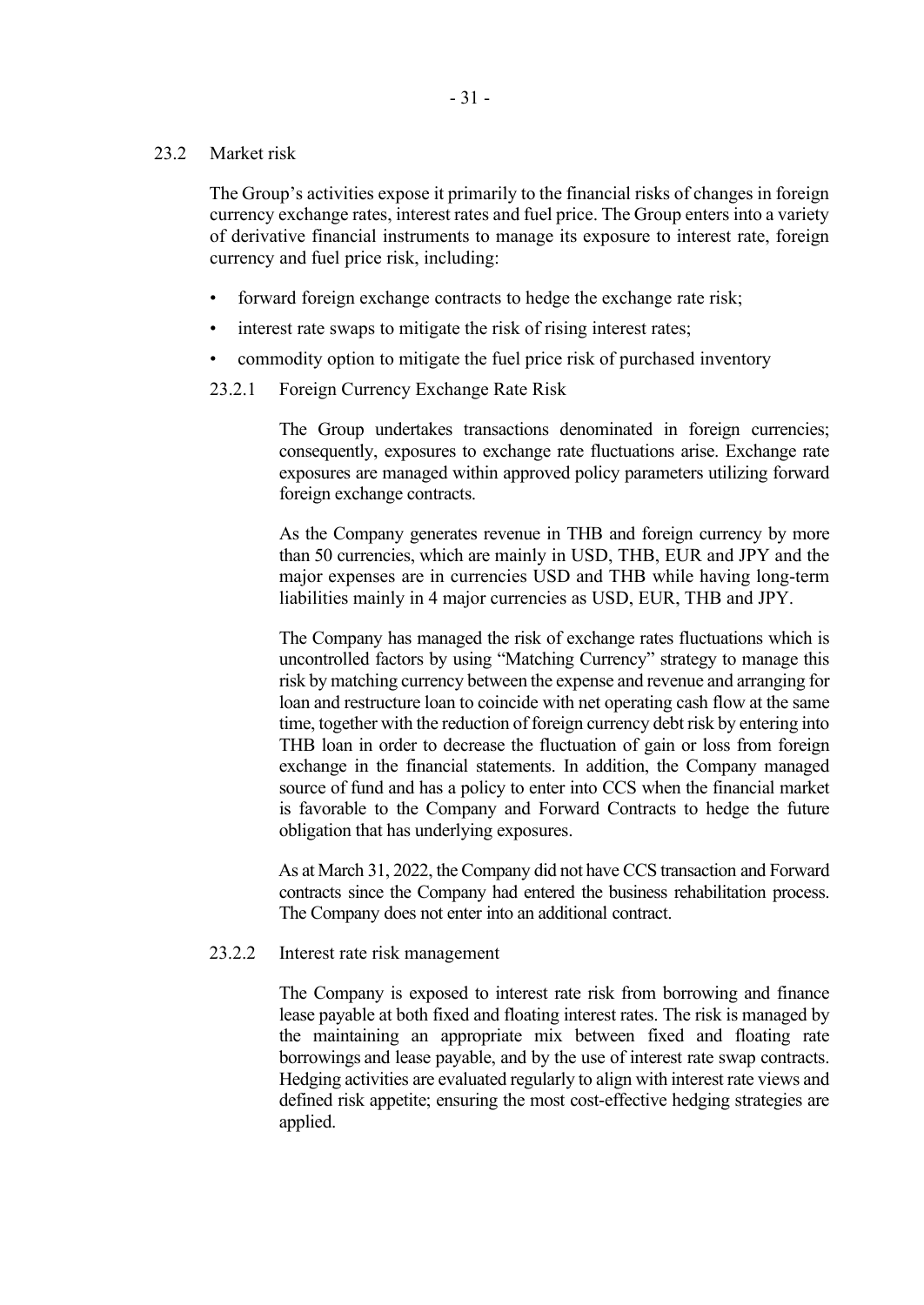## 23.2 Market risk

The Group's activities expose it primarily to the financial risks of changes in foreign currency exchange rates, interest rates and fuel price. The Group enters into a variety of derivative financial instruments to manage its exposure to interest rate, foreign currency and fuel price risk, including:

- forward foreign exchange contracts to hedge the exchange rate risk;
- interest rate swaps to mitigate the risk of rising interest rates;
- commodity option to mitigate the fuel price risk of purchased inventory

### 23.2.1 Foreign Currency Exchange Rate Risk

The Group undertakes transactions denominated in foreign currencies; consequently, exposures to exchange rate fluctuations arise. Exchange rate exposures are managed within approved policy parameters utilizing forward foreign exchange contracts.

As the Company generates revenue in THB and foreign currency by more than 50 currencies, which are mainly in USD, THB, EUR and JPY and the major expenses are in currencies USD and THB while having long-term liabilities mainly in 4 major currencies as USD, EUR, THB and JPY.

The Company has managed the risk of exchange rates fluctuations which is uncontrolled factors by using "Matching Currency" strategy to manage this risk by matching currency between the expense and revenue and arranging for loan and restructure loan to coincide with net operating cash flow at the same time, together with the reduction of foreign currency debt risk by entering into THB loan in order to decrease the fluctuation of gain or loss from foreign exchange in the financial statements. In addition, the Company managed source of fund and has a policy to enter into CCS when the financial market is favorable to the Company and Forward Contracts to hedge the future obligation that has underlying exposures.

As at March 31, 2022, the Company did not have CCS transaction and Forward contracts since the Company had entered the business rehabilitation process. The Company does not enter into an additional contract.

### 23.2.2 Interest rate risk management

The Company is exposed to interest rate risk from borrowing and finance lease payable at both fixed and floating interest rates. The risk is managed by the maintaining an appropriate mix between fixed and floating rate borrowings and lease payable, and by the use of interest rate swap contracts. Hedging activities are evaluated regularly to align with interest rate views and defined risk appetite; ensuring the most cost-effective hedging strategies are applied.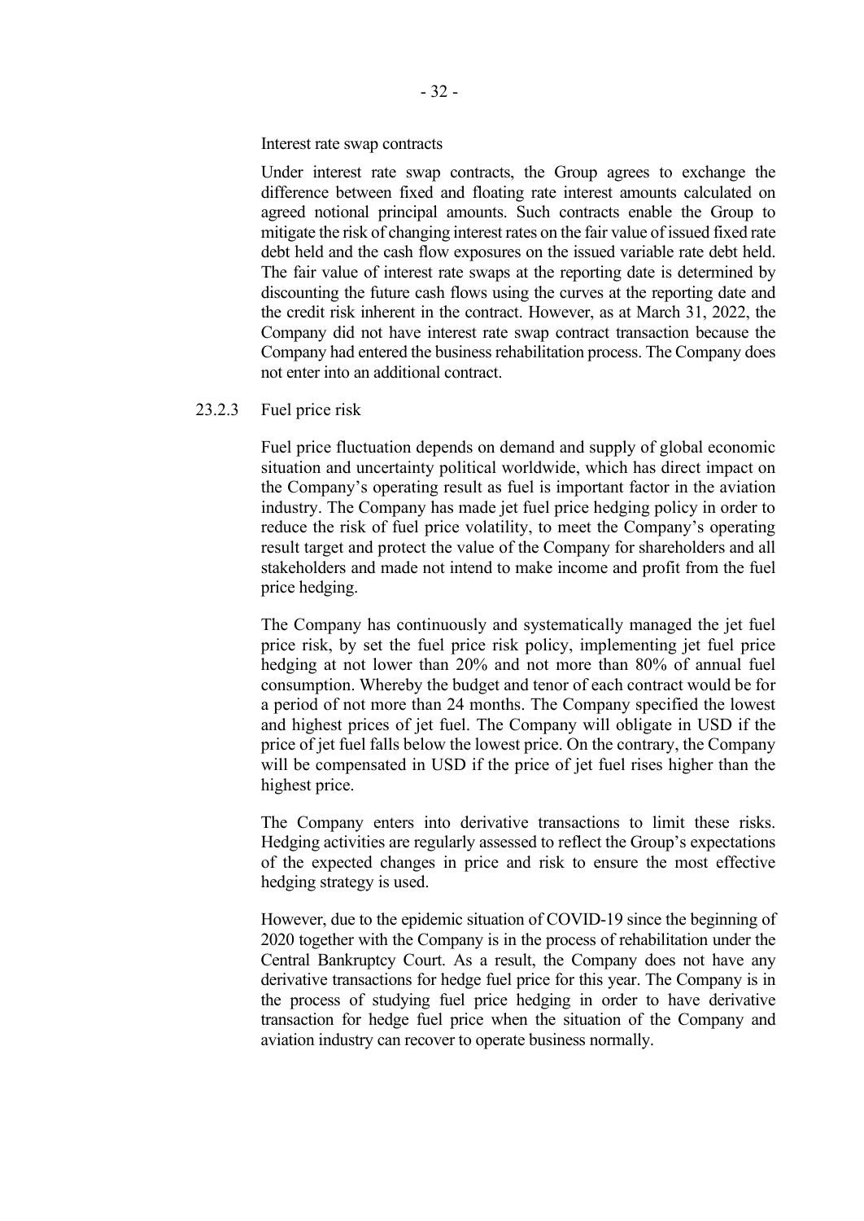Interest rate swap contracts

Under interest rate swap contracts, the Group agrees to exchange the difference between fixed and floating rate interest amounts calculated on agreed notional principal amounts. Such contracts enable the Group to mitigate the risk of changing interest rates on the fair value of issued fixed rate debt held and the cash flow exposures on the issued variable rate debt held. The fair value of interest rate swaps at the reporting date is determined by discounting the future cash flows using the curves at the reporting date and the credit risk inherent in the contract. However, as at March 31, 2022, the Company did not have interest rate swap contract transaction because the Company had entered the business rehabilitation process. The Company does not enter into an additional contract.

23.2.3 Fuel price risk

Fuel price fluctuation depends on demand and supply of global economic situation and uncertainty political worldwide, which has direct impact on the Company's operating result as fuel is important factor in the aviation industry. The Company has made jet fuel price hedging policy in order to reduce the risk of fuel price volatility, to meet the Company's operating result target and protect the value of the Company for shareholders and all stakeholders and made not intend to make income and profit from the fuel price hedging.

The Company has continuously and systematically managed the jet fuel price risk, by set the fuel price risk policy, implementing jet fuel price hedging at not lower than 20% and not more than 80% of annual fuel consumption. Whereby the budget and tenor of each contract would be for a period of not more than 24 months. The Company specified the lowest and highest prices of jet fuel. The Company will obligate in USD if the price of jet fuel falls below the lowest price. On the contrary, the Company will be compensated in USD if the price of jet fuel rises higher than the highest price.

The Company enters into derivative transactions to limit these risks. Hedging activities are regularly assessed to reflect the Group's expectations of the expected changes in price and risk to ensure the most effective hedging strategy is used.

However, due to the epidemic situation of COVID-19 since the beginning of 2020 together with the Company is in the process of rehabilitation under the Central Bankruptcy Court. As a result, the Company does not have any derivative transactions for hedge fuel price for this year. The Company is in the process of studying fuel price hedging in order to have derivative transaction for hedge fuel price when the situation of the Company and aviation industry can recover to operate business normally.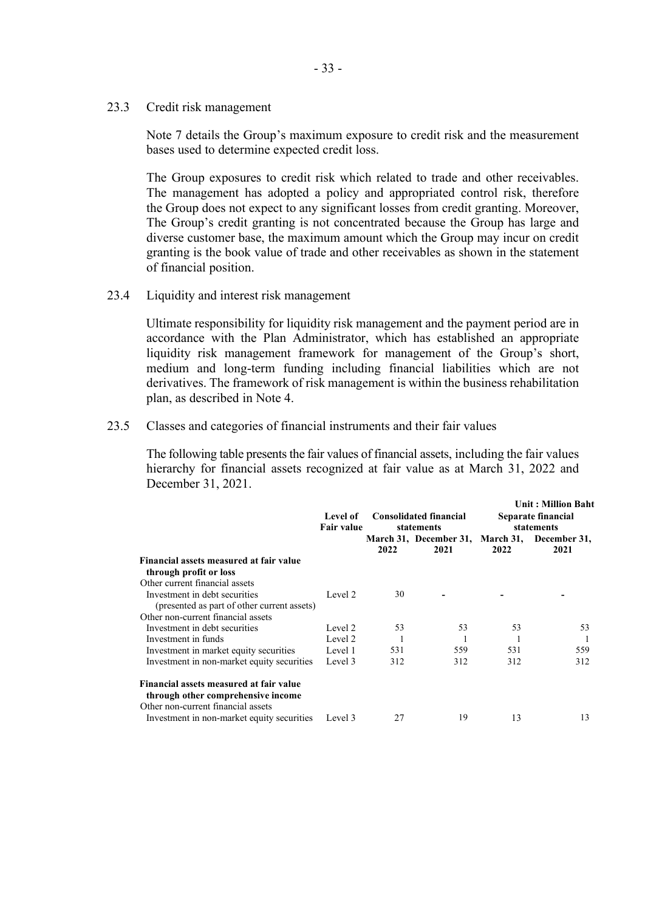### 23.3 Credit risk management

Note 7 details the Group's maximum exposure to credit risk and the measurement bases used to determine expected credit loss.

The Group exposures to credit risk which related to trade and other receivables. The management has adopted a policy and appropriated control risk, therefore the Group does not expect to any significant losses from credit granting. Moreover, The Group's credit granting is not concentrated because the Group has large and diverse customer base, the maximum amount which the Group may incur on credit granting is the book value of trade and other receivables as shown in the statement of financial position.

### 23.4 Liquidity and interest risk management

Ultimate responsibility for liquidity risk management and the payment period are in accordance with the Plan Administrator, which has established an appropriate liquidity risk management framework for management of the Group's short, medium and long-term funding including financial liabilities which are not derivatives. The framework of risk management is within the business rehabilitation plan, as described in Note 4.

### 23.5 Classes and categories of financial instruments and their fair values

The following table presents the fair values of financial assets, including the fair values hierarchy for financial assets recognized at fair value as at March 31, 2022 and December 31, 2021.

**Unit : Million Baht**

| | Level of Fair value | Consolidated financial statements | | Separate financial statements | |
|---|---|---|---|---|---|
| | | March 31, 2022 | December 31, 2021 | March 31, 2022 | December 31, 2021 |
| **Financial assets measured at fair value through profit or loss** | | | | | |
| Other current financial assets | | | | | |
| Investment in debt securities (presented as part of other current assets) | Level 2 | 30 | - | - | - |
| Other non-current financial assets | | | | | |
| Investment in debt securities | Level 2 | 53 | 53 | 53 | 53 |
| Investment in funds | Level 2 | 1 | 1 | 1 | 1 |
| Investment in market equity securities | Level 1 | 531 | 559 | 531 | 559 |
| Investment in non-market equity securities | Level 3 | 312 | 312 | 312 | 312 |
| **Financial assets measured at fair value through other comprehensive income** | | | | | |
| Other non-current financial assets | | | | | |
| Investment in non-market equity securities | Level 3 | 27 | 19 | 13 | 13 |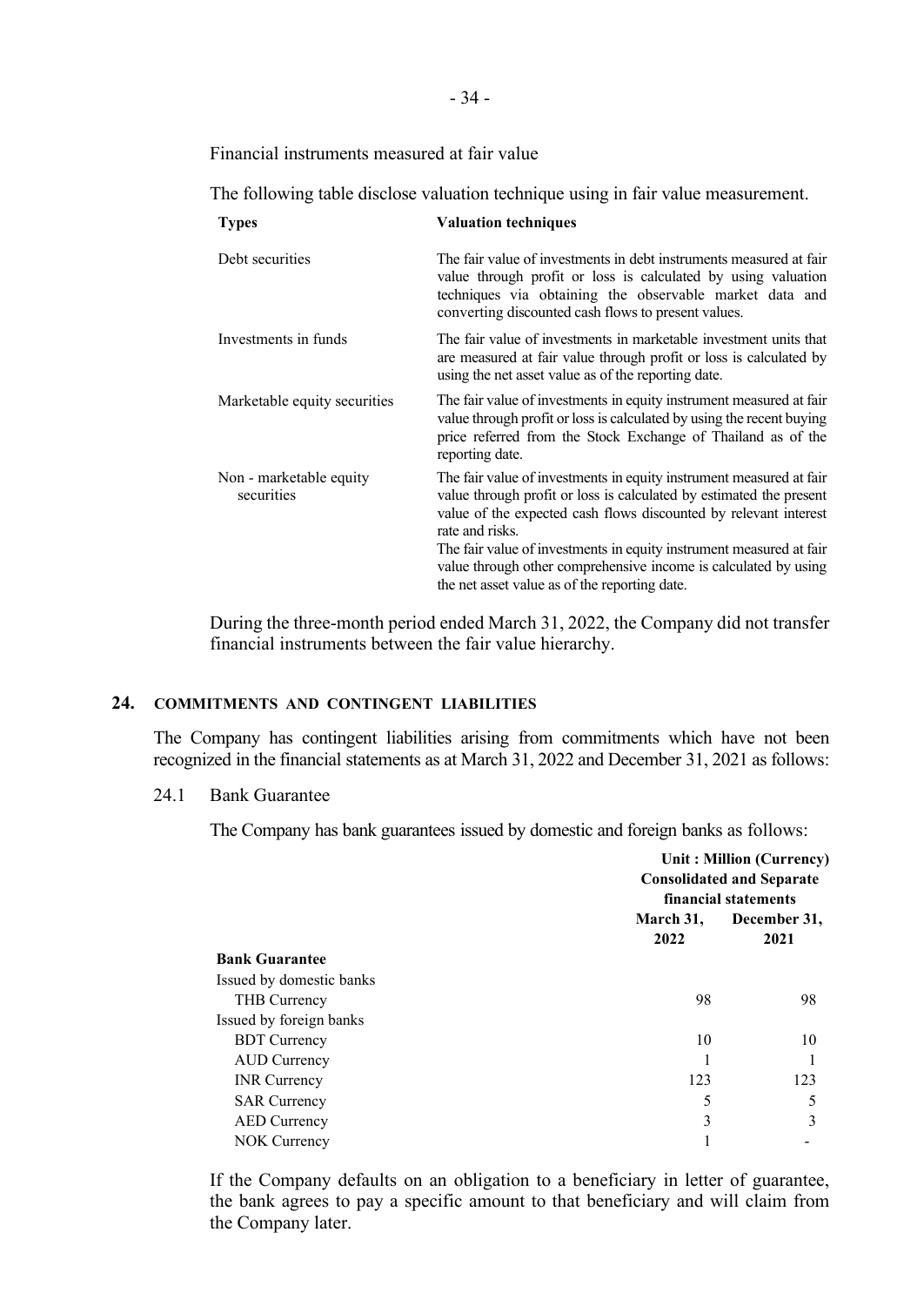Financial instruments measured at fair value

The following table disclose valuation technique using in fair value measurement.

| Types | Valuation techniques |
|---|---|
| Debt securities | The fair value of investments in debt instruments measured at fair value through profit or loss is calculated by using valuation techniques via obtaining the observable market data and converting discounted cash flows to present values. |
| Investments in funds | The fair value of investments in marketable investment units that are measured at fair value through profit or loss is calculated by using the net asset value as of the reporting date. |
| Marketable equity securities | The fair value of investments in equity instrument measured at fair value through profit or loss is calculated by using the recent buying price referred from the Stock Exchange of Thailand as of the reporting date. |
| Non - marketable equity securities | The fair value of investments in equity instrument measured at fair value through profit or loss is calculated by estimated the present value of the expected cash flows discounted by relevant interest rate and risks. The fair value of investments in equity instrument measured at fair value through other comprehensive income is calculated by using the net asset value as of the reporting date. |

During the three-month period ended March 31, 2022, the Company did not transfer financial instruments between the fair value hierarchy.

## 24. COMMITMENTS AND CONTINGENT LIABILITIES

The Company has contingent liabilities arising from commitments which have not been recognized in the financial statements as at March 31, 2022 and December 31, 2021 as follows:

### 24.1 Bank Guarantee

The Company has bank guarantees issued by domestic and foreign banks as follows:

| | Unit : Million (Currency) | |
|---|---|---|
| | Consolidated and Separate financial statements | |
| | March 31, 2022 | December 31, 2021 |
| **Bank Guarantee** | | |
| Issued by domestic banks | | |
| THB Currency | 98 | 98 |
| Issued by foreign banks | | |
| BDT Currency | 10 | 10 |
| AUD Currency | 1 | 1 |
| INR Currency | 123 | 123 |
| SAR Currency | 5 | 5 |
| AED Currency | 3 | 3 |
| NOK Currency | 1 | - |

If the Company defaults on an obligation to a beneficiary in letter of guarantee, the bank agrees to pay a specific amount to that beneficiary and will claim from the Company later.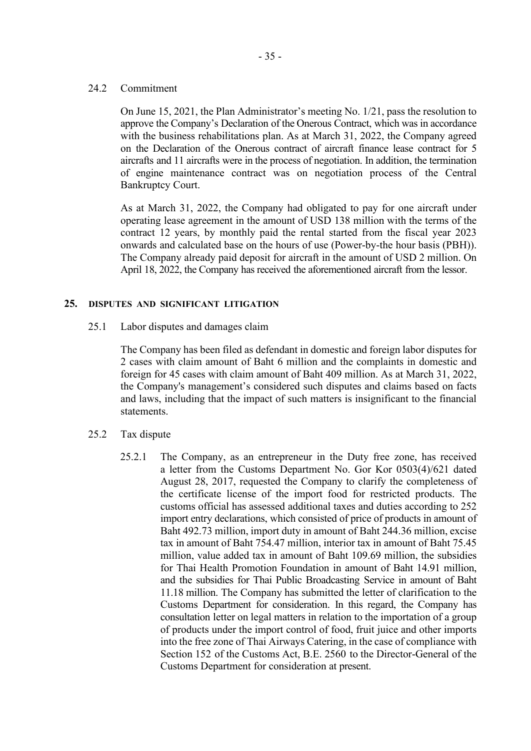### 24.2 Commitment

On June 15, 2021, the Plan Administrator's meeting No. 1/21, pass the resolution to approve the Company's Declaration of the Onerous Contract, which was in accordance with the business rehabilitations plan. As at March 31, 2022, the Company agreed on the Declaration of the Onerous contract of aircraft finance lease contract for 5 aircrafts and 11 aircrafts were in the process of negotiation. In addition, the termination of engine maintenance contract was on negotiation process of the Central Bankruptcy Court.

As at March 31, 2022, the Company had obligated to pay for one aircraft under operating lease agreement in the amount of USD 138 million with the terms of the contract 12 years, by monthly paid the rental started from the fiscal year 2023 onwards and calculated base on the hours of use (Power-by-the hour basis (PBH)). The Company already paid deposit for aircraft in the amount of USD 2 million. On April 18, 2022, the Company has received the aforementioned aircraft from the lessor.

## 25. DISPUTES AND SIGNIFICANT LITIGATION

### 25.1 Labor disputes and damages claim

The Company has been filed as defendant in domestic and foreign labor disputes for 2 cases with claim amount of Baht 6 million and the complaints in domestic and foreign for 45 cases with claim amount of Baht 409 million. As at March 31, 2022, the Company's management's considered such disputes and claims based on facts and laws, including that the impact of such matters is insignificant to the financial statements.

### 25.2 Tax dispute

25.2.1 The Company, as an entrepreneur in the Duty free zone, has received a letter from the Customs Department No. Gor Kor 0503(4)/621 dated August 28, 2017, requested the Company to clarify the completeness of the certificate license of the import food for restricted products. The customs official has assessed additional taxes and duties according to 252 import entry declarations, which consisted of price of products in amount of Baht 492.73 million, import duty in amount of Baht 244.36 million, excise tax in amount of Baht 754.47 million, interior tax in amount of Baht 75.45 million, value added tax in amount of Baht 109.69 million, the subsidies for Thai Health Promotion Foundation in amount of Baht 14.91 million, and the subsidies for Thai Public Broadcasting Service in amount of Baht 11.18 million. The Company has submitted the letter of clarification to the Customs Department for consideration. In this regard, the Company has consultation letter on legal matters in relation to the importation of a group of products under the import control of food, fruit juice and other imports into the free zone of Thai Airways Catering, in the case of compliance with Section 152 of the Customs Act, B.E. 2560 to the Director-General of the Customs Department for consideration at present.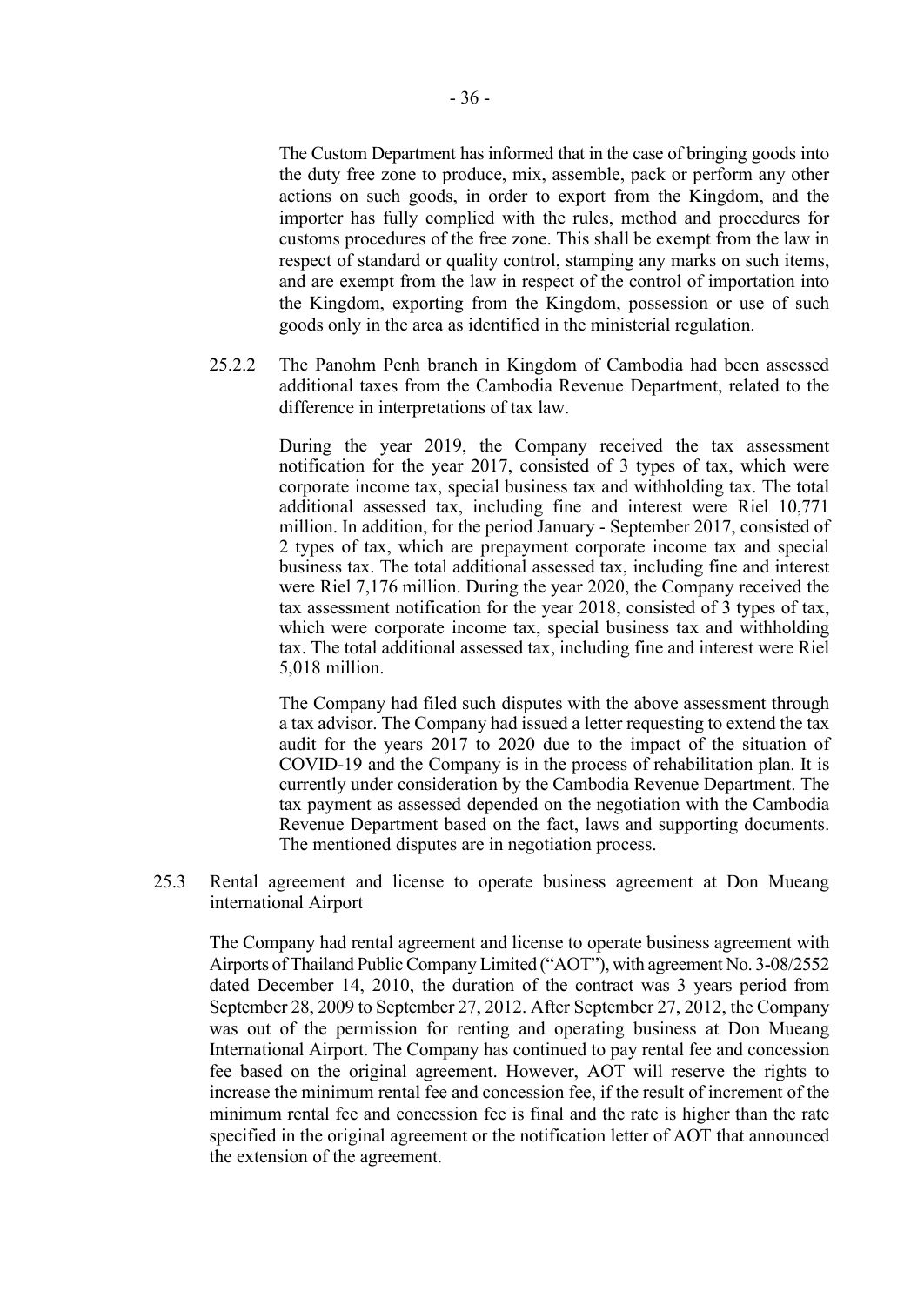The Custom Department has informed that in the case of bringing goods into the duty free zone to produce, mix, assemble, pack or perform any other actions on such goods, in order to export from the Kingdom, and the importer has fully complied with the rules, method and procedures for customs procedures of the free zone. This shall be exempt from the law in respect of standard or quality control, stamping any marks on such items, and are exempt from the law in respect of the control of importation into the Kingdom, exporting from the Kingdom, possession or use of such goods only in the area as identified in the ministerial regulation.

25.2.2 The Panohm Penh branch in Kingdom of Cambodia had been assessed additional taxes from the Cambodia Revenue Department, related to the difference in interpretations of tax law.

During the year 2019, the Company received the tax assessment notification for the year 2017, consisted of 3 types of tax, which were corporate income tax, special business tax and withholding tax. The total additional assessed tax, including fine and interest were Riel 10,771 million. In addition, for the period January - September 2017, consisted of 2 types of tax, which are prepayment corporate income tax and special business tax. The total additional assessed tax, including fine and interest were Riel 7,176 million. During the year 2020, the Company received the tax assessment notification for the year 2018, consisted of 3 types of tax, which were corporate income tax, special business tax and withholding tax. The total additional assessed tax, including fine and interest were Riel 5,018 million.

The Company had filed such disputes with the above assessment through a tax advisor. The Company had issued a letter requesting to extend the tax audit for the years 2017 to 2020 due to the impact of the situation of COVID-19 and the Company is in the process of rehabilitation plan. It is currently under consideration by the Cambodia Revenue Department. The tax payment as assessed depended on the negotiation with the Cambodia Revenue Department based on the fact, laws and supporting documents. The mentioned disputes are in negotiation process.

25.3 Rental agreement and license to operate business agreement at Don Mueang international Airport

The Company had rental agreement and license to operate business agreement with Airports of Thailand Public Company Limited ("AOT"), with agreement No. 3-08/2552 dated December 14, 2010, the duration of the contract was 3 years period from September 28, 2009 to September 27, 2012. After September 27, 2012, the Company was out of the permission for renting and operating business at Don Mueang International Airport. The Company has continued to pay rental fee and concession fee based on the original agreement. However, AOT will reserve the rights to increase the minimum rental fee and concession fee, if the result of increment of the minimum rental fee and concession fee is final and the rate is higher than the rate specified in the original agreement or the notification letter of AOT that announced the extension of the agreement.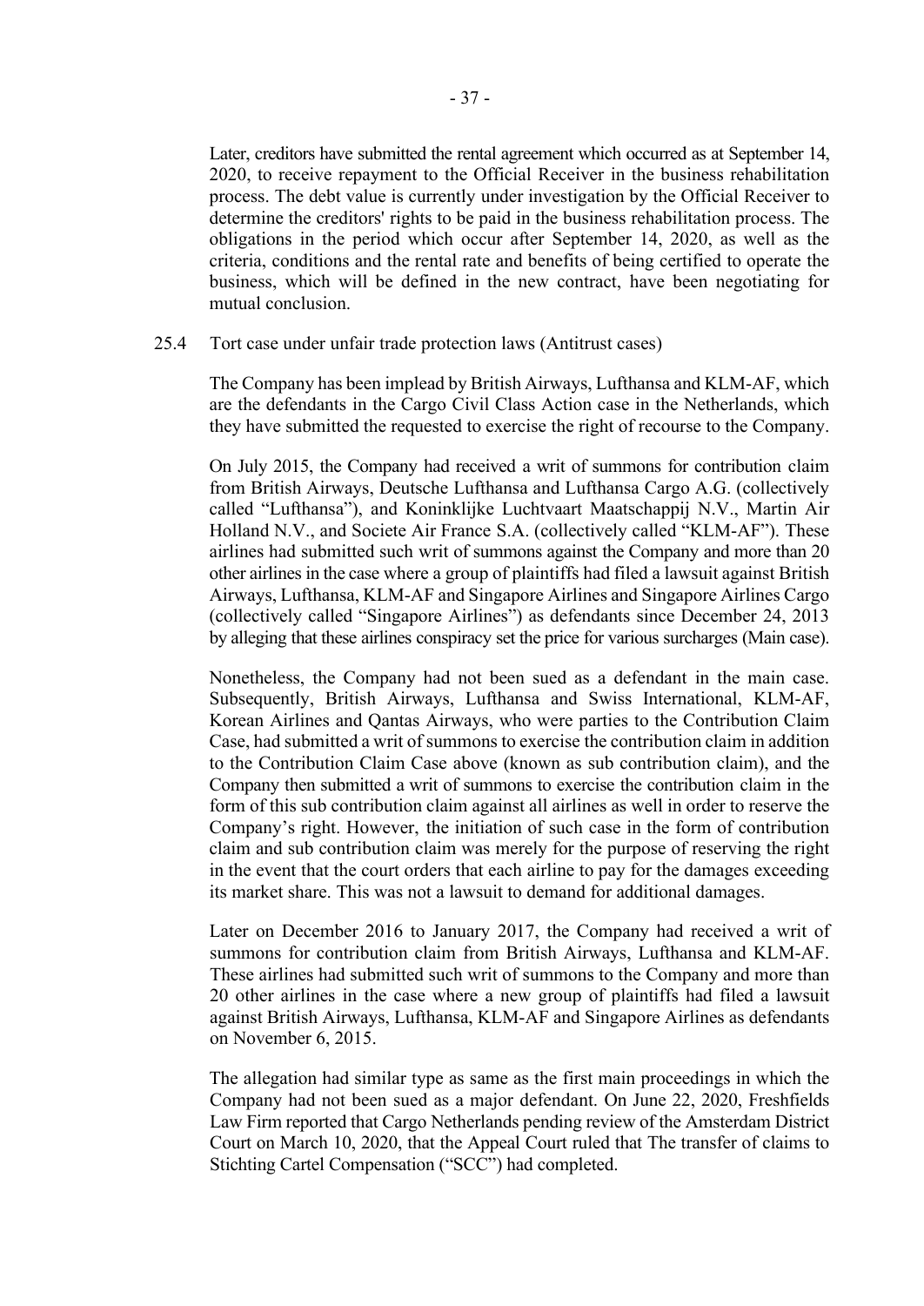Later, creditors have submitted the rental agreement which occurred as at September 14, 2020, to receive repayment to the Official Receiver in the business rehabilitation process. The debt value is currently under investigation by the Official Receiver to determine the creditors' rights to be paid in the business rehabilitation process. The obligations in the period which occur after September 14, 2020, as well as the criteria, conditions and the rental rate and benefits of being certified to operate the business, which will be defined in the new contract, have been negotiating for mutual conclusion.

25.4 Tort case under unfair trade protection laws (Antitrust cases)

The Company has been implead by British Airways, Lufthansa and KLM-AF, which are the defendants in the Cargo Civil Class Action case in the Netherlands, which they have submitted the requested to exercise the right of recourse to the Company.

On July 2015, the Company had received a writ of summons for contribution claim from British Airways, Deutsche Lufthansa and Lufthansa Cargo A.G. (collectively called "Lufthansa"), and Koninklijke Luchtvaart Maatschappij N.V., Martin Air Holland N.V., and Societe Air France S.A. (collectively called "KLM-AF"). These airlines had submitted such writ of summons against the Company and more than 20 other airlines in the case where a group of plaintiffs had filed a lawsuit against British Airways, Lufthansa, KLM-AF and Singapore Airlines and Singapore Airlines Cargo (collectively called "Singapore Airlines") as defendants since December 24, 2013 by alleging that these airlines conspiracy set the price for various surcharges (Main case).

Nonetheless, the Company had not been sued as a defendant in the main case. Subsequently, British Airways, Lufthansa and Swiss International, KLM-AF, Korean Airlines and Qantas Airways, who were parties to the Contribution Claim Case, had submitted a writ of summons to exercise the contribution claim in addition to the Contribution Claim Case above (known as sub contribution claim), and the Company then submitted a writ of summons to exercise the contribution claim in the form of this sub contribution claim against all airlines as well in order to reserve the Company's right. However, the initiation of such case in the form of contribution claim and sub contribution claim was merely for the purpose of reserving the right in the event that the court orders that each airline to pay for the damages exceeding its market share. This was not a lawsuit to demand for additional damages.

Later on December 2016 to January 2017, the Company had received a writ of summons for contribution claim from British Airways, Lufthansa and KLM-AF. These airlines had submitted such writ of summons to the Company and more than 20 other airlines in the case where a new group of plaintiffs had filed a lawsuit against British Airways, Lufthansa, KLM-AF and Singapore Airlines as defendants on November 6, 2015.

The allegation had similar type as same as the first main proceedings in which the Company had not been sued as a major defendant. On June 22, 2020, Freshfields Law Firm reported that Cargo Netherlands pending review of the Amsterdam District Court on March 10, 2020, that the Appeal Court ruled that The transfer of claims to Stichting Cartel Compensation ("SCC") had completed.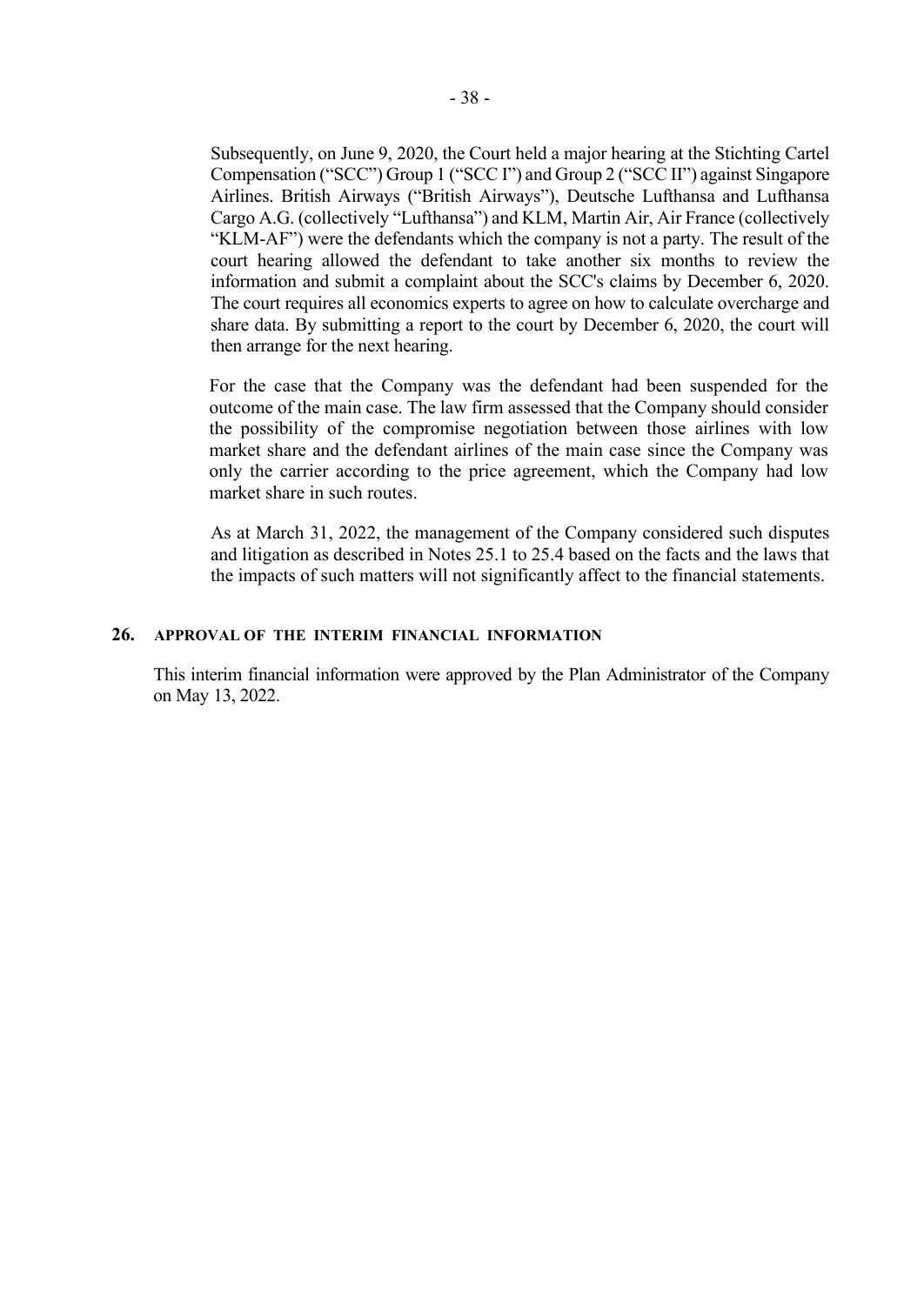Subsequently, on June 9, 2020, the Court held a major hearing at the Stichting Cartel Compensation ("SCC") Group 1 ("SCC I") and Group 2 ("SCC II") against Singapore Airlines. British Airways ("British Airways"), Deutsche Lufthansa and Lufthansa Cargo A.G. (collectively "Lufthansa") and KLM, Martin Air, Air France (collectively "KLM-AF") were the defendants which the company is not a party. The result of the court hearing allowed the defendant to take another six months to review the information and submit a complaint about the SCC's claims by December 6, 2020. The court requires all economics experts to agree on how to calculate overcharge and share data. By submitting a report to the court by December 6, 2020, the court will then arrange for the next hearing.

For the case that the Company was the defendant had been suspended for the outcome of the main case. The law firm assessed that the Company should consider the possibility of the compromise negotiation between those airlines with low market share and the defendant airlines of the main case since the Company was only the carrier according to the price agreement, which the Company had low market share in such routes.

As at March 31, 2022, the management of the Company considered such disputes and litigation as described in Notes 25.1 to 25.4 based on the facts and the laws that the impacts of such matters will not significantly affect to the financial statements.

## 26. APPROVAL OF THE INTERIM FINANCIAL INFORMATION

This interim financial information were approved by the Plan Administrator of the Company on May 13, 2022.